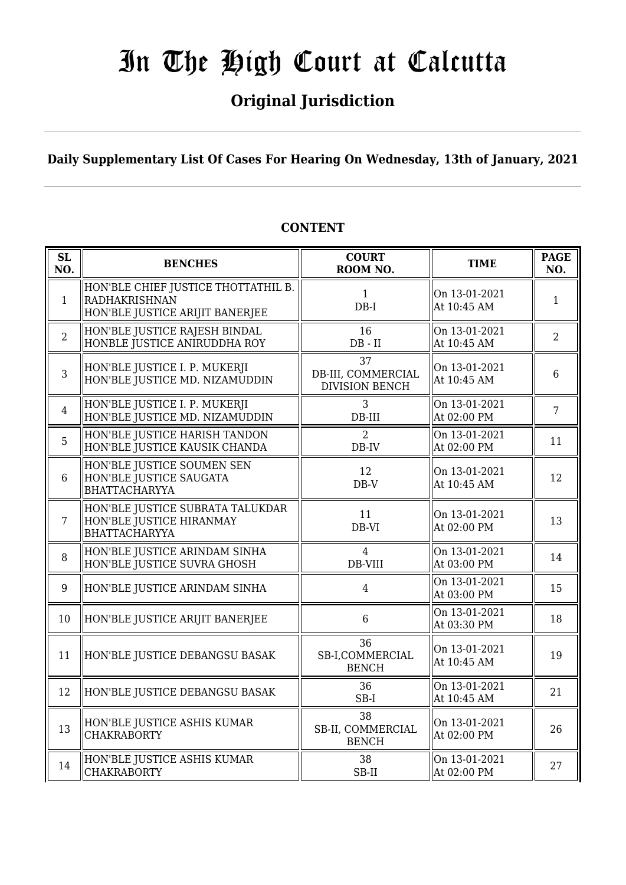# In The High Court at Calcutta

## Original Jurisdiction

**Daily Supplementary List Of Cases For Hearing On Wednesday, 13th of January, 2021**

### CONTENT

| SL NO. | BENCHES | COURT ROOM NO. | TIME | PAGE NO. |
|---|---|---|---|---|
| 1 | HON'BLE CHIEF JUSTICE THOTTATHIL B. RADHAKRISHNAN<br>HON'BLE JUSTICE ARIJIT BANERJEE | 1<br>DB-I | On 13-01-2021<br>At 10:45 AM | 1 |
| 2 | HON'BLE JUSTICE RAJESH BINDAL<br>HONBLE JUSTICE ANIRUDDHA ROY | 16<br>DB - II | On 13-01-2021<br>At 10:45 AM | 2 |
| 3 | HON'BLE JUSTICE I. P. MUKERJI<br>HON'BLE JUSTICE MD. NIZAMUDDIN | 37<br>DB-III, COMMERCIAL DIVISION BENCH | On 13-01-2021<br>At 10:45 AM | 6 |
| 4 | HON'BLE JUSTICE I. P. MUKERJI<br>HON'BLE JUSTICE MD. NIZAMUDDIN | 3<br>DB-III | On 13-01-2021<br>At 02:00 PM | 7 |
| 5 | HON'BLE JUSTICE HARISH TANDON<br>HON'BLE JUSTICE KAUSIK CHANDA | 2<br>DB-IV | On 13-01-2021<br>At 02:00 PM | 11 |
| 6 | HON'BLE JUSTICE SOUMEN SEN<br>HON'BLE JUSTICE SAUGATA BHATTACHARYYA | 12<br>DB-V | On 13-01-2021<br>At 10:45 AM | 12 |
| 7 | HON'BLE JUSTICE SUBRATA TALUKDAR<br>HON'BLE JUSTICE HIRANMAY BHATTACHARYYA | 11<br>DB-VI | On 13-01-2021<br>At 02:00 PM | 13 |
| 8 | HON'BLE JUSTICE ARINDAM SINHA<br>HON'BLE JUSTICE SUVRA GHOSH | 4<br>DB-VIII | On 13-01-2021<br>At 03:00 PM | 14 |
| 9 | HON'BLE JUSTICE ARINDAM SINHA | 4 | On 13-01-2021<br>At 03:00 PM | 15 |
| 10 | HON'BLE JUSTICE ARIJIT BANERJEE | 6 | On 13-01-2021<br>At 03:30 PM | 18 |
| 11 | HON'BLE JUSTICE DEBANGSU BASAK | 36<br>SB-I,COMMERCIAL BENCH | On 13-01-2021<br>At 10:45 AM | 19 |
| 12 | HON'BLE JUSTICE DEBANGSU BASAK | 36<br>SB-I | On 13-01-2021<br>At 10:45 AM | 21 |
| 13 | HON'BLE JUSTICE ASHIS KUMAR CHAKRABORTY | 38<br>SB-II, COMMERCIAL BENCH | On 13-01-2021<br>At 02:00 PM | 26 |
| 14 | HON'BLE JUSTICE ASHIS KUMAR CHAKRABORTY | 38<br>SB-II | On 13-01-2021<br>At 02:00 PM | 27 |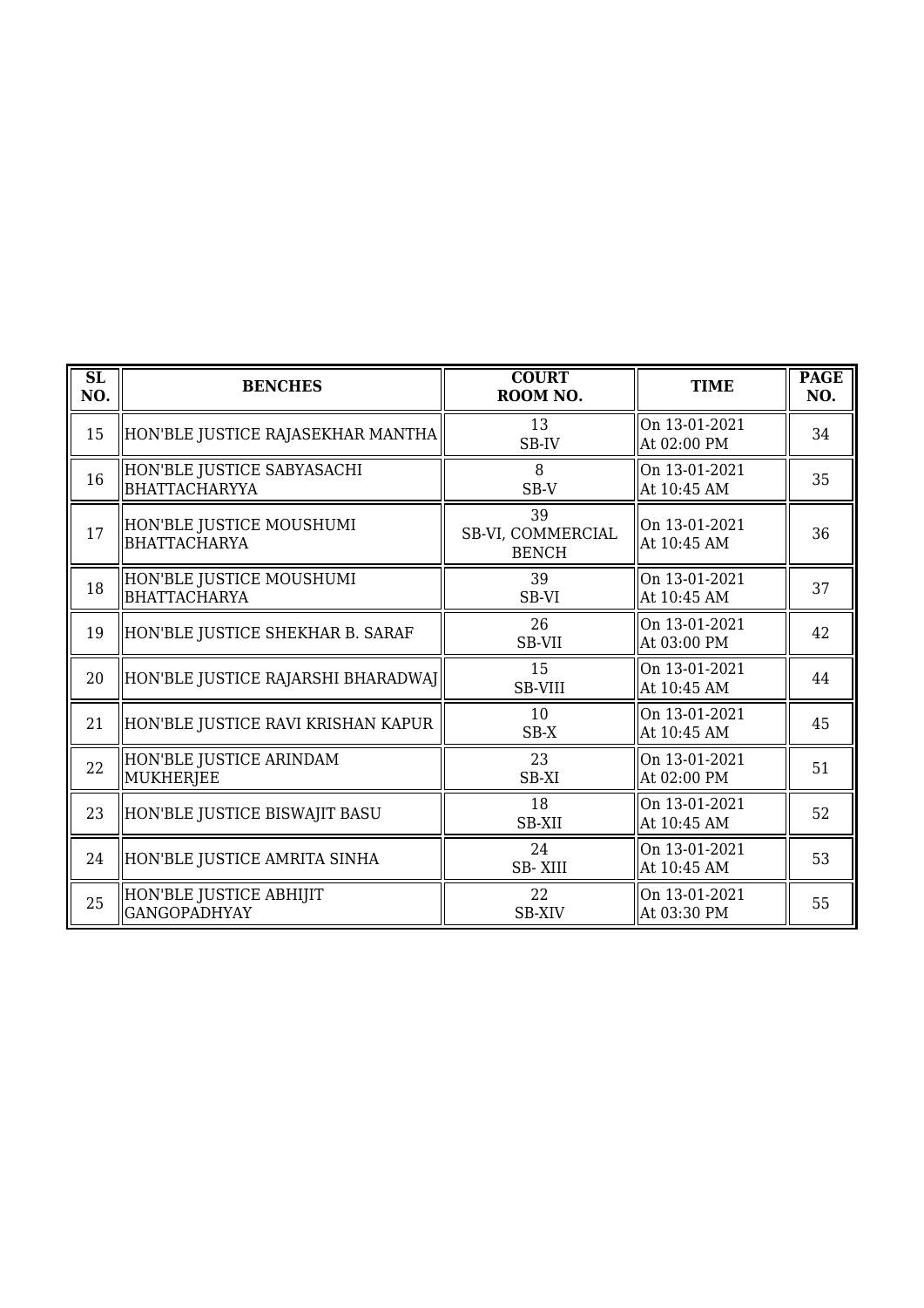| SL NO. | BENCHES | COURT ROOM NO. | TIME | PAGE NO. |
|---|---|---|---|---|
| 15 | HON'BLE JUSTICE RAJASEKHAR MANTHA | 13<br>SB-IV | On 13-01-2021<br>At 02:00 PM | 34 |
| 16 | HON'BLE JUSTICE SABYASACHI BHATTACHARYYA | 8<br>SB-V | On 13-01-2021<br>At 10:45 AM | 35 |
| 17 | HON'BLE JUSTICE MOUSHUMI BHATTACHARYA | 39<br>SB-VI, COMMERCIAL BENCH | On 13-01-2021<br>At 10:45 AM | 36 |
| 18 | HON'BLE JUSTICE MOUSHUMI BHATTACHARYA | 39<br>SB-VI | On 13-01-2021<br>At 10:45 AM | 37 |
| 19 | HON'BLE JUSTICE SHEKHAR B. SARAF | 26<br>SB-VII | On 13-01-2021<br>At 03:00 PM | 42 |
| 20 | HON'BLE JUSTICE RAJARSHI BHARADWAJ | 15<br>SB-VIII | On 13-01-2021<br>At 10:45 AM | 44 |
| 21 | HON'BLE JUSTICE RAVI KRISHAN KAPUR | 10<br>SB-X | On 13-01-2021<br>At 10:45 AM | 45 |
| 22 | HON'BLE JUSTICE ARINDAM MUKHERJEE | 23<br>SB-XI | On 13-01-2021<br>At 02:00 PM | 51 |
| 23 | HON'BLE JUSTICE BISWAJIT BASU | 18<br>SB-XII | On 13-01-2021<br>At 10:45 AM | 52 |
| 24 | HON'BLE JUSTICE AMRITA SINHA | 24<br>SB- XIII | On 13-01-2021<br>At 10:45 AM | 53 |
| 25 | HON'BLE JUSTICE ABHIJIT GANGOPADHYAY | 22<br>SB-XIV | On 13-01-2021<br>At 03:30 PM | 55 |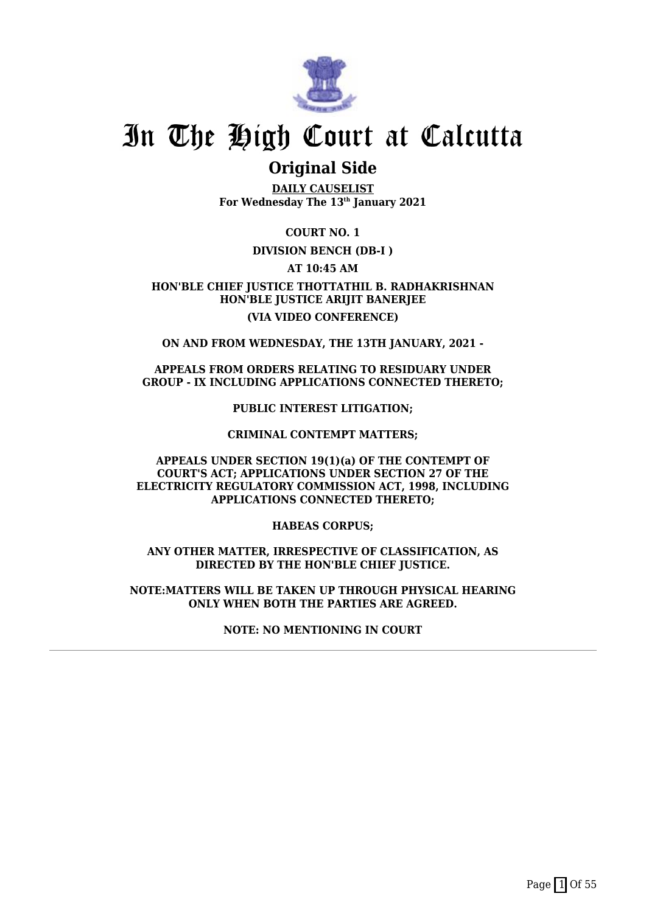# In The High Court at Calcutta

## Original Side

**DAILY CAUSELIST**
**For Wednesday The 13th January 2021**

**COURT NO. 1**

**DIVISION BENCH (DB-I )**

**AT 10:45 AM**

**HON'BLE CHIEF JUSTICE THOTTATHIL B. RADHAKRISHNAN**
**HON'BLE JUSTICE ARIJIT BANERJEE**

**(VIA VIDEO CONFERENCE)**

**ON AND FROM WEDNESDAY, THE 13TH JANUARY, 2021 -**

**APPEALS FROM ORDERS RELATING TO RESIDUARY UNDER GROUP - IX INCLUDING APPLICATIONS CONNECTED THERETO;**

**PUBLIC INTEREST LITIGATION;**

**CRIMINAL CONTEMPT MATTERS;**

**APPEALS UNDER SECTION 19(1)(a) OF THE CONTEMPT OF COURT'S ACT; APPLICATIONS UNDER SECTION 27 OF THE ELECTRICITY REGULATORY COMMISSION ACT, 1998, INCLUDING APPLICATIONS CONNECTED THERETO;**

**HABEAS CORPUS;**

**ANY OTHER MATTER, IRRESPECTIVE OF CLASSIFICATION, AS DIRECTED BY THE HON'BLE CHIEF JUSTICE.**

**NOTE:MATTERS WILL BE TAKEN UP THROUGH PHYSICAL HEARING ONLY WHEN BOTH THE PARTIES ARE AGREED.**

**NOTE: NO MENTIONING IN COURT**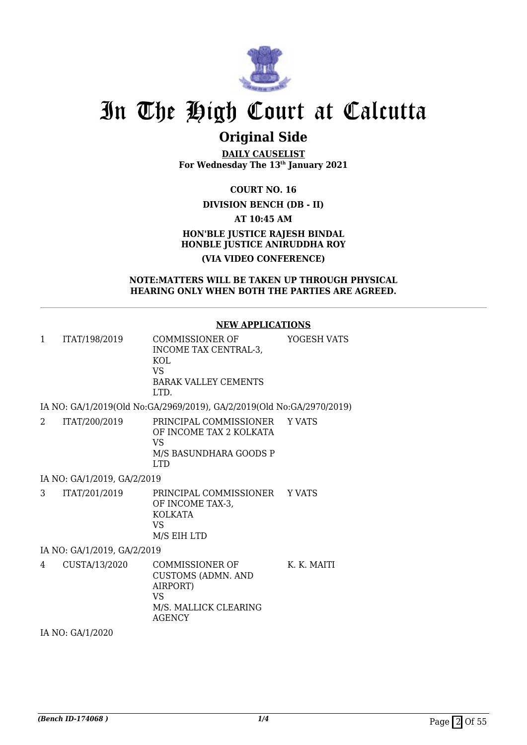# In The High Court at Calcutta

## Original Side

**DAILY CAUSELIST**
**For Wednesday The 13th January 2021**

**COURT NO. 16**

**DIVISION BENCH (DB - II)**

**AT 10:45 AM**

**HON'BLE JUSTICE RAJESH BINDAL**
**HONBLE JUSTICE ANIRUDDHA ROY**

**(VIA VIDEO CONFERENCE)**

**NOTE:MATTERS WILL BE TAKEN UP THROUGH PHYSICAL HEARING ONLY WHEN BOTH THE PARTIES ARE AGREED.**

**NEW APPLICATIONS**

| | | | |
|---|---|---|---|
| 1 | ITAT/198/2019 | COMMISSIONER OF INCOME TAX CENTRAL-3, KOL<br>VS<br>BARAK VALLEY CEMENTS LTD. | YOGESH VATS |

IA NO: GA/1/2019(Old No:GA/2969/2019), GA/2/2019(Old No:GA/2970/2019)

| | | | |
|---|---|---|---|
| 2 | ITAT/200/2019 | PRINCIPAL COMMISSIONER OF INCOME TAX 2 KOLKATA<br>VS<br>M/S BASUNDHARA GOODS P LTD | Y VATS |

IA NO: GA/1/2019, GA/2/2019

| | | | |
|---|---|---|---|
| 3 | ITAT/201/2019 | PRINCIPAL COMMISSIONER OF INCOME TAX-3, KOLKATA<br>VS<br>M/S EIH LTD | Y VATS |

IA NO: GA/1/2019, GA/2/2019

| | | | |
|---|---|---|---|
| 4 | CUSTA/13/2020 | COMMISSIONER OF CUSTOMS (ADMN. AND AIRPORT)<br>VS<br>M/S. MALLICK CLEARING AGENCY | K. K. MAITI |

IA NO: GA/1/2020

*(Bench ID-174068 )* 1/4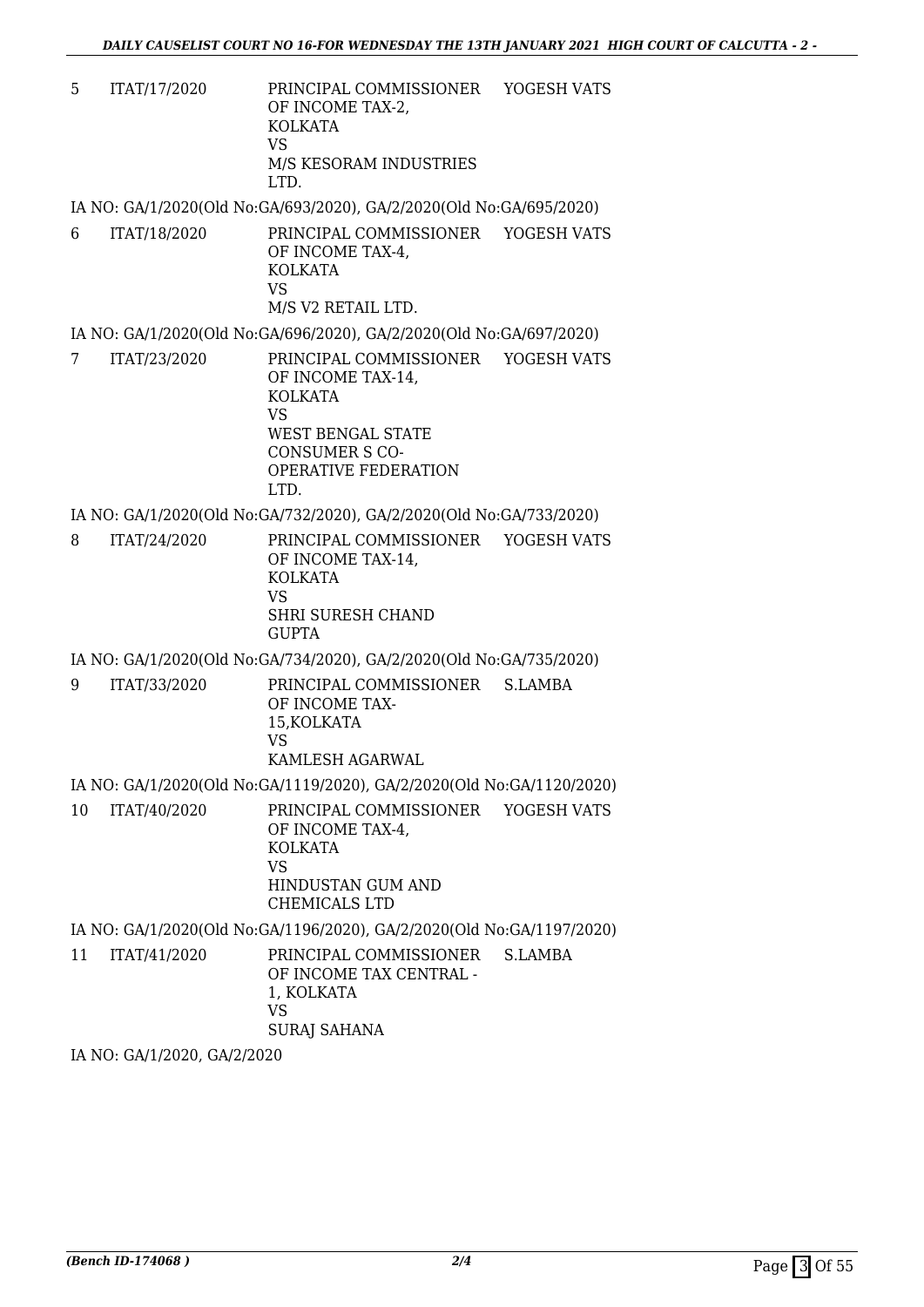| | | | |
|---|---|---|---|
| 5 | ITAT/17/2020 | PRINCIPAL COMMISSIONER OF INCOME TAX-2, KOLKATA<br>VS<br>M/S KESORAM INDUSTRIES LTD. | YOGESH VATS |

IA NO: GA/1/2020(Old No:GA/693/2020), GA/2/2020(Old No:GA/695/2020)

| | | | |
|---|---|---|---|
| 6 | ITAT/18/2020 | PRINCIPAL COMMISSIONER OF INCOME TAX-4, KOLKATA<br>VS<br>M/S V2 RETAIL LTD. | YOGESH VATS |

IA NO: GA/1/2020(Old No:GA/696/2020), GA/2/2020(Old No:GA/697/2020)

| | | | |
|---|---|---|---|
| 7 | ITAT/23/2020 | PRINCIPAL COMMISSIONER OF INCOME TAX-14, KOLKATA<br>VS<br>WEST BENGAL STATE CONSUMER S CO-OPERATIVE FEDERATION LTD. | YOGESH VATS |

IA NO: GA/1/2020(Old No:GA/732/2020), GA/2/2020(Old No:GA/733/2020)

| | | | |
|---|---|---|---|
| 8 | ITAT/24/2020 | PRINCIPAL COMMISSIONER OF INCOME TAX-14, KOLKATA<br>VS<br>SHRI SURESH CHAND GUPTA | YOGESH VATS |

IA NO: GA/1/2020(Old No:GA/734/2020), GA/2/2020(Old No:GA/735/2020)

| | | | |
|---|---|---|---|
| 9 | ITAT/33/2020 | PRINCIPAL COMMISSIONER OF INCOME TAX-15,KOLKATA<br>VS<br>KAMLESH AGARWAL | S.LAMBA |

IA NO: GA/1/2020(Old No:GA/1119/2020), GA/2/2020(Old No:GA/1120/2020)

| | | | |
|---|---|---|---|
| 10 | ITAT/40/2020 | PRINCIPAL COMMISSIONER OF INCOME TAX-4, KOLKATA<br>VS<br>HINDUSTAN GUM AND CHEMICALS LTD | YOGESH VATS |

IA NO: GA/1/2020(Old No:GA/1196/2020), GA/2/2020(Old No:GA/1197/2020)

| | | | |
|---|---|---|---|
| 11 | ITAT/41/2020 | PRINCIPAL COMMISSIONER OF INCOME TAX CENTRAL - 1, KOLKATA<br>VS<br>SURAJ SAHANA | S.LAMBA |

IA NO: GA/1/2020, GA/2/2020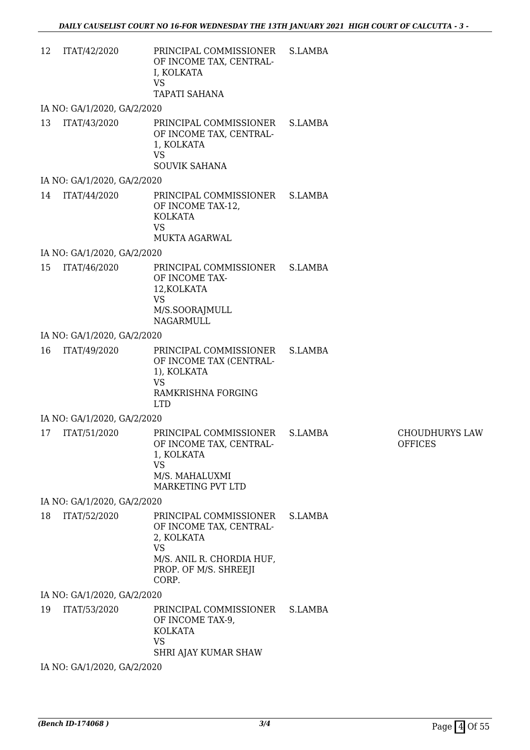| | | | | |
|---|---|---|---|---|
| 12 | ITAT/42/2020 | PRINCIPAL COMMISSIONER OF INCOME TAX, CENTRAL-I, KOLKATA<br>VS<br>TAPATI SAHANA | S.LAMBA | |
| | IA NO: GA/1/2020, GA/2/2020 | | | |
| 13 | ITAT/43/2020 | PRINCIPAL COMMISSIONER OF INCOME TAX, CENTRAL-1, KOLKATA<br>VS<br>SOUVIK SAHANA | S.LAMBA | |
| | IA NO: GA/1/2020, GA/2/2020 | | | |
| 14 | ITAT/44/2020 | PRINCIPAL COMMISSIONER OF INCOME TAX-12, KOLKATA<br>VS<br>MUKTA AGARWAL | S.LAMBA | |
| | IA NO: GA/1/2020, GA/2/2020 | | | |
| 15 | ITAT/46/2020 | PRINCIPAL COMMISSIONER OF INCOME TAX-12,KOLKATA<br>VS<br>M/S.SOORAJMULL NAGARMULL | S.LAMBA | |
| | IA NO: GA/1/2020, GA/2/2020 | | | |
| 16 | ITAT/49/2020 | PRINCIPAL COMMISSIONER OF INCOME TAX (CENTRAL-1), KOLKATA<br>VS<br>RAMKRISHNA FORGING LTD | S.LAMBA | |
| | IA NO: GA/1/2020, GA/2/2020 | | | |
| 17 | ITAT/51/2020 | PRINCIPAL COMMISSIONER OF INCOME TAX, CENTRAL-1, KOLKATA<br>VS<br>M/S. MAHALUXMI MARKETING PVT LTD | S.LAMBA | CHOUDHURYS LAW OFFICES |
| | IA NO: GA/1/2020, GA/2/2020 | | | |
| 18 | ITAT/52/2020 | PRINCIPAL COMMISSIONER OF INCOME TAX, CENTRAL-2, KOLKATA<br>VS<br>M/S. ANIL R. CHORDIA HUF, PROP. OF M/S. SHREEJI CORP. | S.LAMBA | |
| | IA NO: GA/1/2020, GA/2/2020 | | | |
| 19 | ITAT/53/2020 | PRINCIPAL COMMISSIONER OF INCOME TAX-9, KOLKATA<br>VS<br>SHRI AJAY KUMAR SHAW | S.LAMBA | |
| | IA NO: GA/1/2020, GA/2/2020 | | | |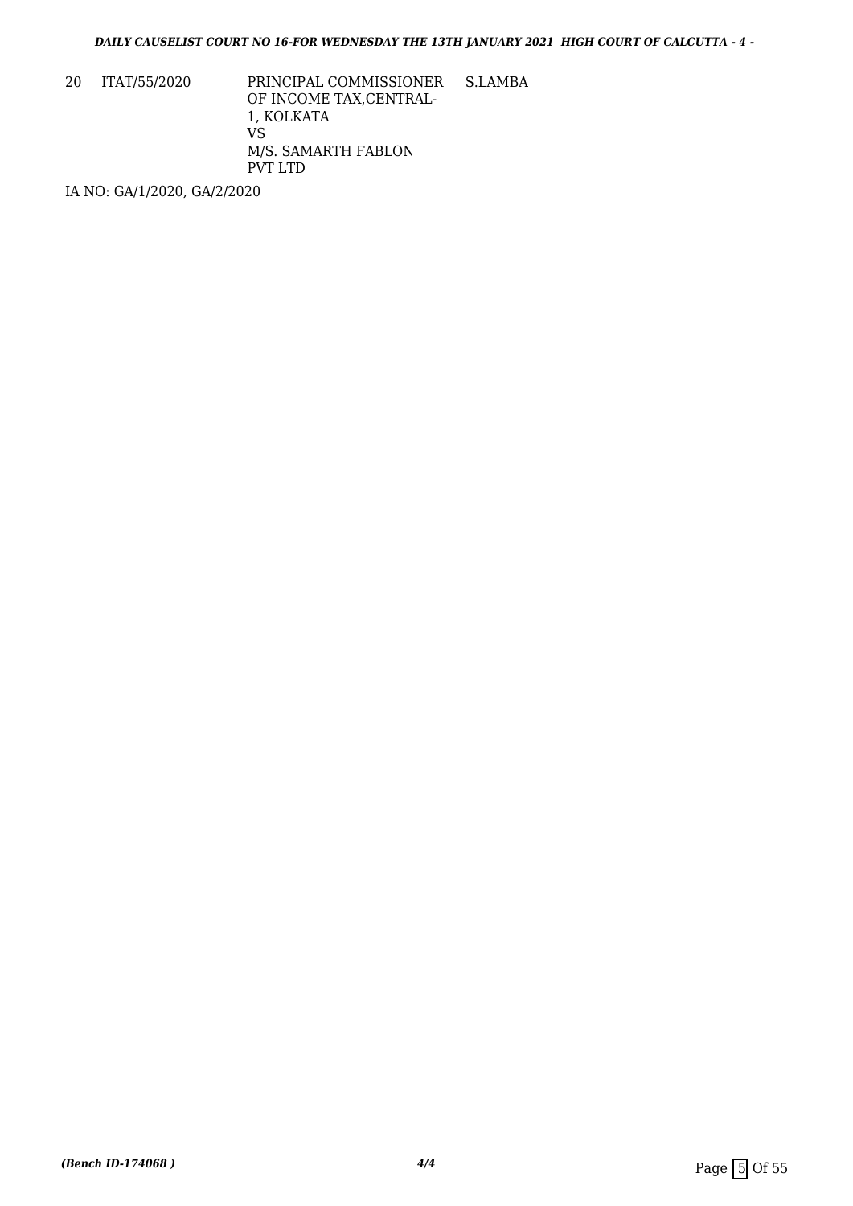| 20 | ITAT/55/2020 | PRINCIPAL COMMISSIONER OF INCOME TAX,CENTRAL-1, KOLKATA<br>VS<br>M/S. SAMARTH FABLON PVT LTD | S.LAMBA |
|---|---|---|---|

IA NO: GA/1/2020, GA/2/2020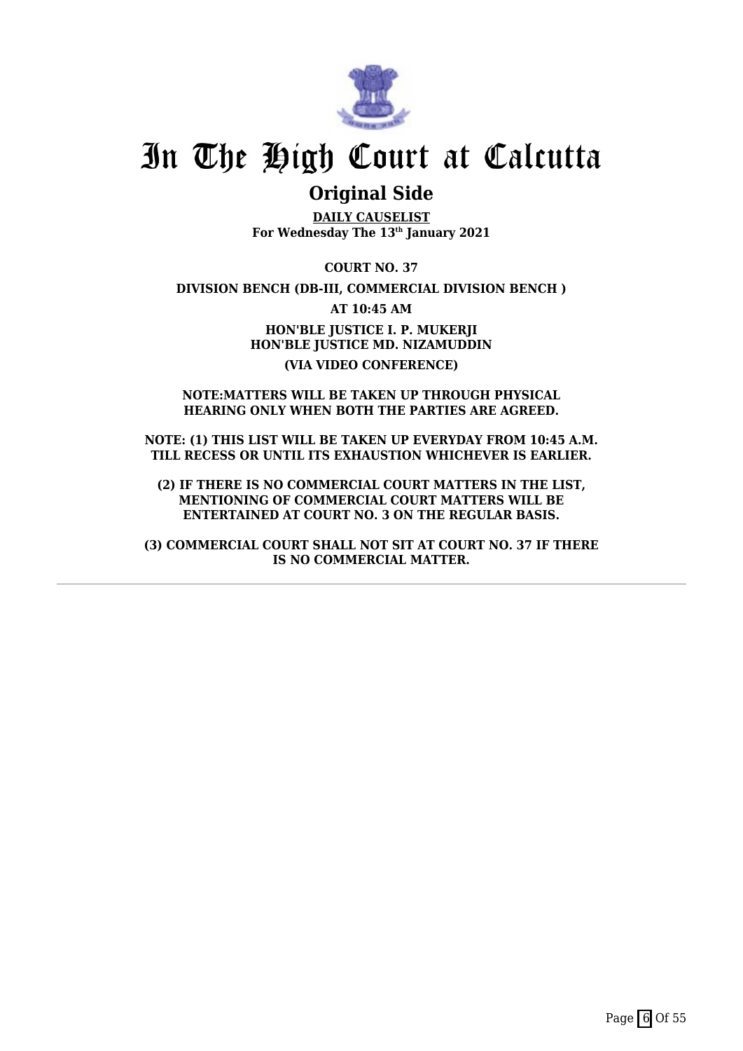# In The High Court at Calcutta

## Original Side

**DAILY CAUSELIST**
**For Wednesday The 13th January 2021**

**COURT NO. 37**

**DIVISION BENCH (DB-III, COMMERCIAL DIVISION BENCH )**

**AT 10:45 AM**

**HON'BLE JUSTICE I. P. MUKERJI**
**HON'BLE JUSTICE MD. NIZAMUDDIN**

**(VIA VIDEO CONFERENCE)**

**NOTE:MATTERS WILL BE TAKEN UP THROUGH PHYSICAL HEARING ONLY WHEN BOTH THE PARTIES ARE AGREED.**

**NOTE: (1) THIS LIST WILL BE TAKEN UP EVERYDAY FROM 10:45 A.M. TILL RECESS OR UNTIL ITS EXHAUSTION WHICHEVER IS EARLIER.**

**(2) IF THERE IS NO COMMERCIAL COURT MATTERS IN THE LIST, MENTIONING OF COMMERCIAL COURT MATTERS WILL BE ENTERTAINED AT COURT NO. 3 ON THE REGULAR BASIS.**

**(3) COMMERCIAL COURT SHALL NOT SIT AT COURT NO. 37 IF THERE IS NO COMMERCIAL MATTER.**

---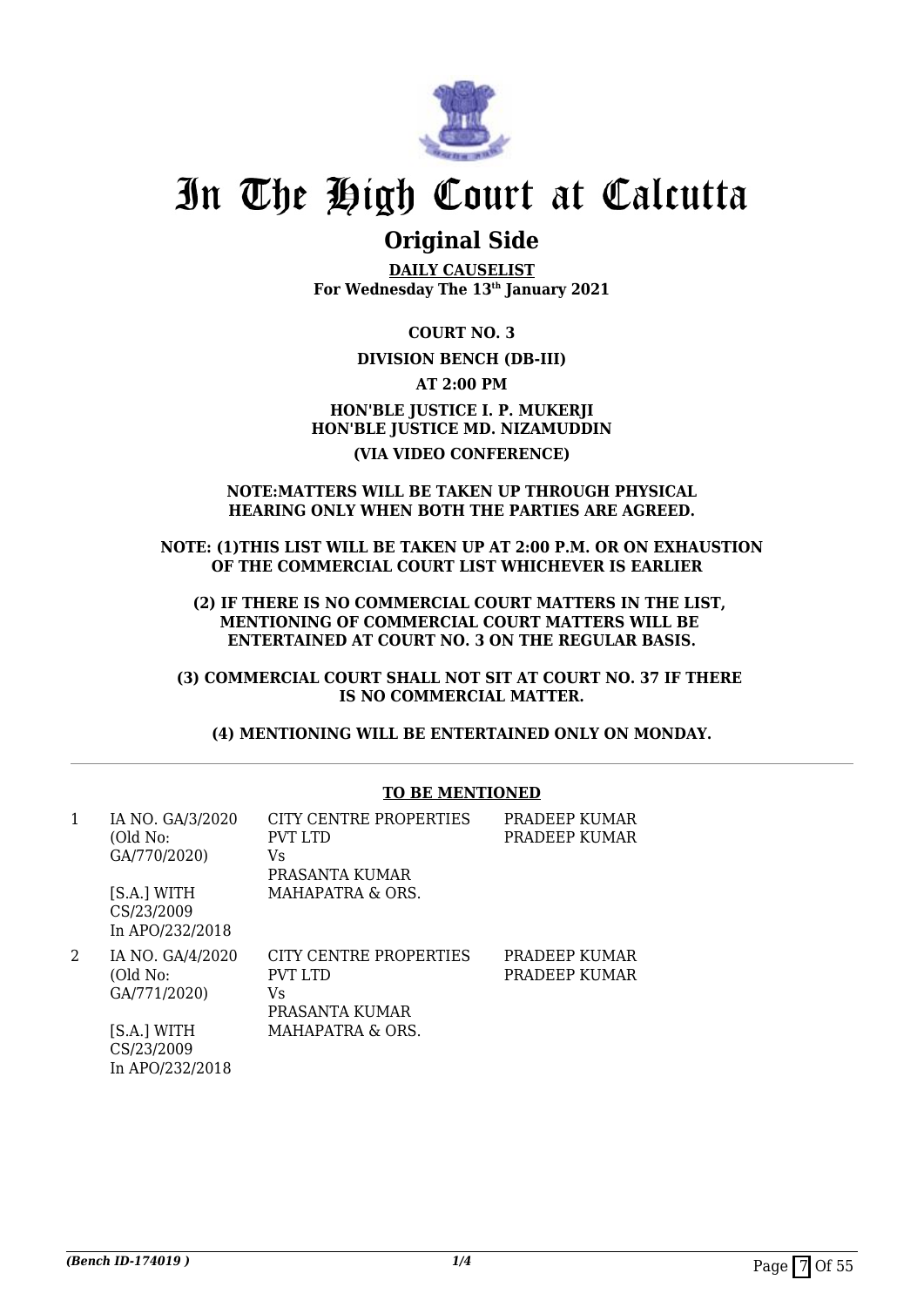# In The High Court at Calcutta

## Original Side

**DAILY CAUSELIST**
**For Wednesday The 13th January 2021**

**COURT NO. 3**

**DIVISION BENCH (DB-III)**

**AT 2:00 PM**

**HON'BLE JUSTICE I. P. MUKERJI**
**HON'BLE JUSTICE MD. NIZAMUDDIN**

**(VIA VIDEO CONFERENCE)**

**NOTE:MATTERS WILL BE TAKEN UP THROUGH PHYSICAL HEARING ONLY WHEN BOTH THE PARTIES ARE AGREED.**

**NOTE: (1)THIS LIST WILL BE TAKEN UP AT 2:00 P.M. OR ON EXHAUSTION OF THE COMMERCIAL COURT LIST WHICHEVER IS EARLIER**

**(2) IF THERE IS NO COMMERCIAL COURT MATTERS IN THE LIST, MENTIONING OF COMMERCIAL COURT MATTERS WILL BE ENTERTAINED AT COURT NO. 3 ON THE REGULAR BASIS.**

**(3) COMMERCIAL COURT SHALL NOT SIT AT COURT NO. 37 IF THERE IS NO COMMERCIAL MATTER.**

**(4) MENTIONING WILL BE ENTERTAINED ONLY ON MONDAY.**

**TO BE MENTIONED**

| | | | |
|---|---|---|---|
| 1 | IA NO. GA/3/2020 (Old No: GA/770/2020) [S.A.] WITH CS/23/2009 In APO/232/2018 | CITY CENTRE PROPERTIES PVT LTD Vs PRASANTA KUMAR MAHAPATRA & ORS. | PRADEEP KUMAR PRADEEP KUMAR |
| 2 | IA NO. GA/4/2020 (Old No: GA/771/2020) [S.A.] WITH CS/23/2009 In APO/232/2018 | CITY CENTRE PROPERTIES PVT LTD Vs PRASANTA KUMAR MAHAPATRA & ORS. | PRADEEP KUMAR PRADEEP KUMAR |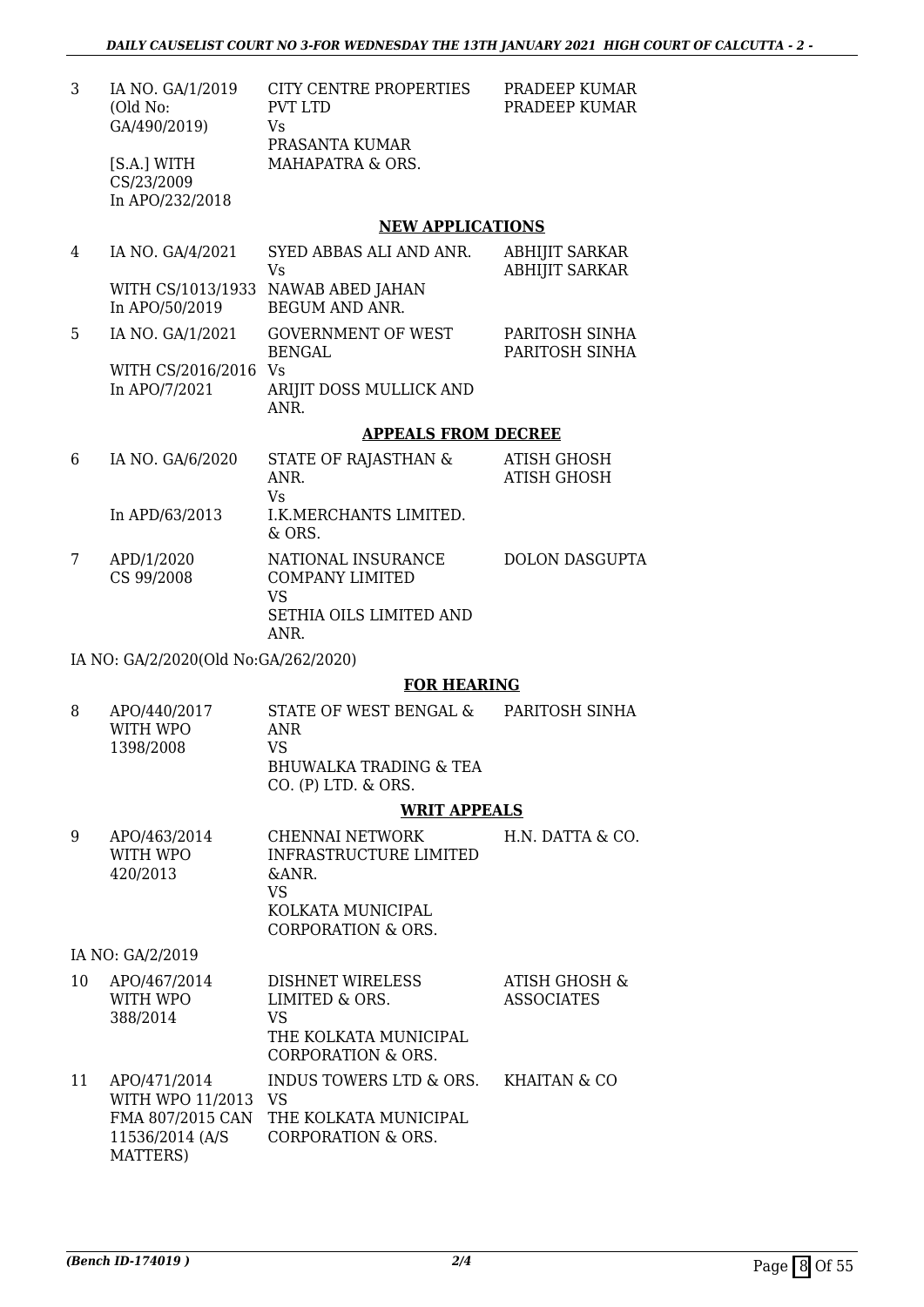| | | | |
|---|---|---|---|
| 3 | IA NO. GA/1/2019 (Old No: GA/490/2019) [S.A.] WITH CS/23/2009 In APO/232/2018 | CITY CENTRE PROPERTIES PVT LTD Vs PRASANTA KUMAR MAHAPATRA & ORS. | PRADEEP KUMAR PRADEEP KUMAR |

## NEW APPLICATIONS

| | | | |
|---|---|---|---|
| 4 | IA NO. GA/4/2021 WITH CS/1013/1933 In APO/50/2019 | SYED ABBAS ALI AND ANR. Vs NAWAB ABED JAHAN BEGUM AND ANR. | ABHIJIT SARKAR ABHIJIT SARKAR |
| 5 | IA NO. GA/1/2021 WITH CS/2016/2016 In APO/7/2021 | GOVERNMENT OF WEST BENGAL Vs ARIJIT DOSS MULLICK AND ANR. | PARITOSH SINHA PARITOSH SINHA |

## APPEALS FROM DECREE

| | | | |
|---|---|---|---|
| 6 | IA NO. GA/6/2020 In APD/63/2013 | STATE OF RAJASTHAN & ANR. Vs I.K.MERCHANTS LIMITED. & ORS. | ATISH GHOSH ATISH GHOSH |
| 7 | APD/1/2020 CS 99/2008 | NATIONAL INSURANCE COMPANY LIMITED VS SETHIA OILS LIMITED AND ANR. | DOLON DASGUPTA |

IA NO: GA/2/2020(Old No:GA/262/2020)

## FOR HEARING

| | | | |
|---|---|---|---|
| 8 | APO/440/2017 WITH WPO 1398/2008 | STATE OF WEST BENGAL & ANR VS BHUWALKA TRADING & TEA CO. (P) LTD. & ORS. | PARITOSH SINHA |

## WRIT APPEALS

| | | | |
|---|---|---|---|
| 9 | APO/463/2014 WITH WPO 420/2013 | CHENNAI NETWORK INFRASTRUCTURE LIMITED &ANR. VS KOLKATA MUNICIPAL CORPORATION & ORS. | H.N. DATTA & CO. |

IA NO: GA/2/2019

| | | | |
|---|---|---|---|
| 10 | APO/467/2014 WITH WPO 388/2014 | DISHNET WIRELESS LIMITED & ORS. VS THE KOLKATA MUNICIPAL CORPORATION & ORS. | ATISH GHOSH & ASSOCIATES |
| 11 | APO/471/2014 WITH WPO 11/2013 FMA 807/2015 CAN 11536/2014 (A/S MATTERS) | INDUS TOWERS LTD & ORS. VS THE KOLKATA MUNICIPAL CORPORATION & ORS. | KHAITAN & CO |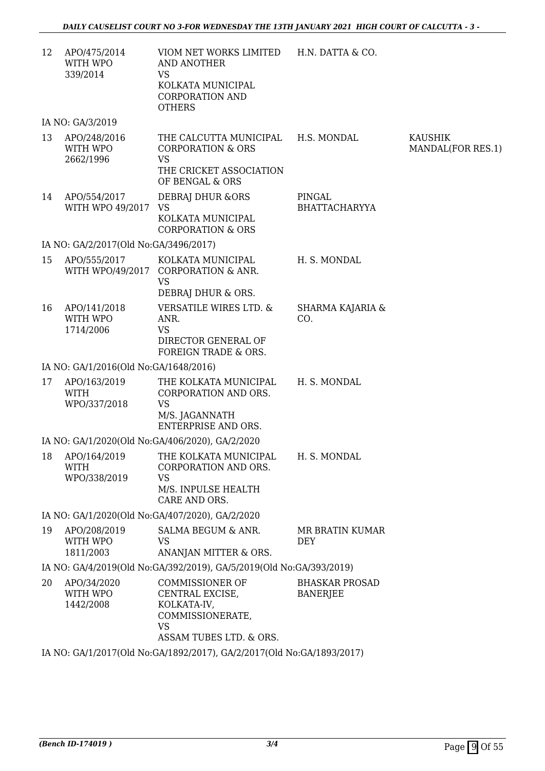| | | | | |
|---|---|---|---|---|
| 12 | APO/475/2014 WITH WPO 339/2014 | VIOM NET WORKS LIMITED AND ANOTHER VS KOLKATA MUNICIPAL CORPORATION AND OTHERS | H.N. DATTA & CO. | |
| | IA NO: GA/3/2019 | | | |
| 13 | APO/248/2016 WITH WPO 2662/1996 | THE CALCUTTA MUNICIPAL CORPORATION & ORS VS THE CRICKET ASSOCIATION OF BENGAL & ORS | H.S. MONDAL | KAUSHIK MANDAL(FOR RES.1) |
| 14 | APO/554/2017 WITH WPO 49/2017 | DEBRAJ DHUR &ORS VS KOLKATA MUNICIPAL CORPORATION & ORS | PINGAL BHATTACHARYYA | |
| | IA NO: GA/2/2017(Old No:GA/3496/2017) | | | |
| 15 | APO/555/2017 WITH WPO/49/2017 | KOLKATA MUNICIPAL CORPORATION & ANR. VS DEBRAJ DHUR & ORS. | H. S. MONDAL | |
| 16 | APO/141/2018 WITH WPO 1714/2006 | VERSATILE WIRES LTD. & ANR. VS DIRECTOR GENERAL OF FOREIGN TRADE & ORS. | SHARMA KAJARIA & CO. | |
| | IA NO: GA/1/2016(Old No:GA/1648/2016) | | | |
| 17 | APO/163/2019 WITH WPO/337/2018 | THE KOLKATA MUNICIPAL CORPORATION AND ORS. VS M/S. JAGANNATH ENTERPRISE AND ORS. | H. S. MONDAL | |
| | IA NO: GA/1/2020(Old No:GA/406/2020), GA/2/2020 | | | |
| 18 | APO/164/2019 WITH WPO/338/2019 | THE KOLKATA MUNICIPAL CORPORATION AND ORS. VS M/S. INPULSE HEALTH CARE AND ORS. | H. S. MONDAL | |
| | IA NO: GA/1/2020(Old No:GA/407/2020), GA/2/2020 | | | |
| 19 | APO/208/2019 WITH WPO 1811/2003 | SALMA BEGUM & ANR. VS ANANJAN MITTER & ORS. | MR BRATIN KUMAR DEY | |
| | IA NO: GA/4/2019(Old No:GA/392/2019), GA/5/2019(Old No:GA/393/2019) | | | |
| 20 | APO/34/2020 WITH WPO 1442/2008 | COMMISSIONER OF CENTRAL EXCISE, KOLKATA-IV, COMMISSIONERATE, VS ASSAM TUBES LTD. & ORS. | BHASKAR PROSAD BANERJEE | |
| | IA NO: GA/1/2017(Old No:GA/1892/2017), GA/2/2017(Old No:GA/1893/2017) | | | |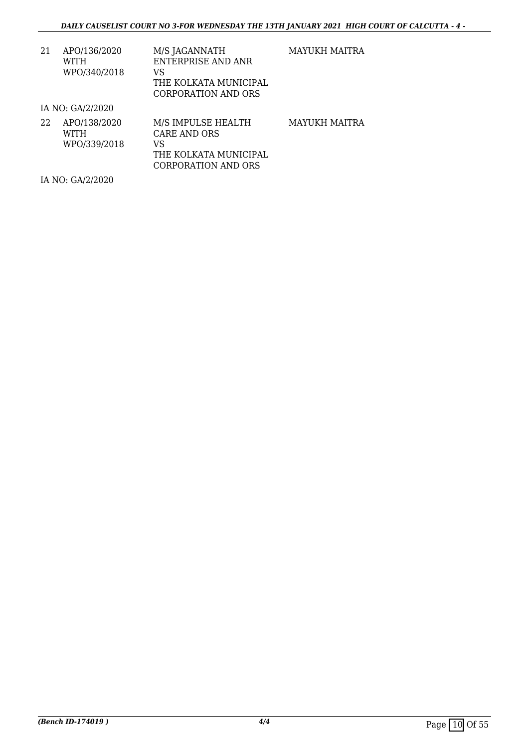| | | | |
|---|---|---|---|
| 21 | APO/136/2020 WITH WPO/340/2018 | M/S JAGANNATH ENTERPRISE AND ANR VS THE KOLKATA MUNICIPAL CORPORATION AND ORS | MAYUKH MAITRA |
| | IA NO: GA/2/2020 | | |
| 22 | APO/138/2020 WITH WPO/339/2018 | M/S IMPULSE HEALTH CARE AND ORS VS THE KOLKATA MUNICIPAL CORPORATION AND ORS | MAYUKH MAITRA |
| | IA NO: GA/2/2020 | | |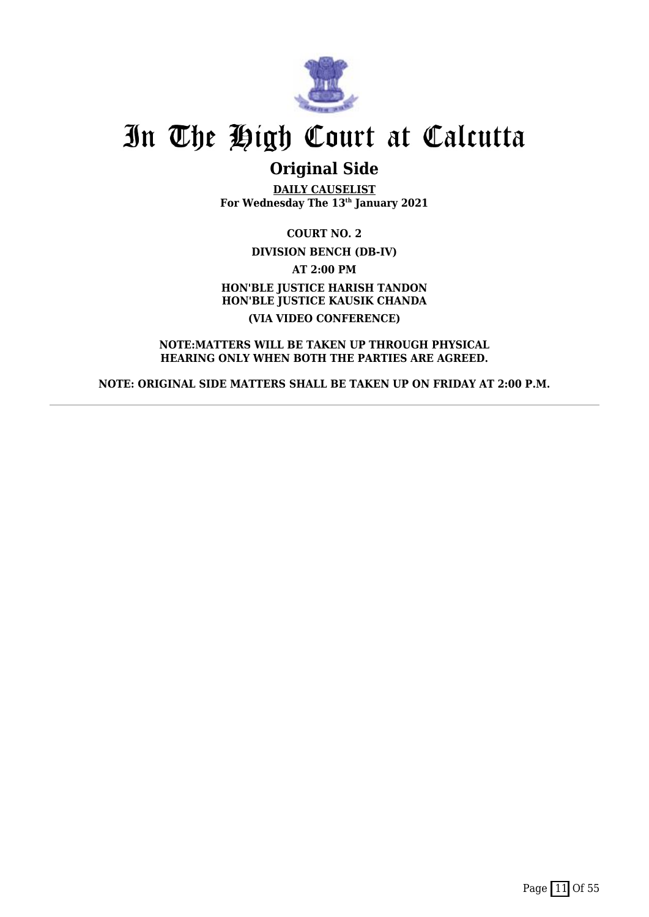# In The High Court at Calcutta

## Original Side

**DAILY CAUSELIST**
**For Wednesday The 13th January 2021**

**COURT NO. 2**

**DIVISION BENCH (DB-IV)**

**AT 2:00 PM**

**HON'BLE JUSTICE HARISH TANDON**
**HON'BLE JUSTICE KAUSIK CHANDA**

**(VIA VIDEO CONFERENCE)**

**NOTE:MATTERS WILL BE TAKEN UP THROUGH PHYSICAL HEARING ONLY WHEN BOTH THE PARTIES ARE AGREED.**

**NOTE: ORIGINAL SIDE MATTERS SHALL BE TAKEN UP ON FRIDAY AT 2:00 P.M.**

---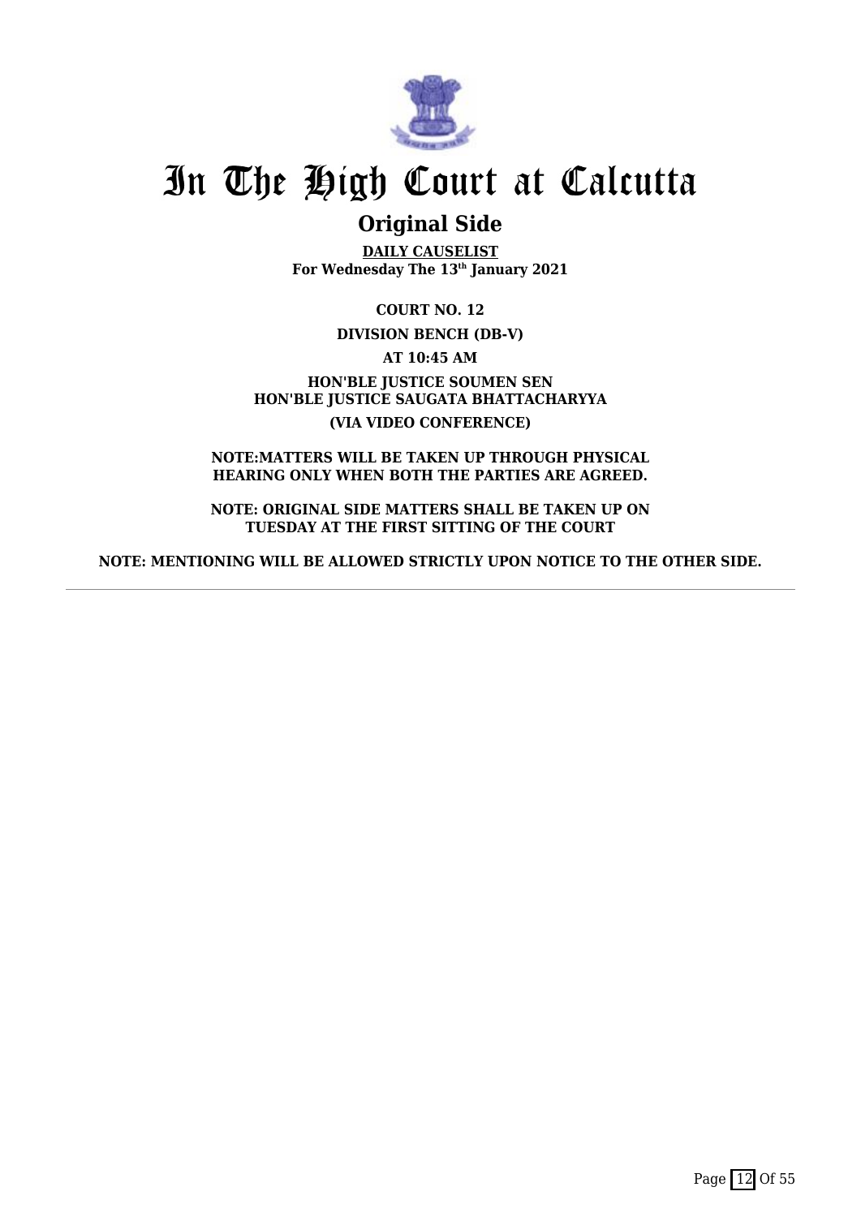# In The High Court at Calcutta

## Original Side

**DAILY CAUSELIST**
**For Wednesday The 13th January 2021**

**COURT NO. 12**

**DIVISION BENCH (DB-V)**

**AT 10:45 AM**

**HON'BLE JUSTICE SOUMEN SEN**
**HON'BLE JUSTICE SAUGATA BHATTACHARYYA**

**(VIA VIDEO CONFERENCE)**

**NOTE:MATTERS WILL BE TAKEN UP THROUGH PHYSICAL HEARING ONLY WHEN BOTH THE PARTIES ARE AGREED.**

**NOTE: ORIGINAL SIDE MATTERS SHALL BE TAKEN UP ON TUESDAY AT THE FIRST SITTING OF THE COURT**

**NOTE: MENTIONING WILL BE ALLOWED STRICTLY UPON NOTICE TO THE OTHER SIDE.**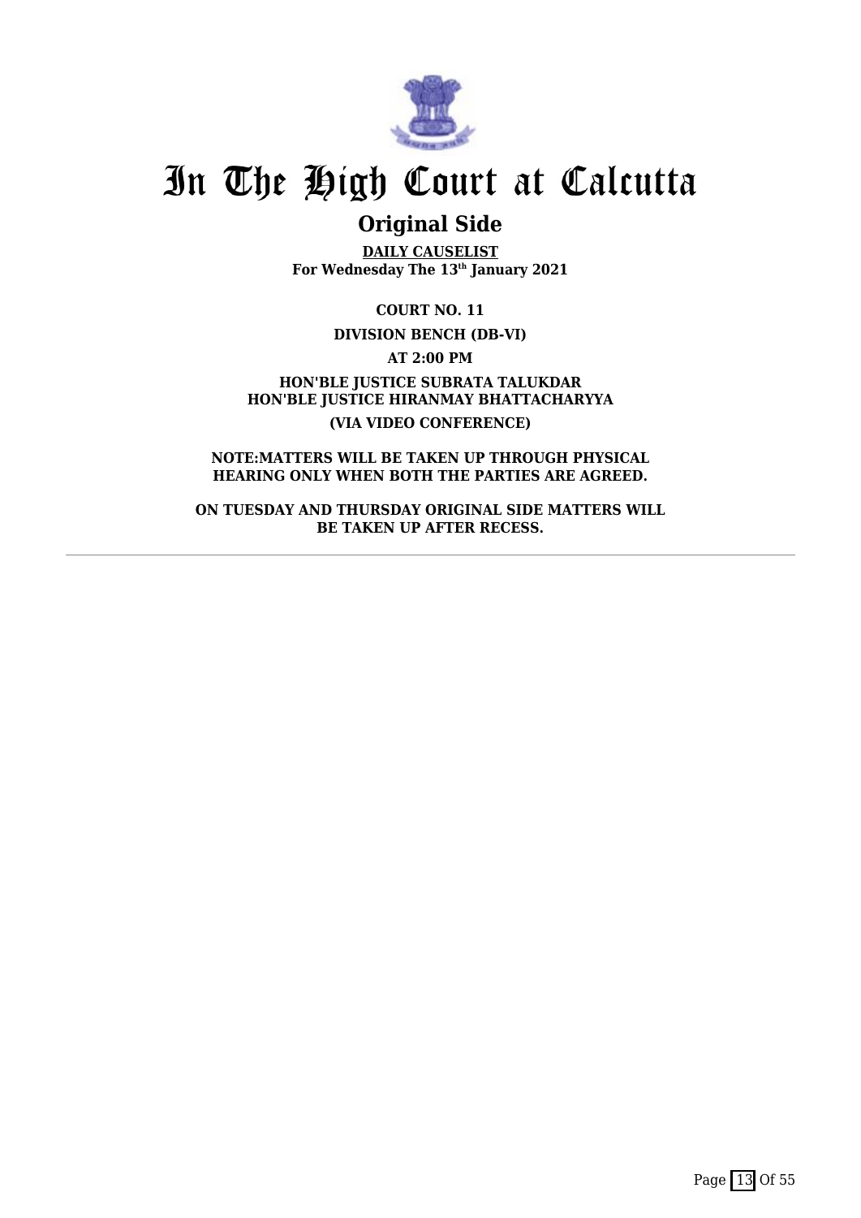# In The High Court at Calcutta

## Original Side

**DAILY CAUSELIST**
**For Wednesday The 13th January 2021**

**COURT NO. 11**

**DIVISION BENCH (DB-VI)**

**AT 2:00 PM**

**HON'BLE JUSTICE SUBRATA TALUKDAR**
**HON'BLE JUSTICE HIRANMAY BHATTACHARYYA**

**(VIA VIDEO CONFERENCE)**

**NOTE:MATTERS WILL BE TAKEN UP THROUGH PHYSICAL HEARING ONLY WHEN BOTH THE PARTIES ARE AGREED.**

**ON TUESDAY AND THURSDAY ORIGINAL SIDE MATTERS WILL BE TAKEN UP AFTER RECESS.**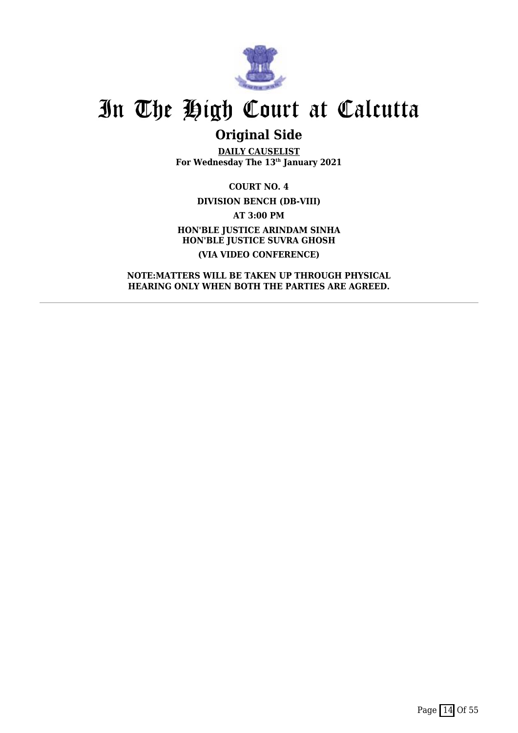# In The High Court at Calcutta

## Original Side

**DAILY CAUSELIST**
**For Wednesday The 13th January 2021**

**COURT NO. 4**

**DIVISION BENCH (DB-VIII)**

**AT 3:00 PM**

**HON'BLE JUSTICE ARINDAM SINHA**
**HON'BLE JUSTICE SUVRA GHOSH**

**(VIA VIDEO CONFERENCE)**

**NOTE:MATTERS WILL BE TAKEN UP THROUGH PHYSICAL HEARING ONLY WHEN BOTH THE PARTIES ARE AGREED.**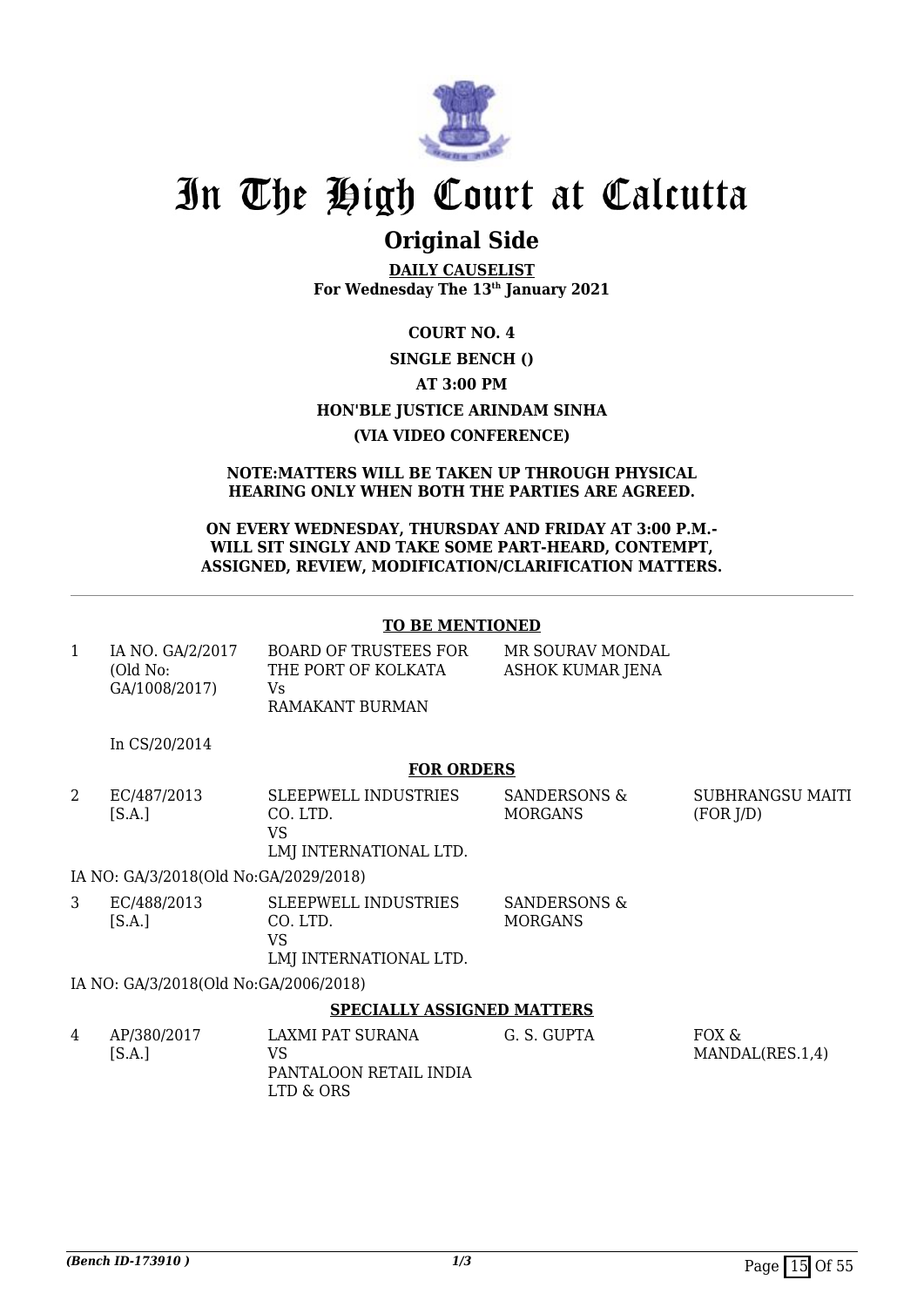# In The High Court at Calcutta

## Original Side

**DAILY CAUSELIST**
**For Wednesday The 13th January 2021**

**COURT NO. 4**

**SINGLE BENCH ()**

**AT 3:00 PM**

**HON'BLE JUSTICE ARINDAM SINHA**

**(VIA VIDEO CONFERENCE)**

**NOTE:MATTERS WILL BE TAKEN UP THROUGH PHYSICAL HEARING ONLY WHEN BOTH THE PARTIES ARE AGREED.**

**ON EVERY WEDNESDAY, THURSDAY AND FRIDAY AT 3:00 P.M.- WILL SIT SINGLY AND TAKE SOME PART-HEARD, CONTEMPT, ASSIGNED, REVIEW, MODIFICATION/CLARIFICATION MATTERS.**

**TO BE MENTIONED**

| | | | | |
|---|---|---|---|---|
| 1 | IA NO. GA/2/2017 (Old No: GA/1008/2017) | BOARD OF TRUSTEES FOR THE PORT OF KOLKATA Vs RAMAKANT BURMAN | MR SOURAV MONDAL ASHOK KUMAR JENA | |

In CS/20/2014

**FOR ORDERS**

| | | | | |
|---|---|---|---|---|
| 2 | EC/487/2013 [S.A.] | SLEEPWELL INDUSTRIES CO. LTD. VS LMJ INTERNATIONAL LTD. | SANDERSONS & MORGANS | SUBHRANGSU MAITI (FOR J/D) |

IA NO: GA/3/2018(Old No:GA/2029/2018)

| | | | | |
|---|---|---|---|---|
| 3 | EC/488/2013 [S.A.] | SLEEPWELL INDUSTRIES CO. LTD. VS LMJ INTERNATIONAL LTD. | SANDERSONS & MORGANS | |

IA NO: GA/3/2018(Old No:GA/2006/2018)

**SPECIALLY ASSIGNED MATTERS**

| | | | | |
|---|---|---|---|---|
| 4 | AP/380/2017 [S.A.] | LAXMI PAT SURANA VS PANTALOON RETAIL INDIA LTD & ORS | G. S. GUPTA | FOX & MANDAL(RES.1,4) |

*(Bench ID-173910 )* 1/3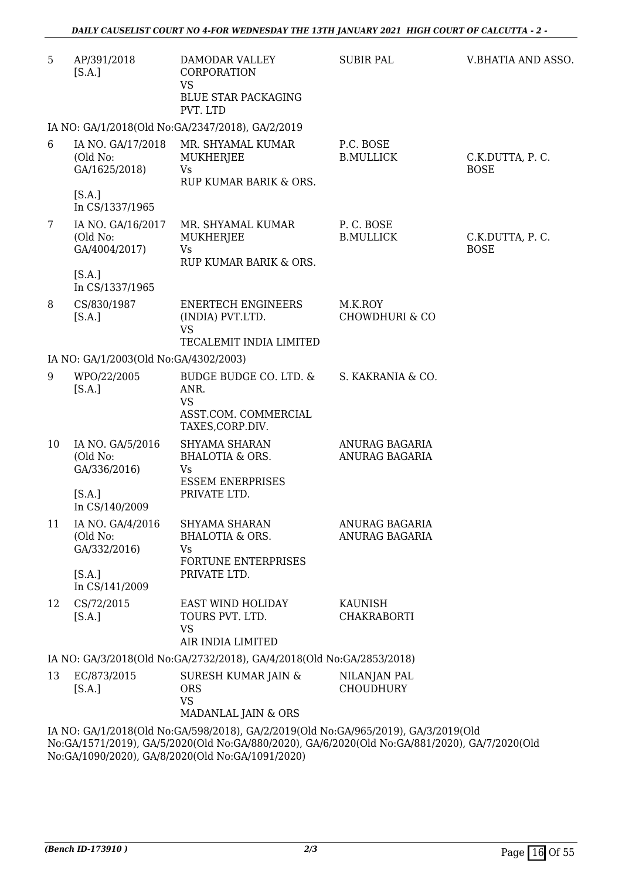| 5 | AP/391/2018<br>[S.A.] | DAMODAR VALLEY CORPORATION<br>VS<br>BLUE STAR PACKAGING PVT. LTD | SUBIR PAL | V.BHATIA AND ASSO. |
|---|---|---|---|---|
| | IA NO: GA/1/2018(Old No:GA/2347/2018), GA/2/2019 | | | |
| 6 | IA NO. GA/17/2018<br>(Old No:<br>GA/1625/2018)<br>[S.A.]<br>In CS/1337/1965 | MR. SHYAMAL KUMAR MUKHERJEE<br>Vs<br>RUP KUMAR BARIK & ORS. | P.C. BOSE<br>B.MULLICK | C.K.DUTTA, P. C. BOSE |
| 7 | IA NO. GA/16/2017<br>(Old No:<br>GA/4004/2017)<br>[S.A.]<br>In CS/1337/1965 | MR. SHYAMAL KUMAR MUKHERJEE<br>Vs<br>RUP KUMAR BARIK & ORS. | P. C. BOSE<br>B.MULLICK | C.K.DUTTA, P. C. BOSE |
| 8 | CS/830/1987<br>[S.A.] | ENERTECH ENGINEERS (INDIA) PVT.LTD.<br>VS<br>TECALEMIT INDIA LIMITED | M.K.ROY CHOWDHURI & CO | |
| | IA NO: GA/1/2003(Old No:GA/4302/2003) | | | |
| 9 | WPO/22/2005<br>[S.A.] | BUDGE BUDGE CO. LTD. & ANR.<br>VS<br>ASST.COM. COMMERCIAL TAXES,CORP.DIV. | S. KAKRANIA & CO. | |
| 10 | IA NO. GA/5/2016<br>(Old No:<br>GA/336/2016)<br>[S.A.]<br>In CS/140/2009 | SHYAMA SHARAN BHALOTIA & ORS.<br>Vs<br>ESSEM ENERPRISES PRIVATE LTD. | ANURAG BAGARIA<br>ANURAG BAGARIA | |
| 11 | IA NO. GA/4/2016<br>(Old No:<br>GA/332/2016)<br>[S.A.]<br>In CS/141/2009 | SHYAMA SHARAN BHALOTIA & ORS.<br>Vs<br>FORTUNE ENTERPRISES PRIVATE LTD. | ANURAG BAGARIA<br>ANURAG BAGARIA | |
| 12 | CS/72/2015<br>[S.A.] | EAST WIND HOLIDAY TOURS PVT. LTD.<br>VS<br>AIR INDIA LIMITED | KAUNISH CHAKRABORTI | |
| | IA NO: GA/3/2018(Old No:GA/2732/2018), GA/4/2018(Old No:GA/2853/2018) | | | |
| 13 | EC/873/2015<br>[S.A.] | SURESH KUMAR JAIN & ORS<br>VS<br>MADANLAL JAIN & ORS | NILANJAN PAL CHOUDHURY | |
| | IA NO: GA/1/2018(Old No:GA/598/2018), GA/2/2019(Old No:GA/965/2019), GA/3/2019(Old No:GA/1571/2019), GA/5/2020(Old No:GA/880/2020), GA/6/2020(Old No:GA/881/2020), GA/7/2020(Old No:GA/1090/2020), GA/8/2020(Old No:GA/1091/2020) | | | |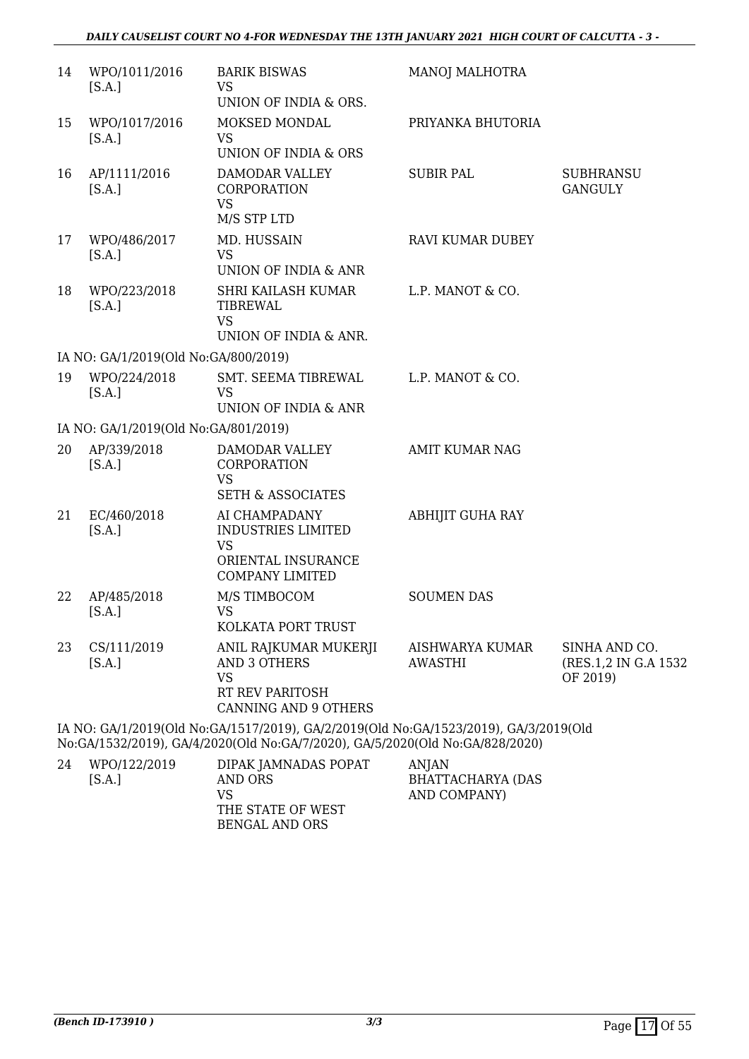| | | | | |
|---|---|---|---|---|
| 14 | WPO/1011/2016 [S.A.] | BARIK BISWAS VS UNION OF INDIA & ORS. | MANOJ MALHOTRA | |
| 15 | WPO/1017/2016 [S.A.] | MOKSED MONDAL VS UNION OF INDIA & ORS | PRIYANKA BHUTORIA | |
| 16 | AP/1111/2016 [S.A.] | DAMODAR VALLEY CORPORATION VS M/S STP LTD | SUBIR PAL | SUBHRANSU GANGULY |
| 17 | WPO/486/2017 [S.A.] | MD. HUSSAIN VS UNION OF INDIA & ANR | RAVI KUMAR DUBEY | |
| 18 | WPO/223/2018 [S.A.] | SHRI KAILASH KUMAR TIBREWAL VS UNION OF INDIA & ANR. | L.P. MANOT & CO. | |

IA NO: GA/1/2019(Old No:GA/800/2019)

| | | | | |
|---|---|---|---|---|
| 19 | WPO/224/2018 [S.A.] | SMT. SEEMA TIBREWAL VS UNION OF INDIA & ANR | L.P. MANOT & CO. | |

IA NO: GA/1/2019(Old No:GA/801/2019)

| | | | | |
|---|---|---|---|---|
| 20 | AP/339/2018 [S.A.] | DAMODAR VALLEY CORPORATION VS SETH & ASSOCIATES | AMIT KUMAR NAG | |
| 21 | EC/460/2018 [S.A.] | AI CHAMPADANY INDUSTRIES LIMITED VS ORIENTAL INSURANCE COMPANY LIMITED | ABHIJIT GUHA RAY | |
| 22 | AP/485/2018 [S.A.] | M/S TIMBOCOM VS KOLKATA PORT TRUST | SOUMEN DAS | |
| 23 | CS/111/2019 [S.A.] | ANIL RAJKUMAR MUKERJI AND 3 OTHERS VS RT REV PARITOSH CANNING AND 9 OTHERS | AISHWARYA KUMAR AWASTHI | SINHA AND CO. (RES.1,2 IN G.A 1532 OF 2019) |

IA NO: GA/1/2019(Old No:GA/1517/2019), GA/2/2019(Old No:GA/1523/2019), GA/3/2019(Old No:GA/1532/2019), GA/4/2020(Old No:GA/7/2020), GA/5/2020(Old No:GA/828/2020)

| | | | | |
|---|---|---|---|---|
| 24 | WPO/122/2019 [S.A.] | DIPAK JAMNADAS POPAT AND ORS VS THE STATE OF WEST BENGAL AND ORS | ANJAN BHATTACHARYA (DAS AND COMPANY) | |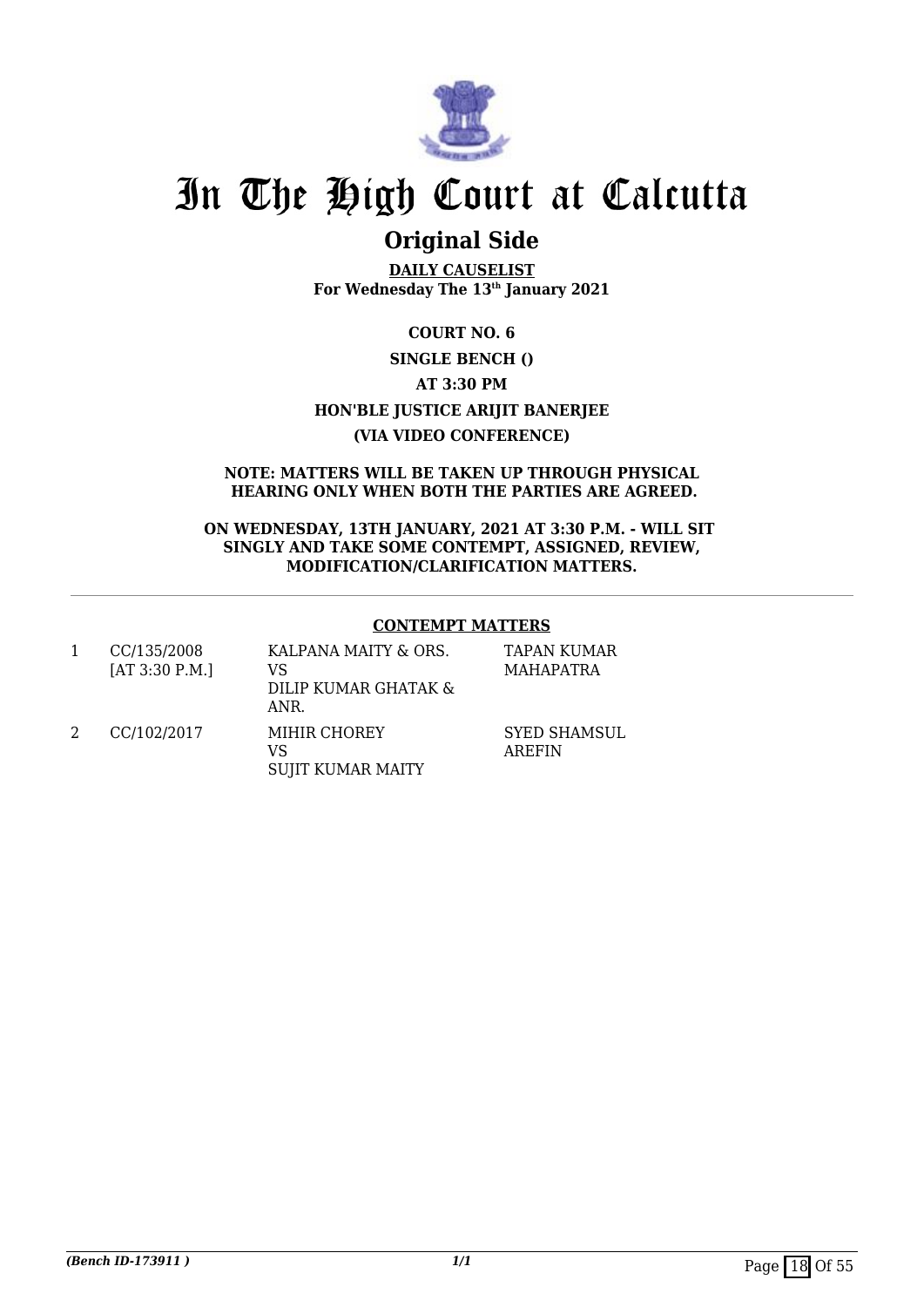# In The High Court at Calcutta

## Original Side

**DAILY CAUSELIST**
**For Wednesday The 13th January 2021**

**COURT NO. 6**

**SINGLE BENCH ()**

**AT 3:30 PM**

**HON'BLE JUSTICE ARIJIT BANERJEE**

**(VIA VIDEO CONFERENCE)**

**NOTE: MATTERS WILL BE TAKEN UP THROUGH PHYSICAL HEARING ONLY WHEN BOTH THE PARTIES ARE AGREED.**

**ON WEDNESDAY, 13TH JANUARY, 2021 AT 3:30 P.M. - WILL SIT SINGLY AND TAKE SOME CONTEMPT, ASSIGNED, REVIEW, MODIFICATION/CLARIFICATION MATTERS.**

---

**CONTEMPT MATTERS**

| | | | |
|---|---|---|---|
| 1 | CC/135/2008 [AT 3:30 P.M.] | KALPANA MAITY & ORS. VS DILIP KUMAR GHATAK & ANR. | TAPAN KUMAR MAHAPATRA |
| 2 | CC/102/2017 | MIHIR CHOREY VS SUJIT KUMAR MAITY | SYED SHAMSUL AREFIN |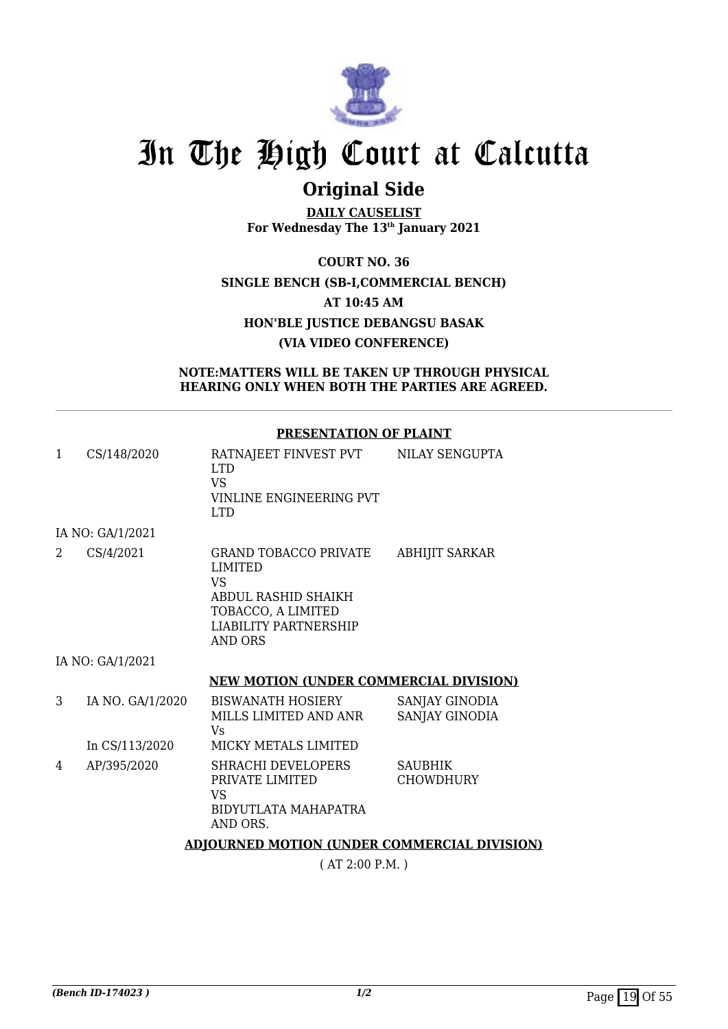# In The High Court at Calcutta

## Original Side

**DAILY CAUSELIST**
**For Wednesday The 13th January 2021**

**COURT NO. 36**

**SINGLE BENCH (SB-I,COMMERCIAL BENCH)**

**AT 10:45 AM**

**HON'BLE JUSTICE DEBANGSU BASAK**

**(VIA VIDEO CONFERENCE)**

**NOTE:MATTERS WILL BE TAKEN UP THROUGH PHYSICAL HEARING ONLY WHEN BOTH THE PARTIES ARE AGREED.**

---

**PRESENTATION OF PLAINT**

| | | | |
|---|---|---|---|
| 1 | CS/148/2020 | RATNAJEET FINVEST PVT LTD<br>VS<br>VINLINE ENGINEERING PVT LTD | NILAY SENGUPTA |
| | IA NO: GA/1/2021 | | |
| 2 | CS/4/2021 | GRAND TOBACCO PRIVATE LIMITED<br>VS<br>ABDUL RASHID SHAIKH TOBACCO, A LIMITED LIABILITY PARTNERSHIP AND ORS | ABHIJIT SARKAR |
| | IA NO: GA/1/2021 | | |

**NEW MOTION (UNDER COMMERCIAL DIVISION)**

| | | | |
|---|---|---|---|
| 3 | IA NO. GA/1/2020<br><br>In CS/113/2020 | BISWANATH HOSIERY MILLS LIMITED AND ANR<br>Vs<br>MICKY METALS LIMITED | SANJAY GINODIA<br>SANJAY GINODIA |
| 4 | AP/395/2020 | SHRACHI DEVELOPERS PRIVATE LIMITED<br>VS<br>BIDYUTLATA MAHAPATRA AND ORS. | SAUBHIK CHOWDHURY |

**ADJOURNED MOTION (UNDER COMMERCIAL DIVISION)**

( AT 2:00 P.M. )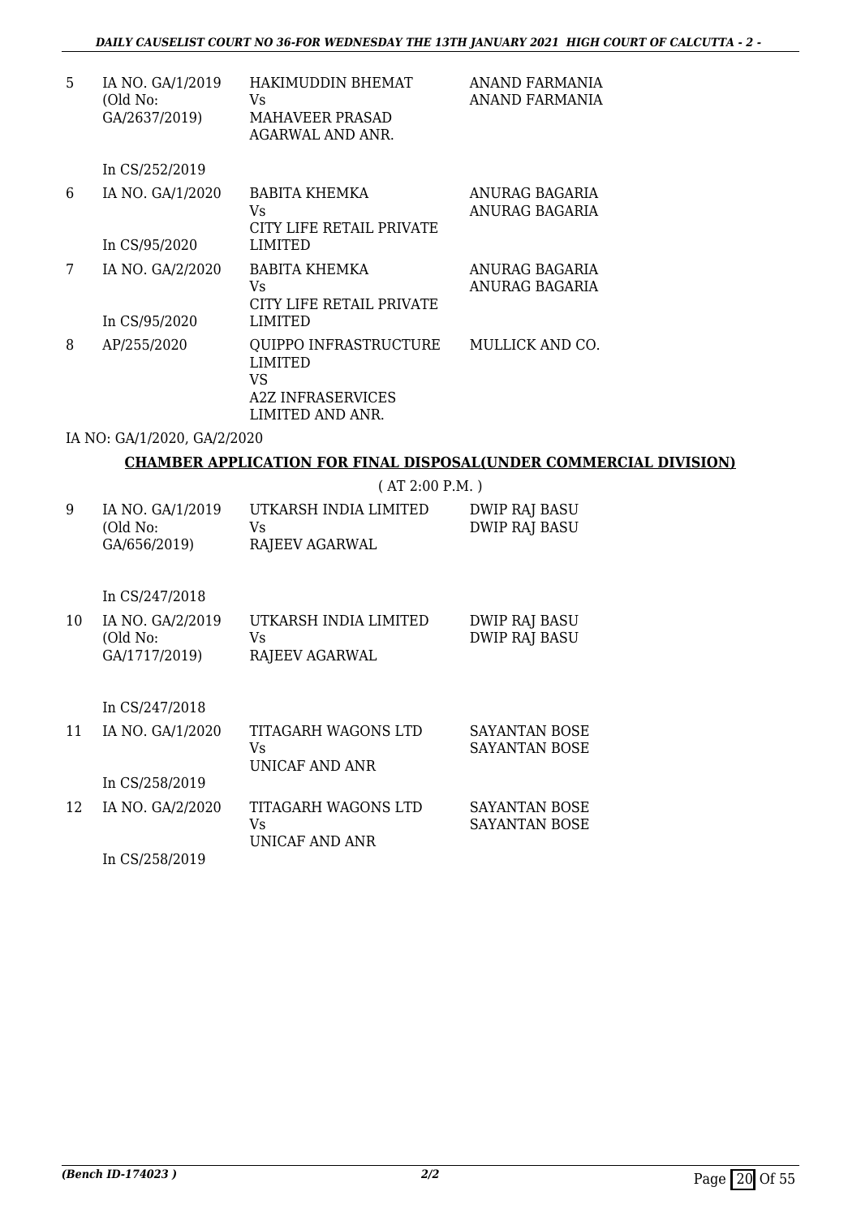| | | | |
|---|---|---|---|
| 5 | IA NO. GA/1/2019 (Old No: GA/2637/2019)<br><br>In CS/252/2019 | HAKIMUDDIN BHEMAT Vs MAHAVEER PRASAD AGARWAL AND ANR. | ANAND FARMANIA ANAND FARMANIA |
| 6 | IA NO. GA/1/2020<br><br>In CS/95/2020 | BABITA KHEMKA Vs CITY LIFE RETAIL PRIVATE LIMITED | ANURAG BAGARIA ANURAG BAGARIA |
| 7 | IA NO. GA/2/2020<br><br>In CS/95/2020 | BABITA KHEMKA Vs CITY LIFE RETAIL PRIVATE LIMITED | ANURAG BAGARIA ANURAG BAGARIA |
| 8 | AP/255/2020 | QUIPPO INFRASTRUCTURE LIMITED VS A2Z INFRASERVICES LIMITED AND ANR. | MULLICK AND CO. |

IA NO: GA/1/2020, GA/2/2020

**CHAMBER APPLICATION FOR FINAL DISPOSAL(UNDER COMMERCIAL DIVISION)**

( AT 2:00 P.M. )

| | | | |
|---|---|---|---|
| 9 | IA NO. GA/1/2019 (Old No: GA/656/2019)<br><br>In CS/247/2018 | UTKARSH INDIA LIMITED Vs RAJEEV AGARWAL | DWIP RAJ BASU DWIP RAJ BASU |
| 10 | IA NO. GA/2/2019 (Old No: GA/1717/2019)<br><br>In CS/247/2018 | UTKARSH INDIA LIMITED Vs RAJEEV AGARWAL | DWIP RAJ BASU DWIP RAJ BASU |
| 11 | IA NO. GA/1/2020<br><br>In CS/258/2019 | TITAGARH WAGONS LTD Vs UNICAF AND ANR | SAYANTAN BOSE SAYANTAN BOSE |
| 12 | IA NO. GA/2/2020<br><br>In CS/258/2019 | TITAGARH WAGONS LTD Vs UNICAF AND ANR | SAYANTAN BOSE SAYANTAN BOSE |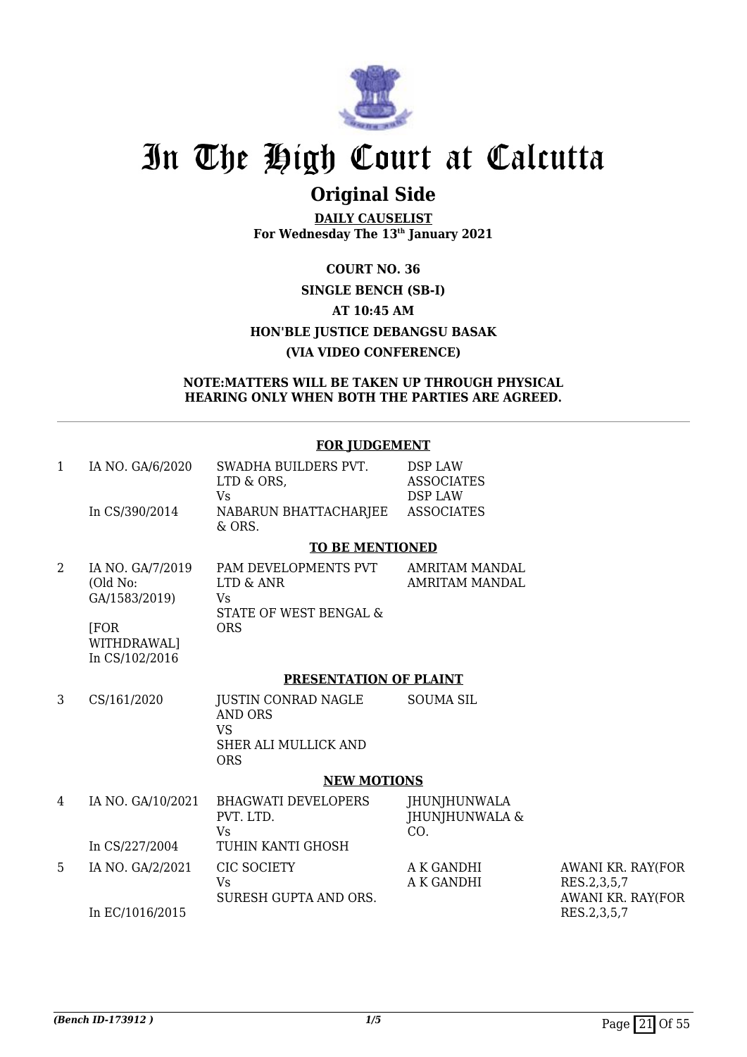# In The High Court at Calcutta

## Original Side

**DAILY CAUSELIST**
**For Wednesday The 13th January 2021**

**COURT NO. 36**
**SINGLE BENCH (SB-I)**
**AT 10:45 AM**
**HON'BLE JUSTICE DEBANGSU BASAK**
**(VIA VIDEO CONFERENCE)**

**NOTE:MATTERS WILL BE TAKEN UP THROUGH PHYSICAL HEARING ONLY WHEN BOTH THE PARTIES ARE AGREED.**

**FOR JUDGEMENT**

| | | | | |
|---|---|---|---|---|
| 1 | IA NO. GA/6/2020<br><br>In CS/390/2014 | SWADHA BUILDERS PVT. LTD & ORS,<br>Vs<br>NABARUN BHATTACHARJEE & ORS. | DSP LAW ASSOCIATES<br>DSP LAW ASSOCIATES | |

**TO BE MENTIONED**

| | | | | |
|---|---|---|---|---|
| 2 | IA NO. GA/7/2019 (Old No: GA/1583/2019)<br><br>[FOR WITHDRAWAL]<br>In CS/102/2016 | PAM DEVELOPMENTS PVT LTD & ANR<br>Vs<br>STATE OF WEST BENGAL & ORS | AMRITAM MANDAL<br>AMRITAM MANDAL | |

**PRESENTATION OF PLAINT**

| | | | | |
|---|---|---|---|---|
| 3 | CS/161/2020 | JUSTIN CONRAD NAGLE AND ORS<br>VS<br>SHER ALI MULLICK AND ORS | SOUMA SIL | |

**NEW MOTIONS**

| | | | | |
|---|---|---|---|---|
| 4 | IA NO. GA/10/2021<br><br>In CS/227/2004 | BHAGWATI DEVELOPERS PVT. LTD.<br>Vs<br>TUHIN KANTI GHOSH | JHUNJHUNWALA JHUNJHUNWALA & CO. | |
| 5 | IA NO. GA/2/2021<br><br>In EC/1016/2015 | CIC SOCIETY<br>Vs<br>SURESH GUPTA AND ORS. | A K GANDHI<br>A K GANDHI | AWANI KR. RAY(FOR RES.2,3,5,7<br>AWANI KR. RAY(FOR RES.2,3,5,7 |

*(Bench ID-173912 )*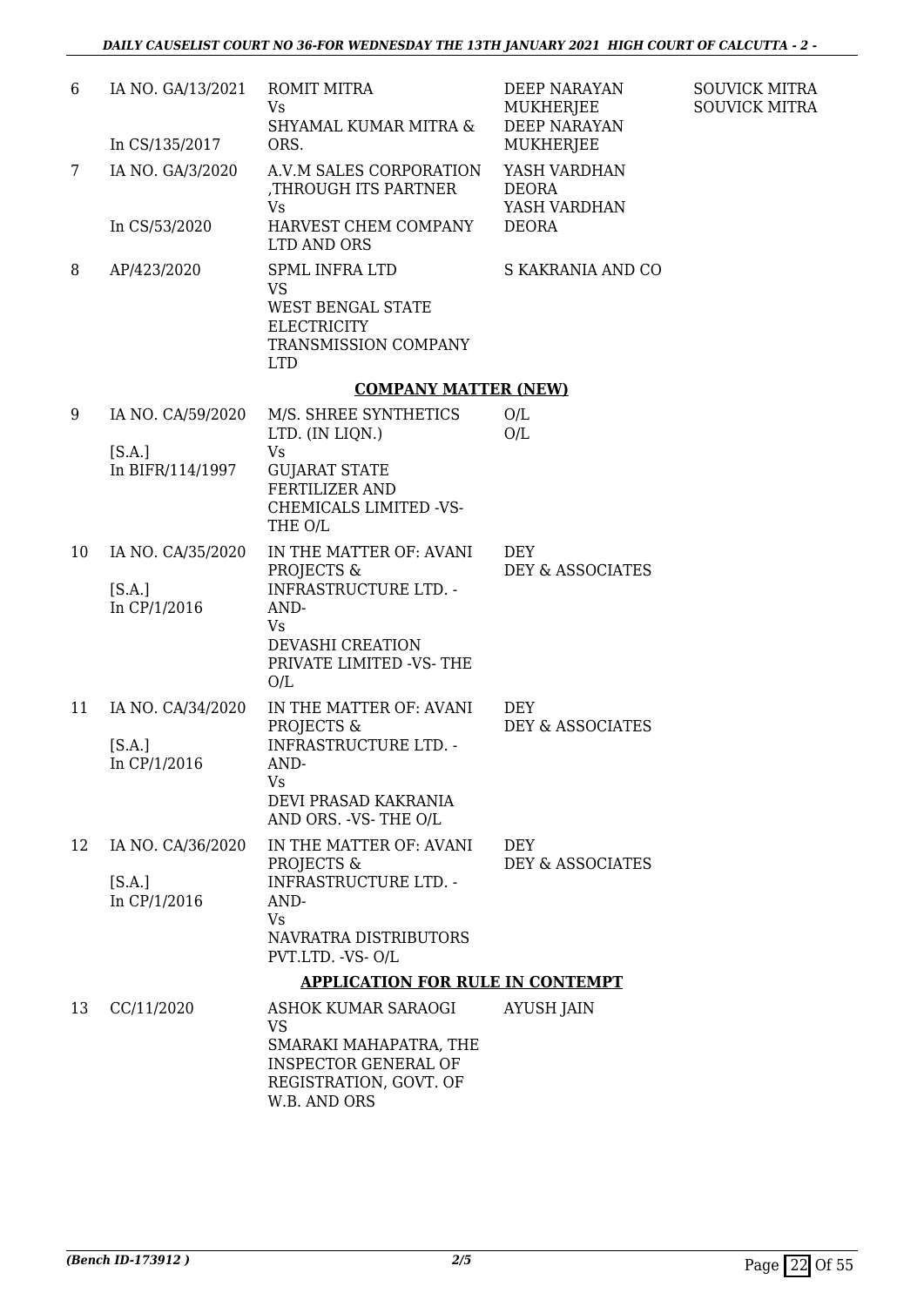| | | | | |
|---|---|---|---|---|
| 6 | IA NO. GA/13/2021<br><br>In CS/135/2017 | ROMIT MITRA<br>Vs<br>SHYAMAL KUMAR MITRA & ORS. | DEEP NARAYAN MUKHERJEE<br>DEEP NARAYAN MUKHERJEE | SOUVICK MITRA<br>SOUVICK MITRA |
| 7 | IA NO. GA/3/2020<br><br>In CS/53/2020 | A.V.M SALES CORPORATION ,THROUGH ITS PARTNER<br>Vs<br>HARVEST CHEM COMPANY LTD AND ORS | YASH VARDHAN DEORA<br>YASH VARDHAN DEORA | |
| 8 | AP/423/2020 | SPML INFRA LTD<br>VS<br>WEST BENGAL STATE ELECTRICITY TRANSMISSION COMPANY LTD | S KAKRANIA AND CO | |

**COMPANY MATTER (NEW)**

| | | | | |
|---|---|---|---|---|
| 9 | IA NO. CA/59/2020<br><br>[S.A.]<br>In BIFR/114/1997 | M/S. SHREE SYNTHETICS LTD. (IN LIQN.)<br>Vs<br>GUJARAT STATE FERTILIZER AND CHEMICALS LIMITED -VS- THE O/L | O/L<br>O/L | |
| 10 | IA NO. CA/35/2020<br><br>[S.A.]<br>In CP/1/2016 | IN THE MATTER OF: AVANI PROJECTS & INFRASTRUCTURE LTD. -AND-<br>Vs<br>DEVASHI CREATION PRIVATE LIMITED -VS- THE O/L | DEY<br>DEY & ASSOCIATES | |
| 11 | IA NO. CA/34/2020<br><br>[S.A.]<br>In CP/1/2016 | IN THE MATTER OF: AVANI PROJECTS & INFRASTRUCTURE LTD. -AND-<br>Vs<br>DEVI PRASAD KAKRANIA AND ORS. -VS- THE O/L | DEY<br>DEY & ASSOCIATES | |
| 12 | IA NO. CA/36/2020<br><br>[S.A.]<br>In CP/1/2016 | IN THE MATTER OF: AVANI PROJECTS & INFRASTRUCTURE LTD. -AND-<br>Vs<br>NAVRATRA DISTRIBUTORS PVT.LTD. -VS- O/L | DEY<br>DEY & ASSOCIATES | |

**APPLICATION FOR RULE IN CONTEMPT**

| | | | | |
|---|---|---|---|---|
| 13 | CC/11/2020 | ASHOK KUMAR SARAOGI<br>VS<br>SMARAKI MAHAPATRA, THE INSPECTOR GENERAL OF REGISTRATION, GOVT. OF W.B. AND ORS | AYUSH JAIN | |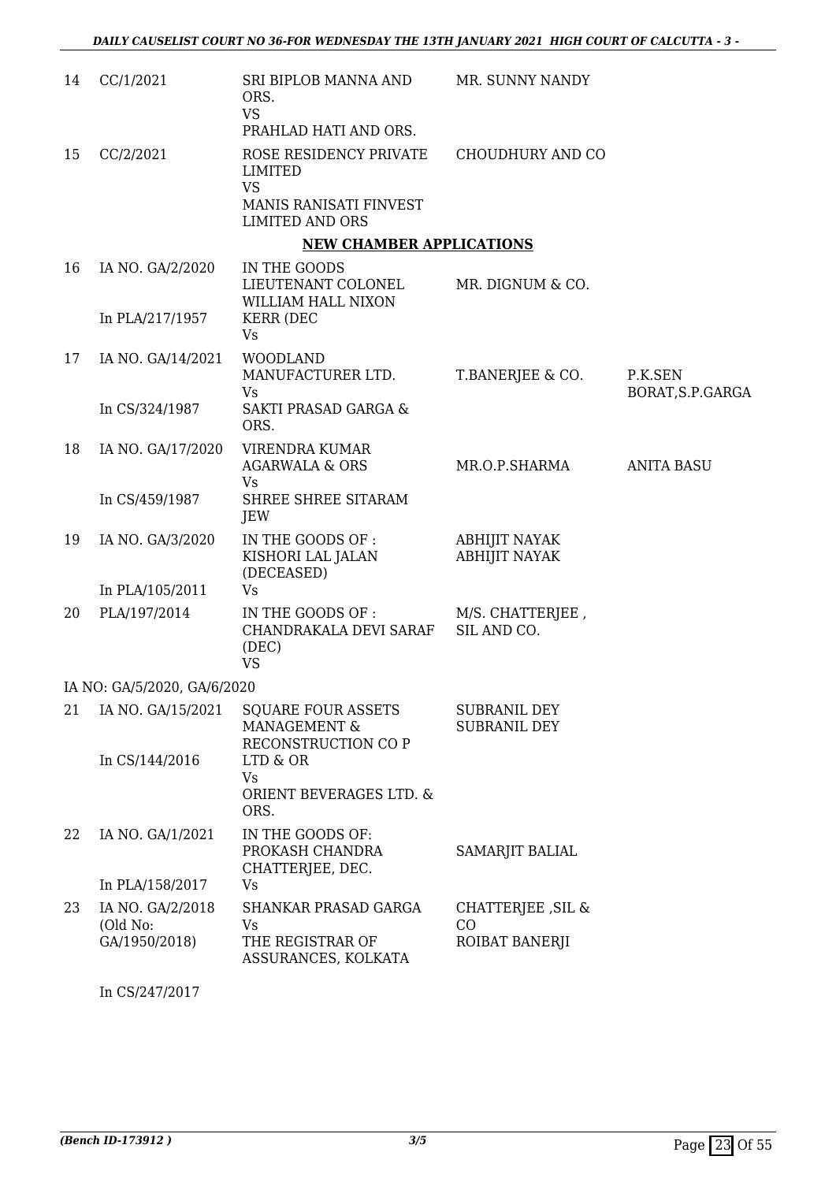| | | | | |
|---|---|---|---|---|
| 14 | CC/1/2021 | SRI BIPLOB MANNA AND ORS.<br>VS<br>PRAHLAD HATI AND ORS. | MR. SUNNY NANDY | |
| 15 | CC/2/2021 | ROSE RESIDENCY PRIVATE LIMITED<br>VS<br>MANIS RANISATI FINVEST LIMITED AND ORS | CHOUDHURY AND CO | |

**NEW CHAMBER APPLICATIONS**

| | | | | |
|---|---|---|---|---|
| 16 | IA NO. GA/2/2020<br><br>In PLA/217/1957 | IN THE GOODS LIEUTENANT COLONEL WILLIAM HALL NIXON KERR (DEC<br>Vs | MR. DIGNUM & CO. | |
| 17 | IA NO. GA/14/2021<br><br>In CS/324/1987 | WOODLAND MANUFACTURER LTD.<br>Vs<br>SAKTI PRASAD GARGA & ORS. | T.BANERJEE & CO. | P.K.SEN BORAT,S.P.GARGA |
| 18 | IA NO. GA/17/2020<br><br>In CS/459/1987 | VIRENDRA KUMAR AGARWALA & ORS<br>Vs<br>SHREE SHREE SITARAM JEW | MR.O.P.SHARMA | ANITA BASU |
| 19 | IA NO. GA/3/2020<br><br>In PLA/105/2011 | IN THE GOODS OF : KISHORI LAL JALAN (DECEASED)<br>Vs | ABHIJIT NAYAK<br>ABHIJIT NAYAK | |
| 20 | PLA/197/2014 | IN THE GOODS OF : CHANDRAKALA DEVI SARAF (DEC)<br>VS | M/S. CHATTERJEE , SIL AND CO. | |

IA NO: GA/5/2020, GA/6/2020

| | | | | |
|---|---|---|---|---|
| 21 | IA NO. GA/15/2021<br><br>In CS/144/2016 | SQUARE FOUR ASSETS MANAGEMENT & RECONSTRUCTION CO P LTD & OR<br>Vs<br>ORIENT BEVERAGES LTD. & ORS. | SUBRANIL DEY<br>SUBRANIL DEY | |
| 22 | IA NO. GA/1/2021<br><br>In PLA/158/2017 | IN THE GOODS OF: PROKASH CHANDRA CHATTERJEE, DEC.<br>Vs | SAMARJIT BALIAL | |
| 23 | IA NO. GA/2/2018 (Old No: GA/1950/2018)<br><br>In CS/247/2017 | SHANKAR PRASAD GARGA<br>Vs<br>THE REGISTRAR OF ASSURANCES, KOLKATA | CHATTERJEE ,SIL & CO<br>ROIBAT BANERJI | |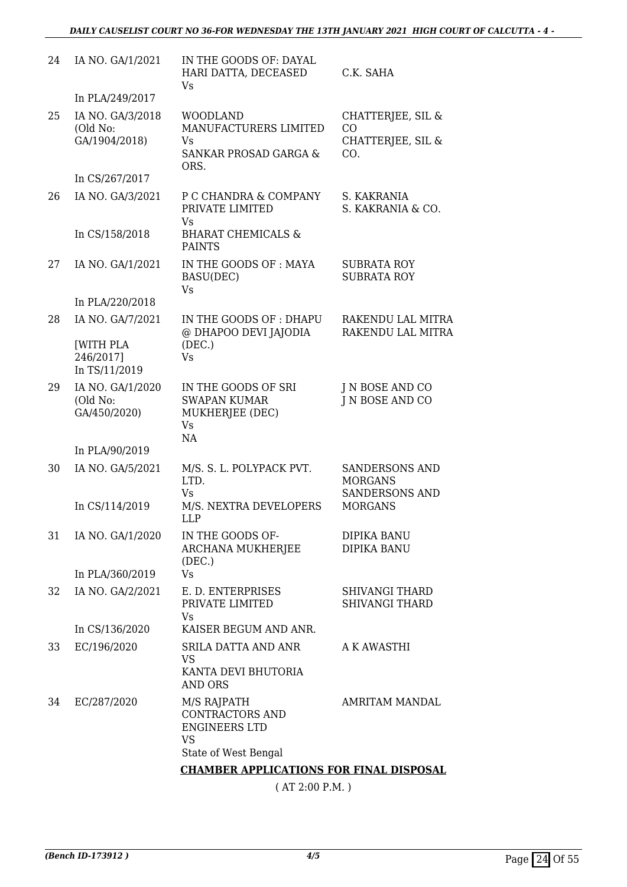| | | | |
|---|---|---|---|
| 24 | IA NO. GA/1/2021<br><br>In PLA/249/2017 | IN THE GOODS OF: DAYAL HARI DATTA, DECEASED<br>Vs | C.K. SAHA |
| 25 | IA NO. GA/3/2018 (Old No: GA/1904/2018)<br><br>In CS/267/2017 | WOODLAND MANUFACTURERS LIMITED<br>Vs<br>SANKAR PROSAD GARGA & ORS. | CHATTERJEE, SIL & CO<br>CHATTERJEE, SIL & CO. |
| 26 | IA NO. GA/3/2021<br><br>In CS/158/2018 | P C CHANDRA & COMPANY PRIVATE LIMITED<br>Vs<br>BHARAT CHEMICALS & PAINTS | S. KAKRANIA<br>S. KAKRANIA & CO. |
| 27 | IA NO. GA/1/2021<br><br>In PLA/220/2018 | IN THE GOODS OF : MAYA BASU(DEC)<br>Vs | SUBRATA ROY<br>SUBRATA ROY |
| 28 | IA NO. GA/7/2021<br><br>[WITH PLA 246/2017]<br>In TS/11/2019 | IN THE GOODS OF : DHAPU @ DHAPOO DEVI JAJODIA (DEC.)<br>Vs | RAKENDU LAL MITRA<br>RAKENDU LAL MITRA |
| 29 | IA NO. GA/1/2020 (Old No: GA/450/2020)<br><br>In PLA/90/2019 | IN THE GOODS OF SRI SWAPAN KUMAR MUKHERJEE (DEC)<br>Vs<br>NA | J N BOSE AND CO<br>J N BOSE AND CO |
| 30 | IA NO. GA/5/2021<br><br>In CS/114/2019 | M/S. S. L. POLYPACK PVT. LTD.<br>Vs<br>M/S. NEXTRA DEVELOPERS LLP | SANDERSONS AND MORGANS<br>SANDERSONS AND MORGANS |
| 31 | IA NO. GA/1/2020<br><br>In PLA/360/2019 | IN THE GOODS OF- ARCHANA MUKHERJEE (DEC.)<br>Vs | DIPIKA BANU<br>DIPIKA BANU |
| 32 | IA NO. GA/2/2021<br><br>In CS/136/2020 | E. D. ENTERPRISES PRIVATE LIMITED<br>Vs<br>KAISER BEGUM AND ANR. | SHIVANGI THARD<br>SHIVANGI THARD |
| 33 | EC/196/2020 | SRILA DATTA AND ANR<br>VS<br>KANTA DEVI BHUTORIA AND ORS | A K AWASTHI |
| 34 | EC/287/2020 | M/S RAJPATH CONTRACTORS AND ENGINEERS LTD<br>VS<br>State of West Bengal | AMRITAM MANDAL |

**CHAMBER APPLICATIONS FOR FINAL DISPOSAL**

( AT 2:00 P.M. )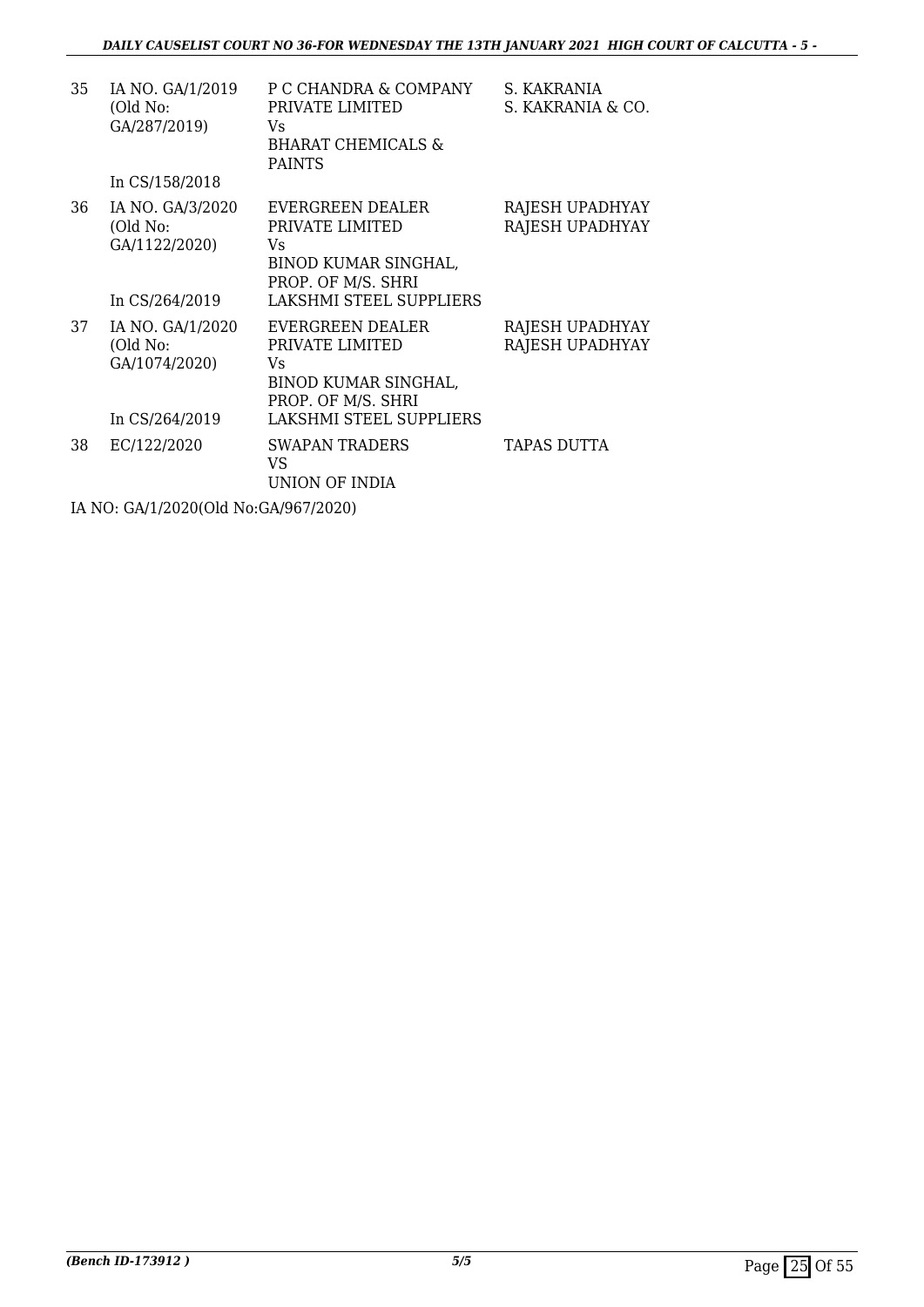| | | | |
|---|---|---|---|
| 35 | IA NO. GA/1/2019 (Old No: GA/287/2019)<br><br>In CS/158/2018 | P C CHANDRA & COMPANY PRIVATE LIMITED<br>Vs<br>BHARAT CHEMICALS & PAINTS | S. KAKRANIA<br>S. KAKRANIA & CO. |
| 36 | IA NO. GA/3/2020 (Old No: GA/1122/2020)<br><br>In CS/264/2019 | EVERGREEN DEALER PRIVATE LIMITED<br>Vs<br>BINOD KUMAR SINGHAL, PROP. OF M/S. SHRI LAKSHMI STEEL SUPPLIERS | RAJESH UPADHYAY<br>RAJESH UPADHYAY |
| 37 | IA NO. GA/1/2020 (Old No: GA/1074/2020)<br><br>In CS/264/2019 | EVERGREEN DEALER PRIVATE LIMITED<br>Vs<br>BINOD KUMAR SINGHAL, PROP. OF M/S. SHRI LAKSHMI STEEL SUPPLIERS | RAJESH UPADHYAY<br>RAJESH UPADHYAY |
| 38 | EC/122/2020 | SWAPAN TRADERS<br>VS<br>UNION OF INDIA | TAPAS DUTTA |

IA NO: GA/1/2020(Old No:GA/967/2020)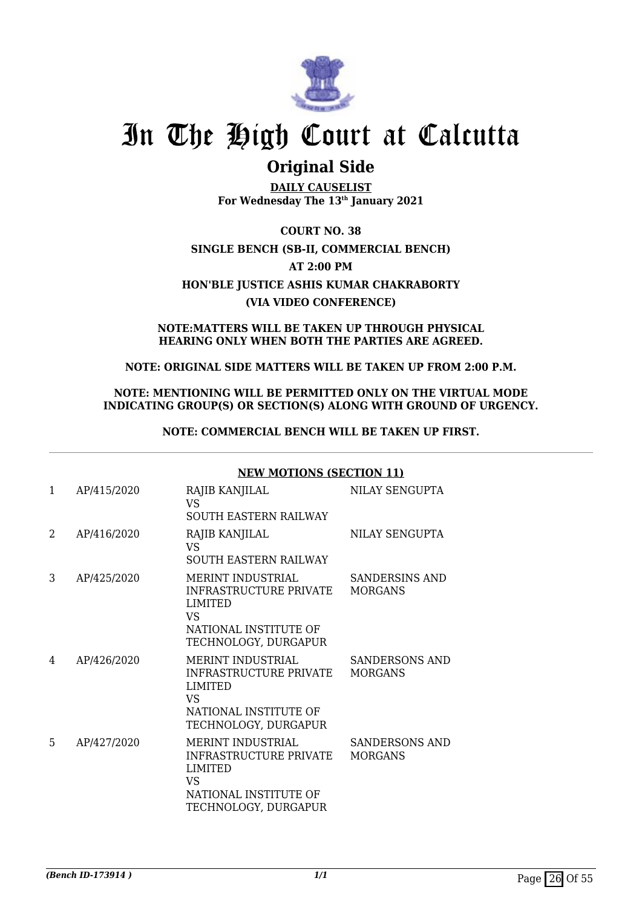# In The High Court at Calcutta

## Original Side

**DAILY CAUSELIST**
**For Wednesday The 13th January 2021**

**COURT NO. 38**

**SINGLE BENCH (SB-II, COMMERCIAL BENCH)**

**AT 2:00 PM**

**HON'BLE JUSTICE ASHIS KUMAR CHAKRABORTY**

**(VIA VIDEO CONFERENCE)**

**NOTE:MATTERS WILL BE TAKEN UP THROUGH PHYSICAL HEARING ONLY WHEN BOTH THE PARTIES ARE AGREED.**

**NOTE: ORIGINAL SIDE MATTERS WILL BE TAKEN UP FROM 2:00 P.M.**

**NOTE: MENTIONING WILL BE PERMITTED ONLY ON THE VIRTUAL MODE INDICATING GROUP(S) OR SECTION(S) ALONG WITH GROUND OF URGENCY.**

**NOTE: COMMERCIAL BENCH WILL BE TAKEN UP FIRST.**

**NEW MOTIONS (SECTION 11)**

| | | | |
|---|---|---|---|
| 1 | AP/415/2020 | RAJIB KANJILAL<br>VS<br>SOUTH EASTERN RAILWAY | NILAY SENGUPTA |
| 2 | AP/416/2020 | RAJIB KANJILAL<br>VS<br>SOUTH EASTERN RAILWAY | NILAY SENGUPTA |
| 3 | AP/425/2020 | MERINT INDUSTRIAL INFRASTRUCTURE PRIVATE LIMITED<br>VS<br>NATIONAL INSTITUTE OF TECHNOLOGY, DURGAPUR | SANDERSINS AND MORGANS |
| 4 | AP/426/2020 | MERINT INDUSTRIAL INFRASTRUCTURE PRIVATE LIMITED<br>VS<br>NATIONAL INSTITUTE OF TECHNOLOGY, DURGAPUR | SANDERSONS AND MORGANS |
| 5 | AP/427/2020 | MERINT INDUSTRIAL INFRASTRUCTURE PRIVATE LIMITED<br>VS<br>NATIONAL INSTITUTE OF TECHNOLOGY, DURGAPUR | SANDERSONS AND MORGANS |

*(Bench ID-173914 )*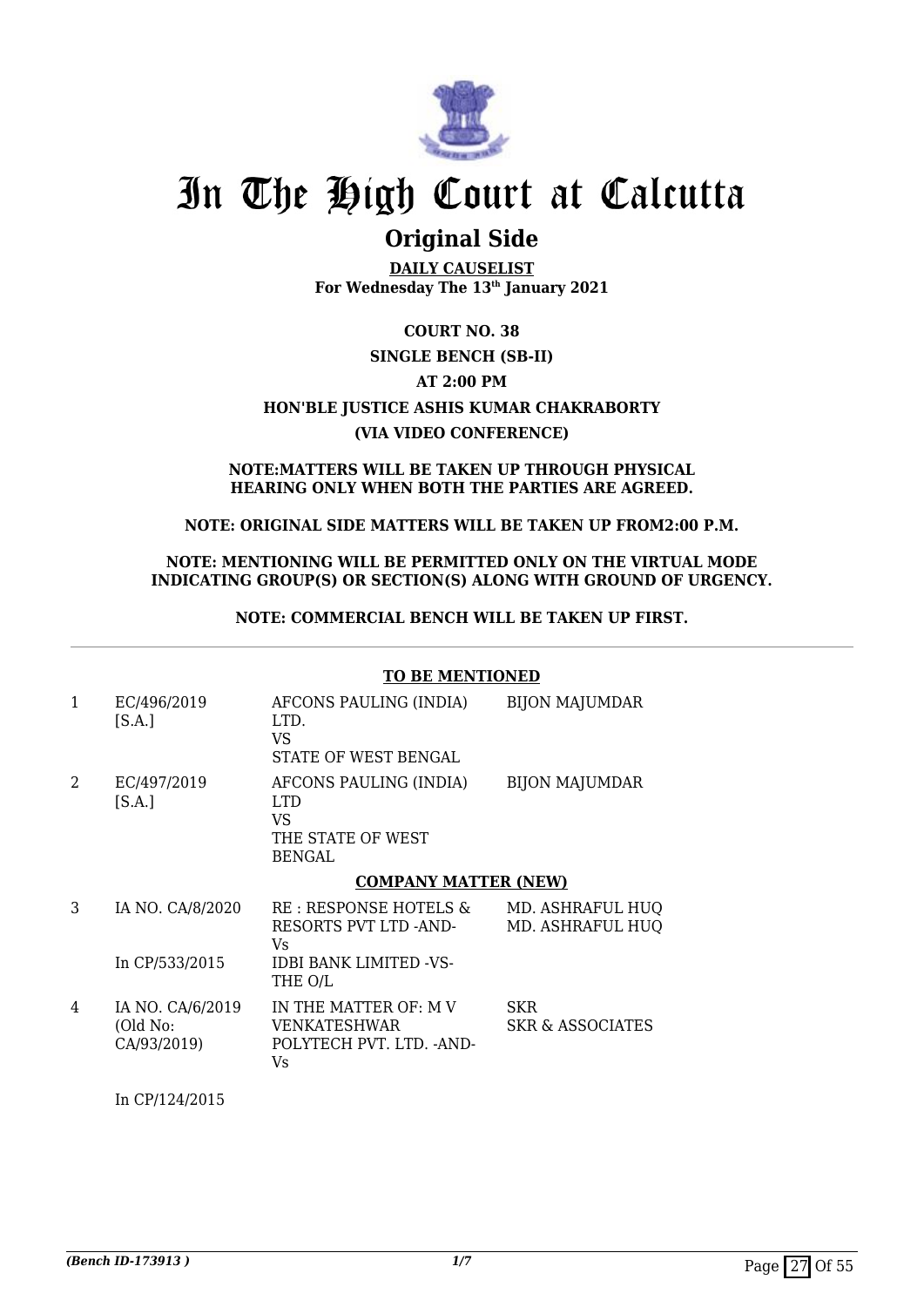# In The High Court at Calcutta

## Original Side

**DAILY CAUSELIST**
**For Wednesday The 13th January 2021**

**COURT NO. 38**

**SINGLE BENCH (SB-II)**

**AT 2:00 PM**

**HON'BLE JUSTICE ASHIS KUMAR CHAKRABORTY**

**(VIA VIDEO CONFERENCE)**

**NOTE:MATTERS WILL BE TAKEN UP THROUGH PHYSICAL HEARING ONLY WHEN BOTH THE PARTIES ARE AGREED.**

**NOTE: ORIGINAL SIDE MATTERS WILL BE TAKEN UP FROM2:00 P.M.**

**NOTE: MENTIONING WILL BE PERMITTED ONLY ON THE VIRTUAL MODE INDICATING GROUP(S) OR SECTION(S) ALONG WITH GROUND OF URGENCY.**

**NOTE: COMMERCIAL BENCH WILL BE TAKEN UP FIRST.**

**TO BE MENTIONED**

| | | | |
|---|---|---|---|
| 1 | EC/496/2019 [S.A.] | AFCONS PAULING (INDIA) LTD. VS STATE OF WEST BENGAL | BIJON MAJUMDAR |
| 2 | EC/497/2019 [S.A.] | AFCONS PAULING (INDIA) LTD VS THE STATE OF WEST BENGAL | BIJON MAJUMDAR |

**COMPANY MATTER (NEW)**

| | | | |
|---|---|---|---|
| 3 | IA NO. CA/8/2020 In CP/533/2015 | RE : RESPONSE HOTELS & RESORTS PVT LTD -AND- Vs IDBI BANK LIMITED -VS- THE O/L | MD. ASHRAFUL HUQ MD. ASHRAFUL HUQ |
| 4 | IA NO. CA/6/2019 (Old No: CA/93/2019) In CP/124/2015 | IN THE MATTER OF: M V VENKATESHWAR POLYTECH PVT. LTD. -AND- Vs | SKR SKR & ASSOCIATES |

*(Bench ID-173913 )*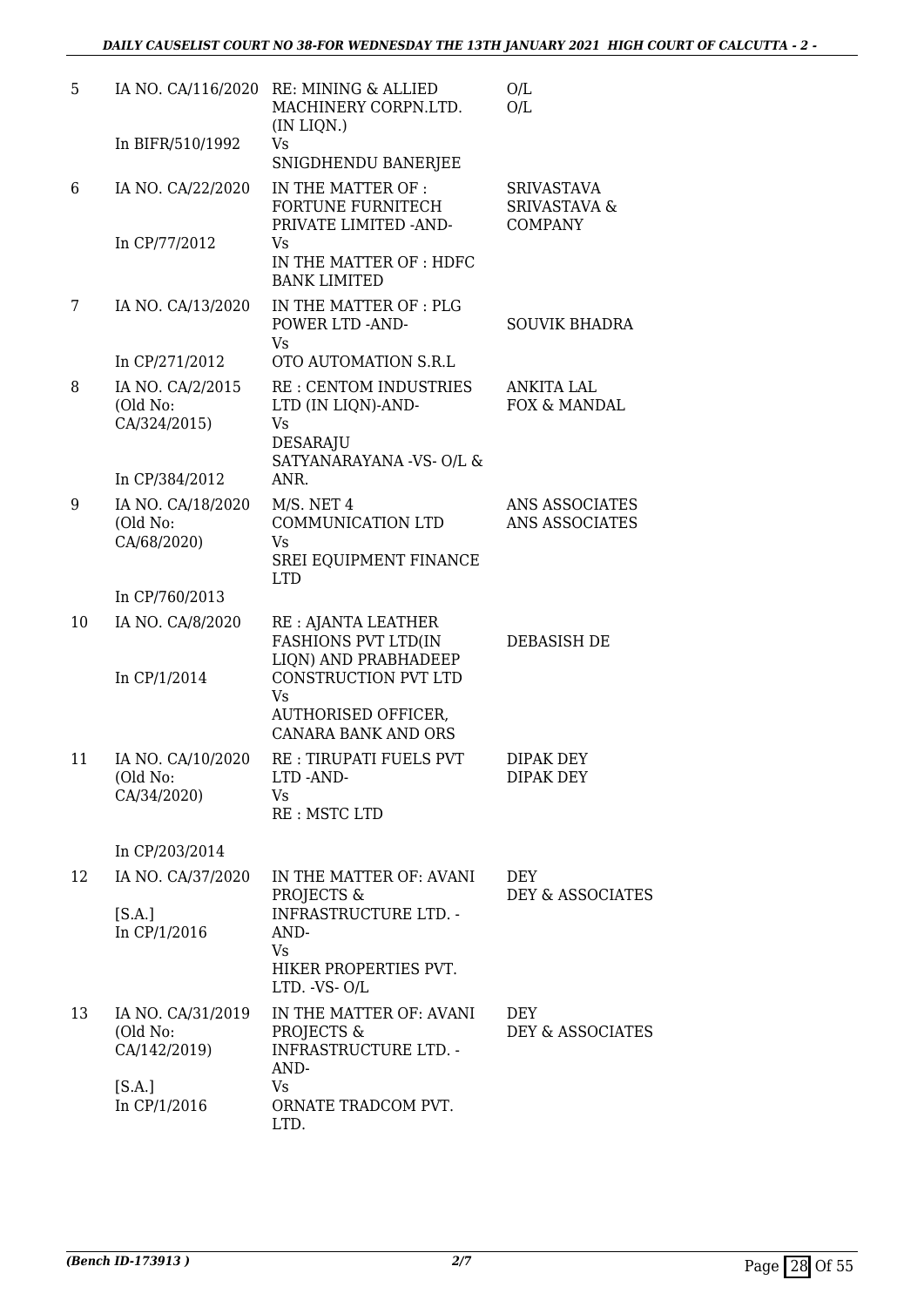| | | | |
|---|---|---|---|
| 5 | IA NO. CA/116/2020<br><br>In BIFR/510/1992 | RE: MINING & ALLIED MACHINERY CORPN.LTD. (IN LIQN.)<br>Vs<br>SNIGDHENDU BANERJEE | O/L<br>O/L |
| 6 | IA NO. CA/22/2020<br><br>In CP/77/2012 | IN THE MATTER OF : FORTUNE FURNITECH PRIVATE LIMITED -AND-<br>Vs<br>IN THE MATTER OF : HDFC BANK LIMITED | SRIVASTAVA<br>SRIVASTAVA & COMPANY |
| 7 | IA NO. CA/13/2020<br><br>In CP/271/2012 | IN THE MATTER OF : PLG POWER LTD -AND-<br>Vs<br>OTO AUTOMATION S.R.L | SOUVIK BHADRA |
| 8 | IA NO. CA/2/2015<br>(Old No: CA/324/2015)<br><br>In CP/384/2012 | RE : CENTOM INDUSTRIES LTD (IN LIQN)-AND-<br>Vs<br>DESARAJU SATYANARAYANA -VS- O/L & ANR. | ANKITA LAL<br>FOX & MANDAL |
| 9 | IA NO. CA/18/2020<br>(Old No: CA/68/2020)<br><br>In CP/760/2013 | M/S. NET 4 COMMUNICATION LTD<br>Vs<br>SREI EQUIPMENT FINANCE LTD | ANS ASSOCIATES<br>ANS ASSOCIATES |
| 10 | IA NO. CA/8/2020<br><br>In CP/1/2014 | RE : AJANTA LEATHER FASHIONS PVT LTD(IN LIQN) AND PRABHADEEP CONSTRUCTION PVT LTD<br>Vs<br>AUTHORISED OFFICER, CANARA BANK AND ORS | DEBASISH DE |
| 11 | IA NO. CA/10/2020<br>(Old No: CA/34/2020)<br><br>In CP/203/2014 | RE : TIRUPATI FUELS PVT LTD -AND-<br>Vs<br>RE : MSTC LTD | DIPAK DEY<br>DIPAK DEY |
| 12 | IA NO. CA/37/2020<br><br>[S.A.]<br>In CP/1/2016 | IN THE MATTER OF: AVANI PROJECTS & INFRASTRUCTURE LTD. -AND-<br>Vs<br>HIKER PROPERTIES PVT. LTD. -VS- O/L | DEY<br>DEY & ASSOCIATES |
| 13 | IA NO. CA/31/2019<br>(Old No: CA/142/2019)<br><br>[S.A.]<br>In CP/1/2016 | IN THE MATTER OF: AVANI PROJECTS & INFRASTRUCTURE LTD. -AND-<br>Vs<br>ORNATE TRADCOM PVT. LTD. | DEY<br>DEY & ASSOCIATES |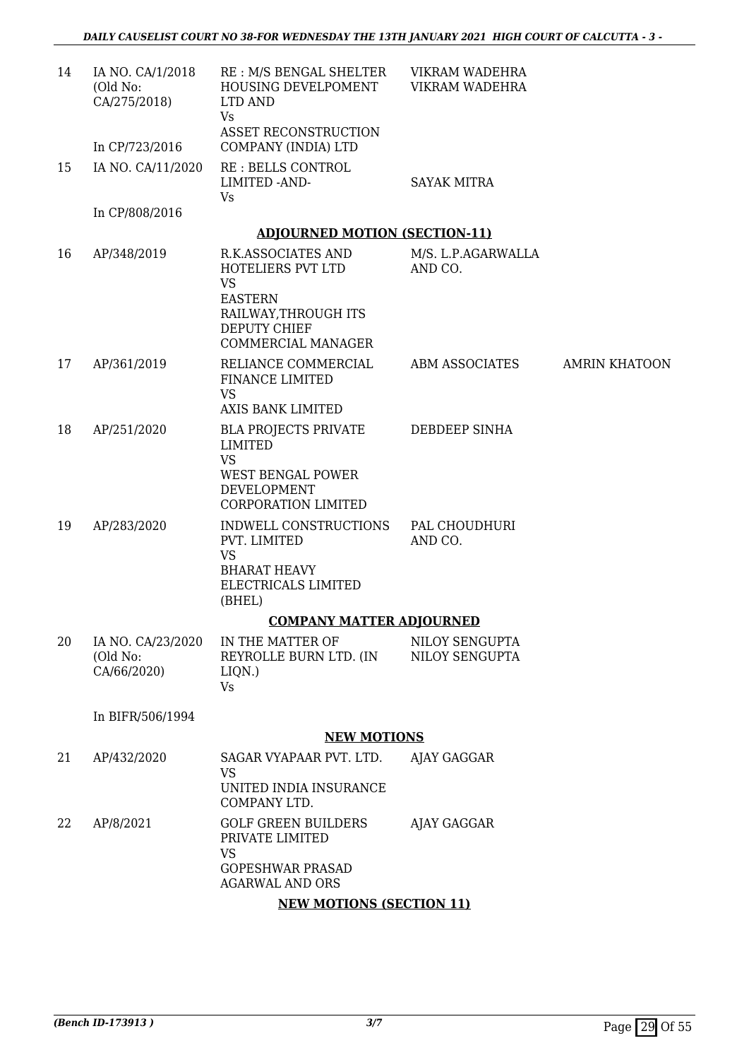| | | | | |
|---|---|---|---|---|
| 14 | IA NO. CA/1/2018 (Old No: CA/275/2018) In CP/723/2016 | RE : M/S BENGAL SHELTER HOUSING DEVELPOMENT LTD AND Vs ASSET RECONSTRUCTION COMPANY (INDIA) LTD | VIKRAM WADEHRA VIKRAM WADEHRA | |
| 15 | IA NO. CA/11/2020 In CP/808/2016 | RE : BELLS CONTROL LIMITED -AND- Vs | SAYAK MITRA | |

**ADJOURNED MOTION (SECTION-11)**

| | | | | |
|---|---|---|---|---|
| 16 | AP/348/2019 | R.K.ASSOCIATES AND HOTELIERS PVT LTD VS EASTERN RAILWAY,THROUGH ITS DEPUTY CHIEF COMMERCIAL MANAGER | M/S. L.P.AGARWALLA AND CO. | |
| 17 | AP/361/2019 | RELIANCE COMMERCIAL FINANCE LIMITED VS AXIS BANK LIMITED | ABM ASSOCIATES | AMRIN KHATOON |
| 18 | AP/251/2020 | BLA PROJECTS PRIVATE LIMITED VS WEST BENGAL POWER DEVELOPMENT CORPORATION LIMITED | DEBDEEP SINHA | |
| 19 | AP/283/2020 | INDWELL CONSTRUCTIONS PVT. LIMITED VS BHARAT HEAVY ELECTRICALS LIMITED (BHEL) | PAL CHOUDHURI AND CO. | |

**COMPANY MATTER ADJOURNED**

| | | | | |
|---|---|---|---|---|
| 20 | IA NO. CA/23/2020 (Old No: CA/66/2020) In BIFR/506/1994 | IN THE MATTER OF REYROLLE BURN LTD. (IN LIQN.) Vs | NILOY SENGUPTA NILOY SENGUPTA | |

**NEW MOTIONS**

| | | | | |
|---|---|---|---|---|
| 21 | AP/432/2020 | SAGAR VYAPAAR PVT. LTD. VS UNITED INDIA INSURANCE COMPANY LTD. | AJAY GAGGAR | |
| 22 | AP/8/2021 | GOLF GREEN BUILDERS PRIVATE LIMITED VS GOPESHWAR PRASAD AGARWAL AND ORS | AJAY GAGGAR | |

**NEW MOTIONS (SECTION 11)**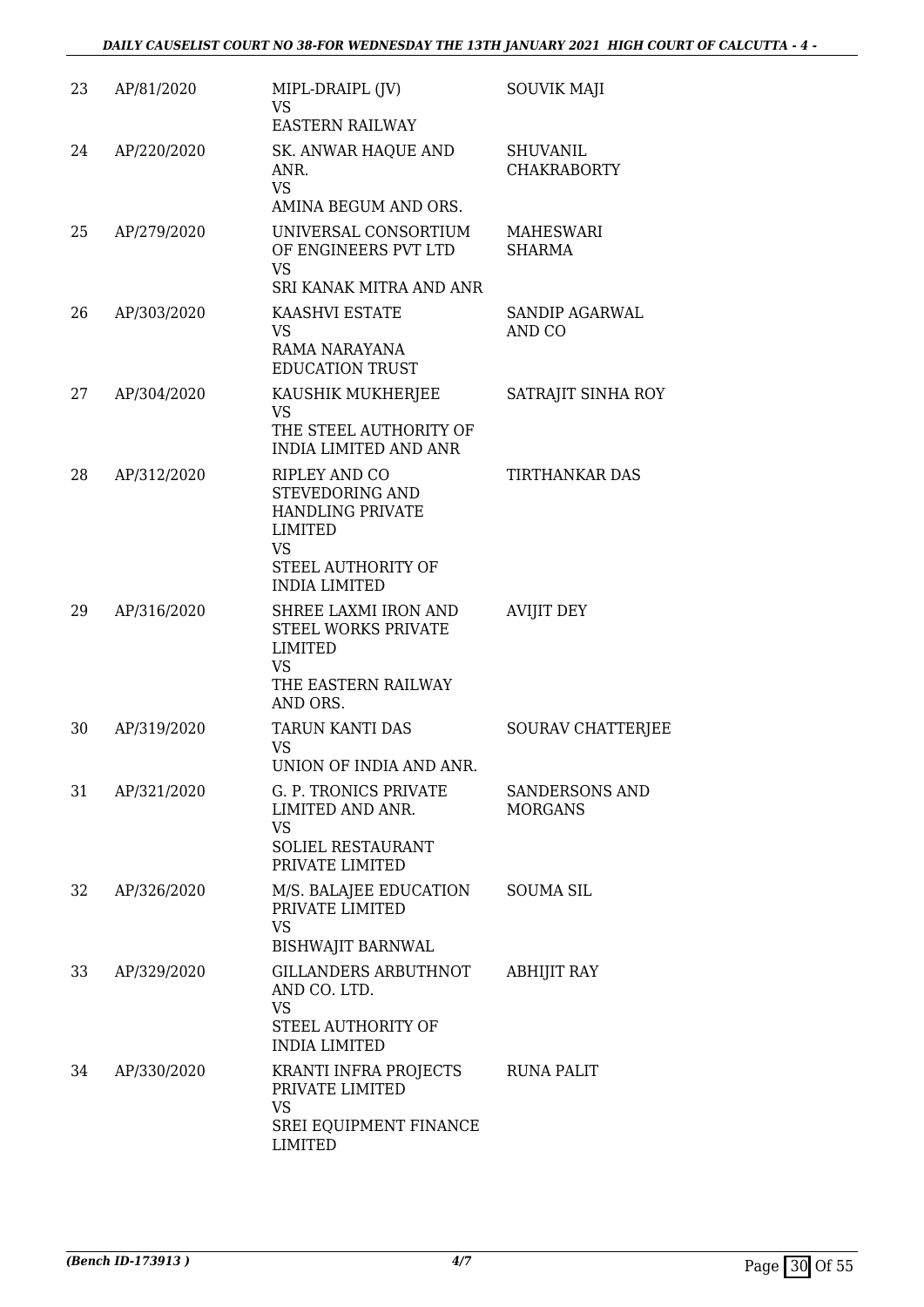| 23 | AP/81/2020 | MIPL-DRAIPL (JV)<br>VS<br>EASTERN RAILWAY | SOUVIK MAJI |
|---|---|---|---|
| 24 | AP/220/2020 | SK. ANWAR HAQUE AND ANR.<br>VS<br>AMINA BEGUM AND ORS. | SHUVANIL CHAKRABORTY |
| 25 | AP/279/2020 | UNIVERSAL CONSORTIUM OF ENGINEERS PVT LTD<br>VS<br>SRI KANAK MITRA AND ANR | MAHESWARI SHARMA |
| 26 | AP/303/2020 | KAASHVI ESTATE<br>VS<br>RAMA NARAYANA EDUCATION TRUST | SANDIP AGARWAL AND CO |
| 27 | AP/304/2020 | KAUSHIK MUKHERJEE<br>VS<br>THE STEEL AUTHORITY OF INDIA LIMITED AND ANR | SATRAJIT SINHA ROY |
| 28 | AP/312/2020 | RIPLEY AND CO STEVEDORING AND HANDLING PRIVATE LIMITED<br>VS<br>STEEL AUTHORITY OF INDIA LIMITED | TIRTHANKAR DAS |
| 29 | AP/316/2020 | SHREE LAXMI IRON AND STEEL WORKS PRIVATE LIMITED<br>VS<br>THE EASTERN RAILWAY AND ORS. | AVIJIT DEY |
| 30 | AP/319/2020 | TARUN KANTI DAS<br>VS<br>UNION OF INDIA AND ANR. | SOURAV CHATTERJEE |
| 31 | AP/321/2020 | G. P. TRONICS PRIVATE LIMITED AND ANR.<br>VS<br>SOLIEL RESTAURANT PRIVATE LIMITED | SANDERSONS AND MORGANS |
| 32 | AP/326/2020 | M/S. BALAJEE EDUCATION PRIVATE LIMITED<br>VS<br>BISHWAJIT BARNWAL | SOUMA SIL |
| 33 | AP/329/2020 | GILLANDERS ARBUTHNOT AND CO. LTD.<br>VS<br>STEEL AUTHORITY OF INDIA LIMITED | ABHIJIT RAY |
| 34 | AP/330/2020 | KRANTI INFRA PROJECTS PRIVATE LIMITED<br>VS<br>SREI EQUIPMENT FINANCE LIMITED | RUNA PALIT |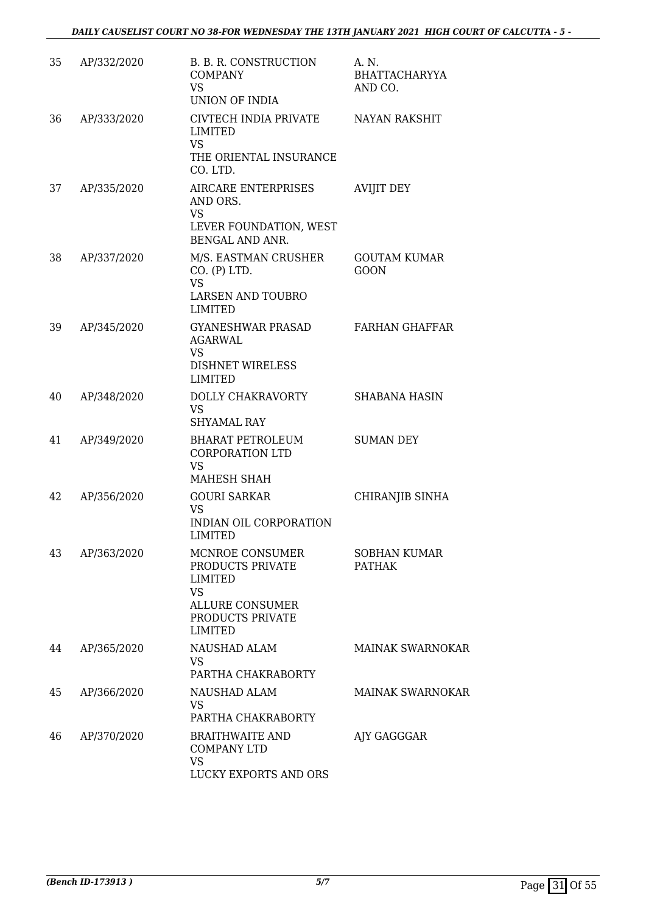| | | | |
|---|---|---|---|
| 35 | AP/332/2020 | B. B. R. CONSTRUCTION COMPANY<br>VS<br>UNION OF INDIA | A. N. BHATTACHARYYA AND CO. |
| 36 | AP/333/2020 | CIVTECH INDIA PRIVATE LIMITED<br>VS<br>THE ORIENTAL INSURANCE CO. LTD. | NAYAN RAKSHIT |
| 37 | AP/335/2020 | AIRCARE ENTERPRISES AND ORS.<br>VS<br>LEVER FOUNDATION, WEST BENGAL AND ANR. | AVIJIT DEY |
| 38 | AP/337/2020 | M/S. EASTMAN CRUSHER CO. (P) LTD.<br>VS<br>LARSEN AND TOUBRO LIMITED | GOUTAM KUMAR GOON |
| 39 | AP/345/2020 | GYANESHWAR PRASAD AGARWAL<br>VS<br>DISHNET WIRELESS LIMITED | FARHAN GHAFFAR |
| 40 | AP/348/2020 | DOLLY CHAKRAVORTY<br>VS<br>SHYAMAL RAY | SHABANA HASIN |
| 41 | AP/349/2020 | BHARAT PETROLEUM CORPORATION LTD<br>VS<br>MAHESH SHAH | SUMAN DEY |
| 42 | AP/356/2020 | GOURI SARKAR<br>VS<br>INDIAN OIL CORPORATION LIMITED | CHIRANJIB SINHA |
| 43 | AP/363/2020 | MCNROE CONSUMER PRODUCTS PRIVATE LIMITED<br>VS<br>ALLURE CONSUMER PRODUCTS PRIVATE LIMITED | SOBHAN KUMAR PATHAK |
| 44 | AP/365/2020 | NAUSHAD ALAM<br>VS<br>PARTHA CHAKRABORTY | MAINAK SWARNOKAR |
| 45 | AP/366/2020 | NAUSHAD ALAM<br>VS<br>PARTHA CHAKRABORTY | MAINAK SWARNOKAR |
| 46 | AP/370/2020 | BRAITHWAITE AND COMPANY LTD<br>VS<br>LUCKY EXPORTS AND ORS | AJY GAGGGAR |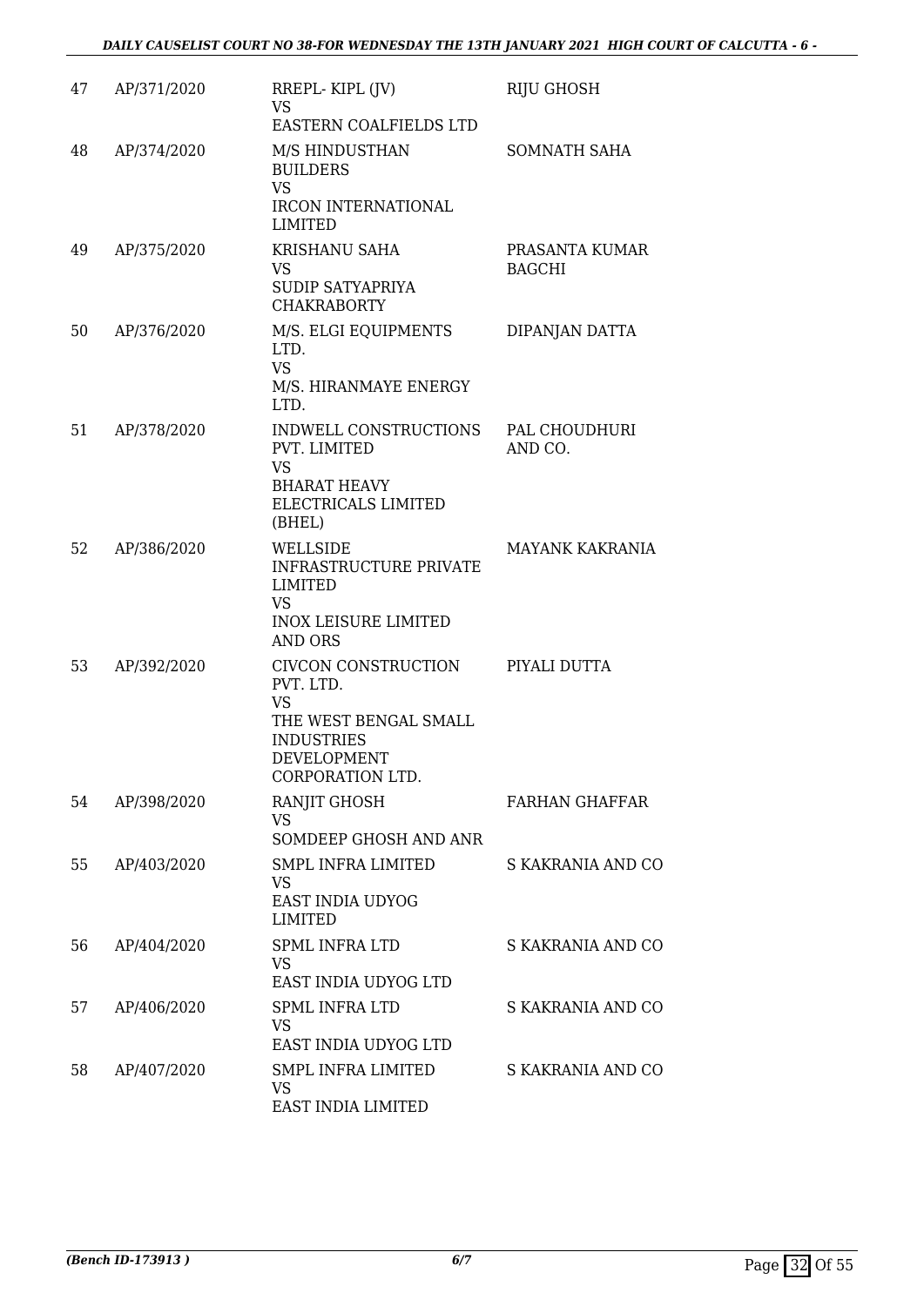| 47 | AP/371/2020 | RREPL- KIPL (JV) VS EASTERN COALFIELDS LTD | RIJU GHOSH |
|---|---|---|---|
| 48 | AP/374/2020 | M/S HINDUSTHAN BUILDERS VS IRCON INTERNATIONAL LIMITED | SOMNATH SAHA |
| 49 | AP/375/2020 | KRISHANU SAHA VS SUDIP SATYAPRIYA CHAKRABORTY | PRASANTA KUMAR BAGCHI |
| 50 | AP/376/2020 | M/S. ELGI EQUIPMENTS LTD. VS M/S. HIRANMAYE ENERGY LTD. | DIPANJAN DATTA |
| 51 | AP/378/2020 | INDWELL CONSTRUCTIONS PVT. LIMITED VS BHARAT HEAVY ELECTRICALS LIMITED (BHEL) | PAL CHOUDHURI AND CO. |
| 52 | AP/386/2020 | WELLSIDE INFRASTRUCTURE PRIVATE LIMITED VS INOX LEISURE LIMITED AND ORS | MAYANK KAKRANIA |
| 53 | AP/392/2020 | CIVCON CONSTRUCTION PVT. LTD. VS THE WEST BENGAL SMALL INDUSTRIES DEVELOPMENT CORPORATION LTD. | PIYALI DUTTA |
| 54 | AP/398/2020 | RANJIT GHOSH VS SOMDEEP GHOSH AND ANR | FARHAN GHAFFAR |
| 55 | AP/403/2020 | SMPL INFRA LIMITED VS EAST INDIA UDYOG LIMITED | S KAKRANIA AND CO |
| 56 | AP/404/2020 | SPML INFRA LTD VS EAST INDIA UDYOG LTD | S KAKRANIA AND CO |
| 57 | AP/406/2020 | SPML INFRA LTD VS EAST INDIA UDYOG LTD | S KAKRANIA AND CO |
| 58 | AP/407/2020 | SMPL INFRA LIMITED VS EAST INDIA LIMITED | S KAKRANIA AND CO |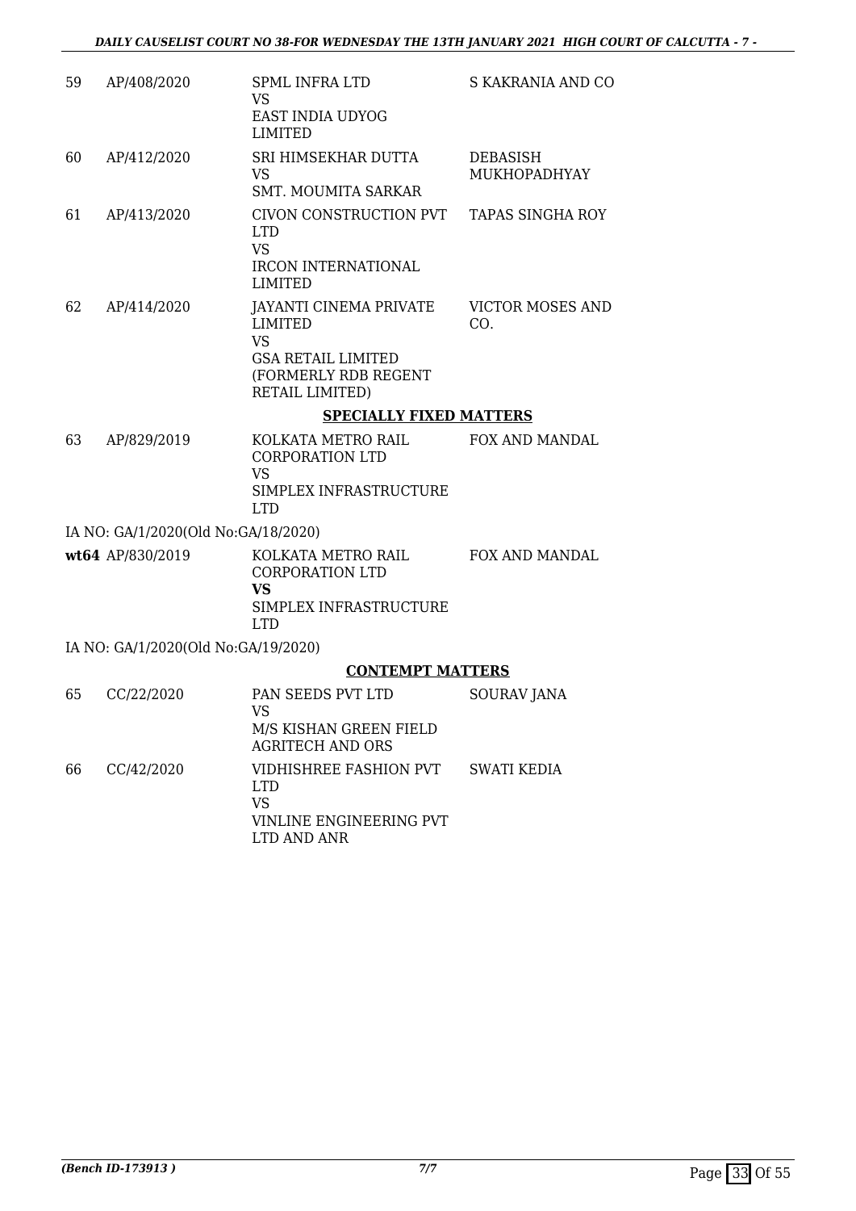| | | | |
|---|---|---|---|
| 59 | AP/408/2020 | SPML INFRA LTD<br>VS<br>EAST INDIA UDYOG LIMITED | S KAKRANIA AND CO |
| 60 | AP/412/2020 | SRI HIMSEKHAR DUTTA<br>VS<br>SMT. MOUMITA SARKAR | DEBASISH MUKHOPADHYAY |
| 61 | AP/413/2020 | CIVON CONSTRUCTION PVT LTD<br>VS<br>IRCON INTERNATIONAL LIMITED | TAPAS SINGHA ROY |
| 62 | AP/414/2020 | JAYANTI CINEMA PRIVATE LIMITED<br>VS<br>GSA RETAIL LIMITED (FORMERLY RDB REGENT RETAIL LIMITED) | VICTOR MOSES AND CO. |

**SPECIALLY FIXED MATTERS**

| | | | |
|---|---|---|---|
| 63 | AP/829/2019 | KOLKATA METRO RAIL CORPORATION LTD<br>VS<br>SIMPLEX INFRASTRUCTURE LTD | FOX AND MANDAL |

IA NO: GA/1/2020(Old No:GA/18/2020)

| | | | |
|---|---|---|---|
| **wt64** | AP/830/2019 | KOLKATA METRO RAIL CORPORATION LTD<br>**VS**<br>SIMPLEX INFRASTRUCTURE LTD | FOX AND MANDAL |

IA NO: GA/1/2020(Old No:GA/19/2020)

**CONTEMPT MATTERS**

| | | | |
|---|---|---|---|
| 65 | CC/22/2020 | PAN SEEDS PVT LTD<br>VS<br>M/S KISHAN GREEN FIELD AGRITECH AND ORS | SOURAV JANA |
| 66 | CC/42/2020 | VIDHISHREE FASHION PVT LTD<br>VS<br>VINLINE ENGINEERING PVT LTD AND ANR | SWATI KEDIA |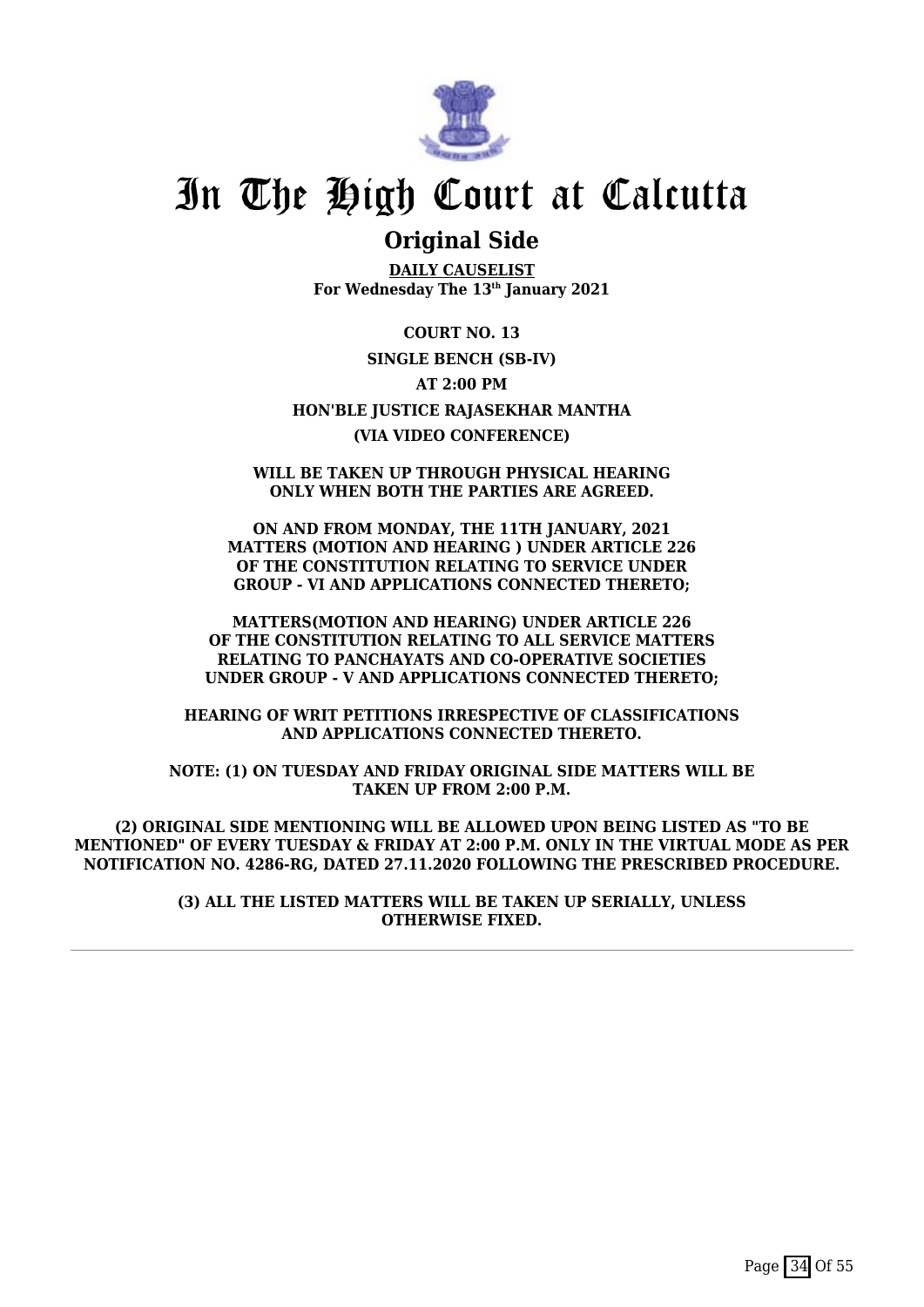# In The High Court at Calcutta

## Original Side

**DAILY CAUSELIST**
**For Wednesday The 13th January 2021**

**COURT NO. 13**

**SINGLE BENCH (SB-IV)**

**AT 2:00 PM**

**HON'BLE JUSTICE RAJASEKHAR MANTHA**

**(VIA VIDEO CONFERENCE)**

**WILL BE TAKEN UP THROUGH PHYSICAL HEARING ONLY WHEN BOTH THE PARTIES ARE AGREED.**

**ON AND FROM MONDAY, THE 11TH JANUARY, 2021 MATTERS (MOTION AND HEARING ) UNDER ARTICLE 226 OF THE CONSTITUTION RELATING TO SERVICE UNDER GROUP - VI AND APPLICATIONS CONNECTED THERETO;**

**MATTERS(MOTION AND HEARING) UNDER ARTICLE 226 OF THE CONSTITUTION RELATING TO ALL SERVICE MATTERS RELATING TO PANCHAYATS AND CO-OPERATIVE SOCIETIES UNDER GROUP - V AND APPLICATIONS CONNECTED THERETO;**

**HEARING OF WRIT PETITIONS IRRESPECTIVE OF CLASSIFICATIONS AND APPLICATIONS CONNECTED THERETO.**

**NOTE: (1) ON TUESDAY AND FRIDAY ORIGINAL SIDE MATTERS WILL BE TAKEN UP FROM 2:00 P.M.**

**(2) ORIGINAL SIDE MENTIONING WILL BE ALLOWED UPON BEING LISTED AS "TO BE MENTIONED" OF EVERY TUESDAY & FRIDAY AT 2:00 P.M. ONLY IN THE VIRTUAL MODE AS PER NOTIFICATION NO. 4286-RG, DATED 27.11.2020 FOLLOWING THE PRESCRIBED PROCEDURE.**

**(3) ALL THE LISTED MATTERS WILL BE TAKEN UP SERIALLY, UNLESS OTHERWISE FIXED.**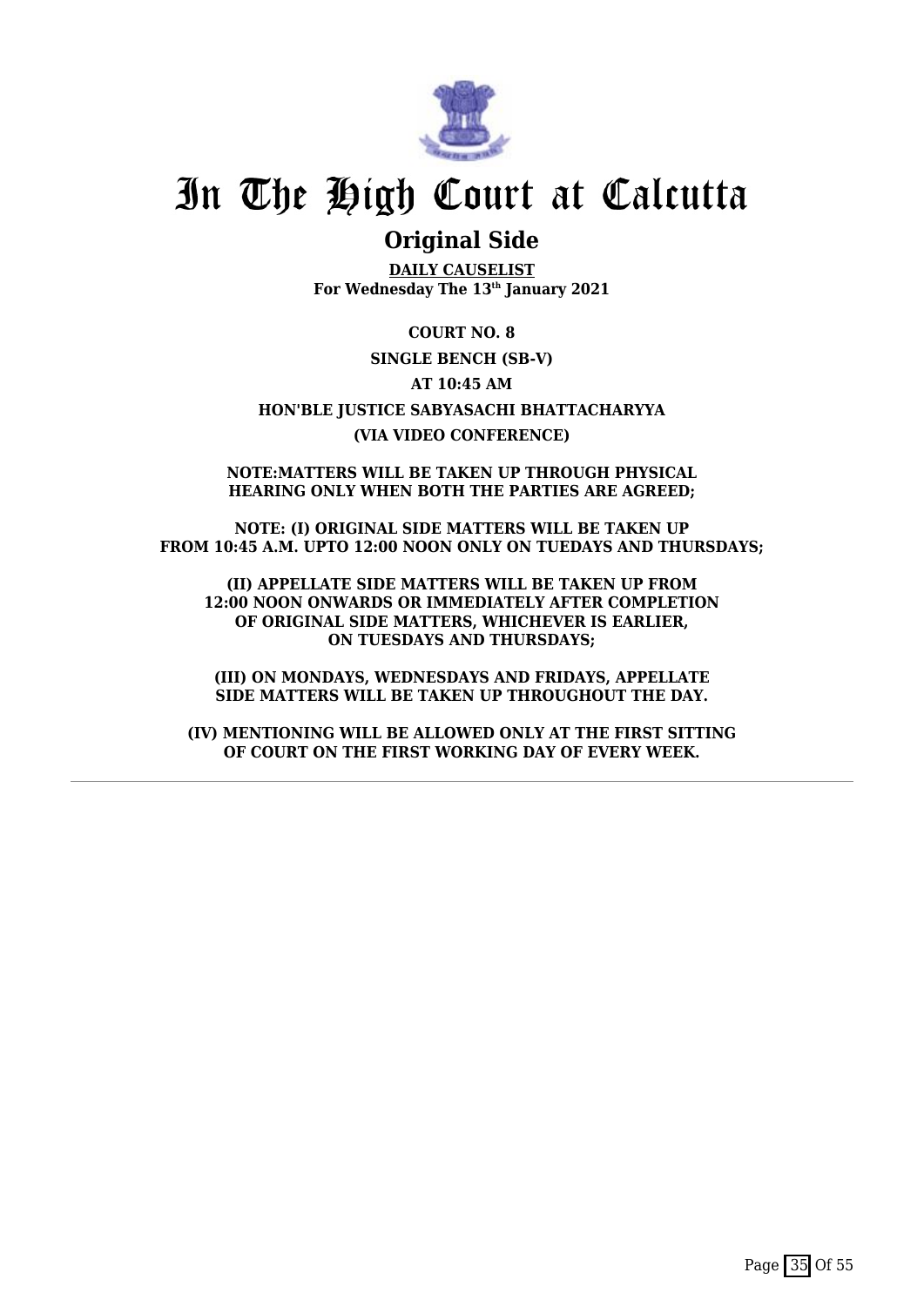# In The High Court at Calcutta

## Original Side

**DAILY CAUSELIST**
**For Wednesday The 13th January 2021**

**COURT NO. 8**

**SINGLE BENCH (SB-V)**

**AT 10:45 AM**

**HON'BLE JUSTICE SABYASACHI BHATTACHARYYA**

**(VIA VIDEO CONFERENCE)**

**NOTE:MATTERS WILL BE TAKEN UP THROUGH PHYSICAL HEARING ONLY WHEN BOTH THE PARTIES ARE AGREED;**

**NOTE: (I) ORIGINAL SIDE MATTERS WILL BE TAKEN UP FROM 10:45 A.M. UPTO 12:00 NOON ONLY ON TUEDAYS AND THURSDAYS;**

**(II) APPELLATE SIDE MATTERS WILL BE TAKEN UP FROM 12:00 NOON ONWARDS OR IMMEDIATELY AFTER COMPLETION OF ORIGINAL SIDE MATTERS, WHICHEVER IS EARLIER, ON TUESDAYS AND THURSDAYS;**

**(III) ON MONDAYS, WEDNESDAYS AND FRIDAYS, APPELLATE SIDE MATTERS WILL BE TAKEN UP THROUGHOUT THE DAY.**

**(IV) MENTIONING WILL BE ALLOWED ONLY AT THE FIRST SITTING OF COURT ON THE FIRST WORKING DAY OF EVERY WEEK.**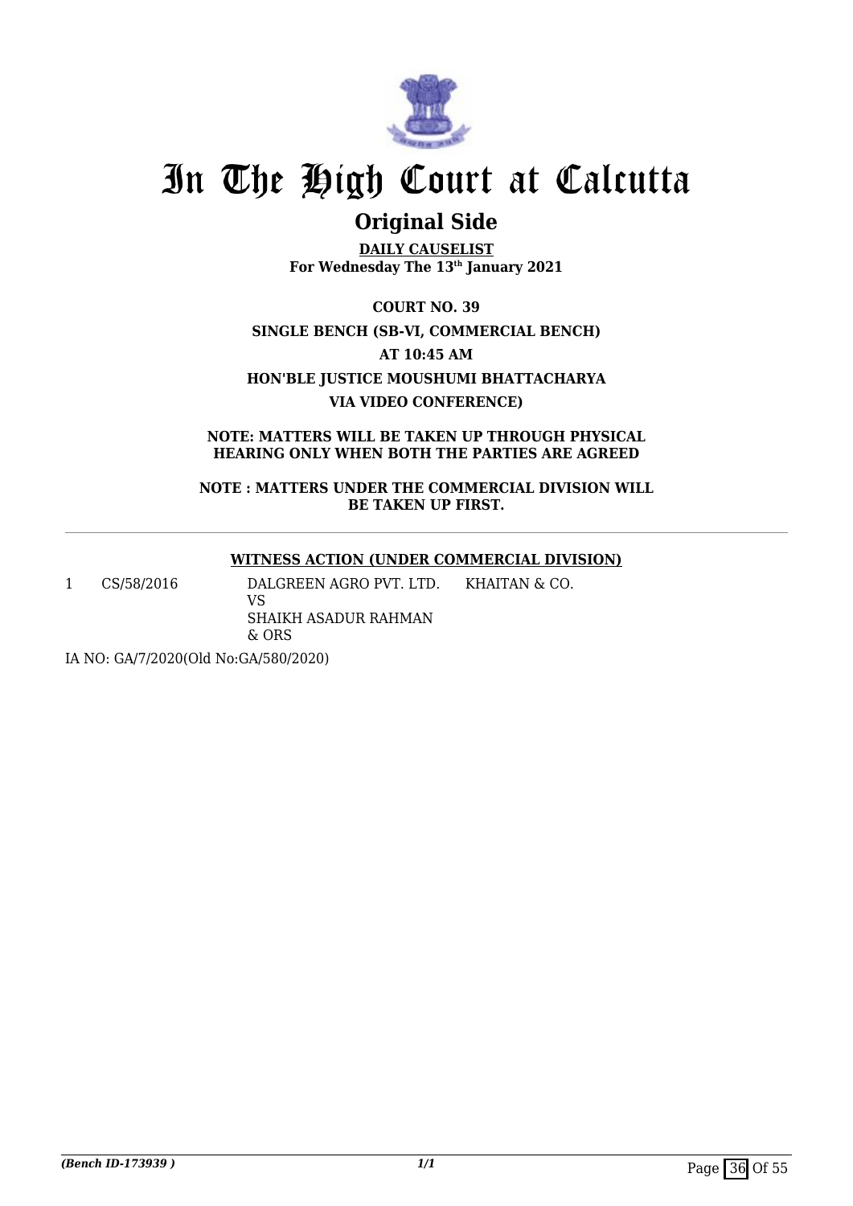# In The High Court at Calcutta

## Original Side

**DAILY CAUSELIST**
**For Wednesday The 13th January 2021**

**COURT NO. 39**

**SINGLE BENCH (SB-VI, COMMERCIAL BENCH)**

**AT 10:45 AM**

**HON'BLE JUSTICE MOUSHUMI BHATTACHARYA**

**VIA VIDEO CONFERENCE)**

**NOTE: MATTERS WILL BE TAKEN UP THROUGH PHYSICAL HEARING ONLY WHEN BOTH THE PARTIES ARE AGREED**

**NOTE : MATTERS UNDER THE COMMERCIAL DIVISION WILL BE TAKEN UP FIRST.**

---

**WITNESS ACTION (UNDER COMMERCIAL DIVISION)**

| | | | |
|---|---|---|---|
| 1 | CS/58/2016 | DALGREEN AGRO PVT. LTD. VS SHAIKH ASADUR RAHMAN & ORS | KHAITAN & CO. |

IA NO: GA/7/2020(Old No:GA/580/2020)

*(Bench ID-173939 )* 1/1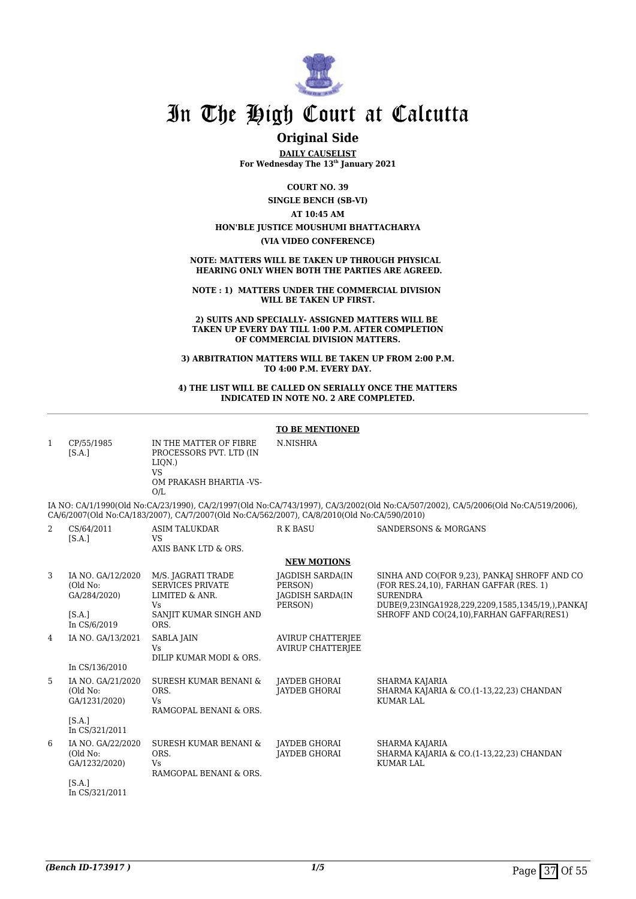# In The High Court at Calcutta

## Original Side

**DAILY CAUSELIST**

**For Wednesday The 13th January 2021**

**COURT NO. 39**

**SINGLE BENCH (SB-VI)**

**AT 10:45 AM**

**HON'BLE JUSTICE MOUSHUMI BHATTACHARYA**

**(VIA VIDEO CONFERENCE)**

**NOTE: MATTERS WILL BE TAKEN UP THROUGH PHYSICAL HEARING ONLY WHEN BOTH THE PARTIES ARE AGREED.**

**NOTE : 1) MATTERS UNDER THE COMMERCIAL DIVISION WILL BE TAKEN UP FIRST.**

**2) SUITS AND SPECIALLY- ASSIGNED MATTERS WILL BE TAKEN UP EVERY DAY TILL 1:00 P.M. AFTER COMPLETION OF COMMERCIAL DIVISION MATTERS.**

**3) ARBITRATION MATTERS WILL BE TAKEN UP FROM 2:00 P.M. TO 4:00 P.M. EVERY DAY.**

**4) THE LIST WILL BE CALLED ON SERIALLY ONCE THE MATTERS INDICATED IN NOTE NO. 2 ARE COMPLETED.**

**TO BE MENTIONED**

| | | | | |
|---|---|---|---|---|
| 1 | CP/55/1985 [S.A.] | IN THE MATTER OF FIBRE PROCESSORS PVT. LTD (IN LIQN.) VS OM PRAKASH BHARTIA -VS- O/L | N.NISHRA | |

IA NO: CA/1/1990(Old No:CA/23/1990), CA/2/1997(Old No:CA/743/1997), CA/3/2002(Old No:CA/507/2002), CA/5/2006(Old No:CA/519/2006), CA/6/2007(Old No:CA/183/2007), CA/7/2007(Old No:CA/562/2007), CA/8/2010(Old No:CA/590/2010)

| | | | | |
|---|---|---|---|---|
| 2 | CS/64/2011 [S.A.] | ASIM TALUKDAR VS AXIS BANK LTD & ORS. | R K BASU | SANDERSONS & MORGANS |

**NEW MOTIONS**

| | | | | |
|---|---|---|---|---|
| 3 | IA NO. GA/12/2020 (Old No: GA/284/2020) [S.A.] In CS/6/2019 | M/S. JAGRATI TRADE SERVICES PRIVATE LIMITED & ANR. Vs SANJIT KUMAR SINGH AND ORS. | JAGDISH SARDA(IN PERSON) JAGDISH SARDA(IN PERSON) | SINHA AND CO(FOR 9,23), PANKAJ SHROFF AND CO (FOR RES.24,10), FARHAN GAFFAR (RES. 1) SURENDRA DUBE(9,23INGA1928,229,2209,1585,1345/19,),PANKAJ SHROFF AND CO(24,10),FARHAN GAFFAR(RES1) |
| 4 | IA NO. GA/13/2021 In CS/136/2010 | SABLA JAIN Vs DILIP KUMAR MODI & ORS. | AVIRUP CHATTERJEE AVIRUP CHATTERJEE | |
| 5 | IA NO. GA/21/2020 (Old No: GA/1231/2020) [S.A.] In CS/321/2011 | SURESH KUMAR BENANI & ORS. Vs RAMGOPAL BENANI & ORS. | JAYDEB GHORAI JAYDEB GHORAI | SHARMA KAJARIA SHARMA KAJARIA & CO.(1-13,22,23) CHANDAN KUMAR LAL |
| 6 | IA NO. GA/22/2020 (Old No: GA/1232/2020) [S.A.] In CS/321/2011 | SURESH KUMAR BENANI & ORS. Vs RAMGOPAL BENANI & ORS. | JAYDEB GHORAI JAYDEB GHORAI | SHARMA KAJARIA SHARMA KAJARIA & CO.(1-13,22,23) CHANDAN KUMAR LAL |

*(Bench ID-173917 )*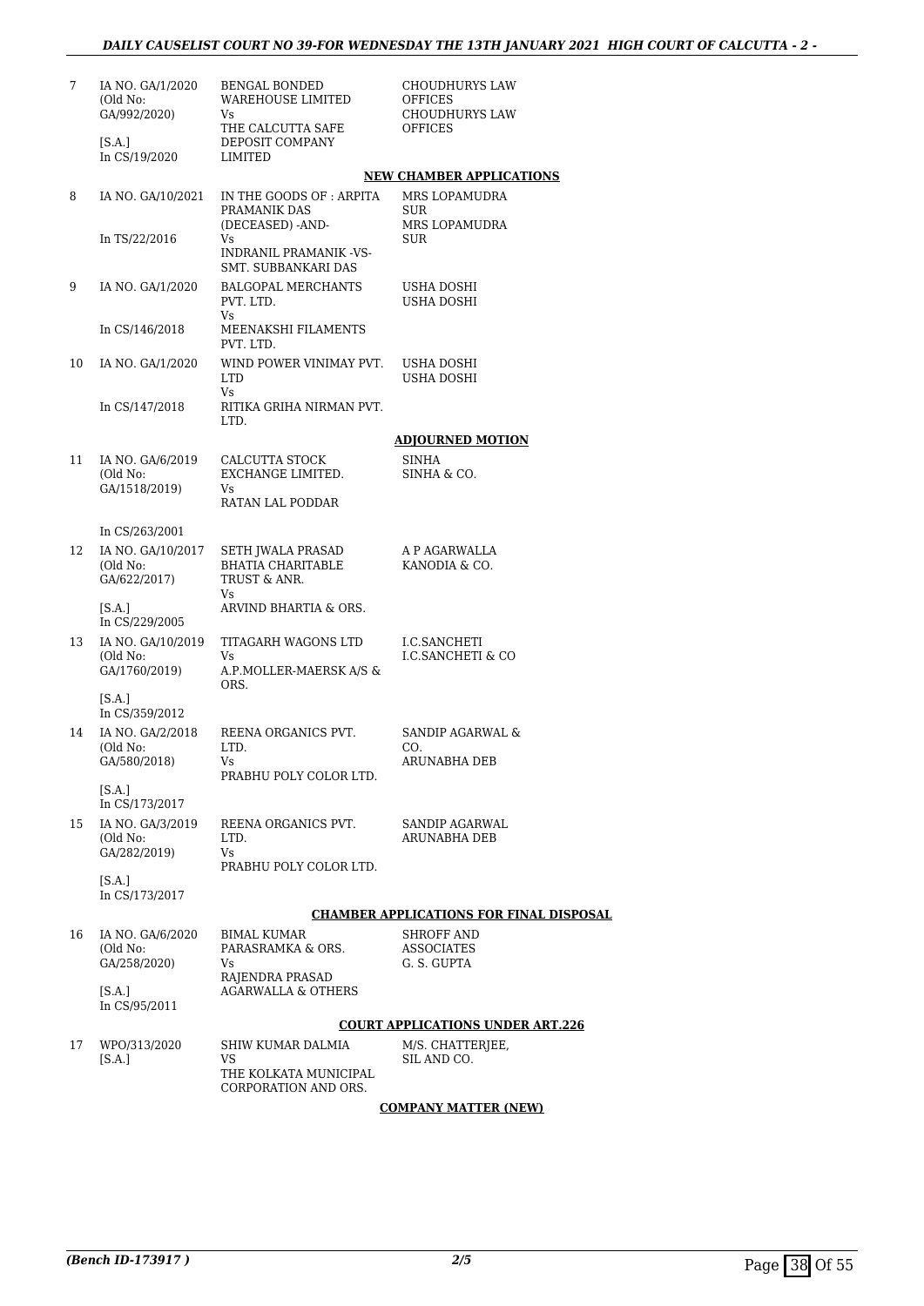| | | | |
|---|---|---|---|
| 7 | IA NO. GA/1/2020 (Old No: GA/992/2020) [S.A.] In CS/19/2020 | BENGAL BONDED WAREHOUSE LIMITED Vs THE CALCUTTA SAFE DEPOSIT COMPANY LIMITED | CHOUDHURYS LAW OFFICES CHOUDHURYS LAW OFFICES |

**NEW CHAMBER APPLICATIONS**

| | | | |
|---|---|---|---|
| 8 | IA NO. GA/10/2021 In TS/22/2016 | IN THE GOODS OF : ARPITA PRAMANIK DAS (DECEASED) -AND- Vs INDRANIL PRAMANIK -VS- SMT. SUBBANKARI DAS | MRS LOPAMUDRA SUR MRS LOPAMUDRA SUR |
| 9 | IA NO. GA/1/2020 In CS/146/2018 | BALGOPAL MERCHANTS PVT. LTD. Vs MEENAKSHI FILAMENTS PVT. LTD. | USHA DOSHI USHA DOSHI |
| 10 | IA NO. GA/1/2020 In CS/147/2018 | WIND POWER VINIMAY PVT. LTD Vs RITIKA GRIHA NIRMAN PVT. LTD. | USHA DOSHI USHA DOSHI |

**ADJOURNED MOTION**

| | | | |
|---|---|---|---|
| 11 | IA NO. GA/6/2019 (Old No: GA/1518/2019) In CS/263/2001 | CALCUTTA STOCK EXCHANGE LIMITED. Vs RATAN LAL PODDAR | SINHA SINHA & CO. |
| 12 | IA NO. GA/10/2017 (Old No: GA/622/2017) [S.A.] In CS/229/2005 | SETH JWALA PRASAD BHATIA CHARITABLE TRUST & ANR. Vs ARVIND BHARTIA & ORS. | A P AGARWALLA KANODIA & CO. |
| 13 | IA NO. GA/10/2019 (Old No: GA/1760/2019) [S.A.] In CS/359/2012 | TITAGARH WAGONS LTD Vs A.P.MOLLER-MAERSK A/S & ORS. | I.C.SANCHETI I.C.SANCHETI & CO |
| 14 | IA NO. GA/2/2018 (Old No: GA/580/2018) [S.A.] In CS/173/2017 | REENA ORGANICS PVT. LTD. Vs PRABHU POLY COLOR LTD. | SANDIP AGARWAL & CO. ARUNABHA DEB |
| 15 | IA NO. GA/3/2019 (Old No: GA/282/2019) [S.A.] In CS/173/2017 | REENA ORGANICS PVT. LTD. Vs PRABHU POLY COLOR LTD. | SANDIP AGARWAL ARUNABHA DEB |

**CHAMBER APPLICATIONS FOR FINAL DISPOSAL**

| | | | |
|---|---|---|---|
| 16 | IA NO. GA/6/2020 (Old No: GA/258/2020) [S.A.] In CS/95/2011 | BIMAL KUMAR PARASRAMKA & ORS. Vs RAJENDRA PRASAD AGARWALLA & OTHERS | SHROFF AND ASSOCIATES G. S. GUPTA |

**COURT APPLICATIONS UNDER ART.226**

| | | | |
|---|---|---|---|
| 17 | WPO/313/2020 [S.A.] | SHIW KUMAR DALMIA VS THE KOLKATA MUNICIPAL CORPORATION AND ORS. | M/S. CHATTERJEE, SIL AND CO. |

**COMPANY MATTER (NEW)**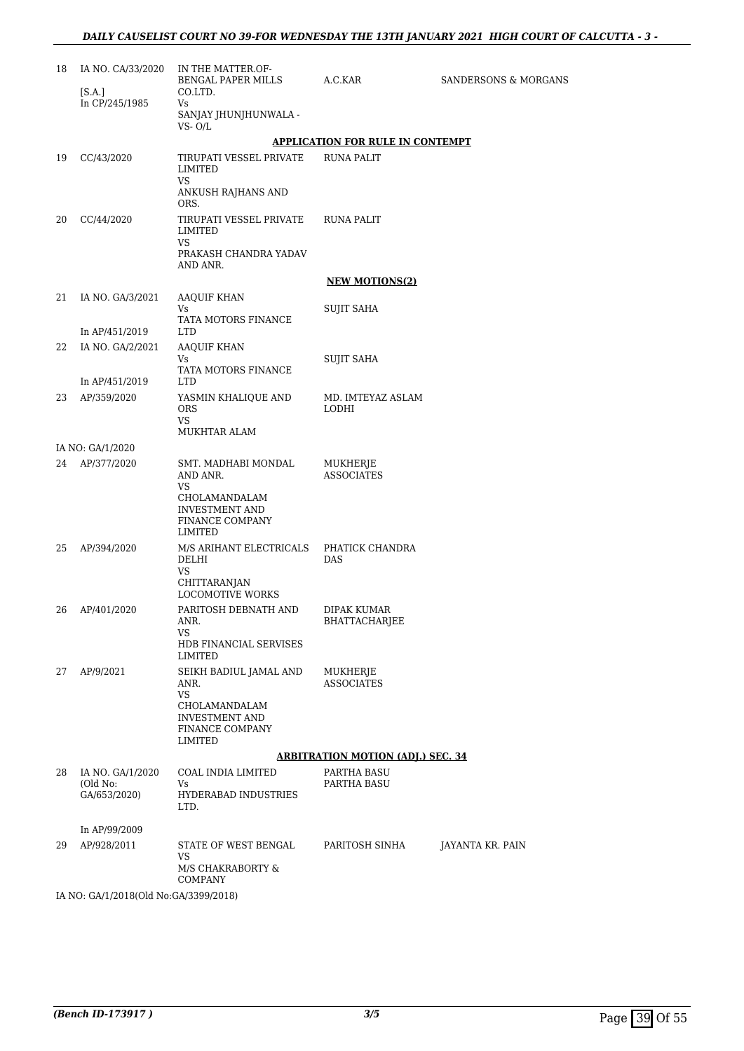| 18 | IA NO. CA/33/2020<br>[S.A.]<br>In CP/245/1985 | IN THE MATTER.OF- BENGAL PAPER MILLS CO.LTD.<br>Vs<br>SANJAY JHUNJHUNWALA - VS- O/L | A.C.KAR | SANDERSONS & MORGANS |
|---|---|---|---|---|
| | | **APPLICATION FOR RULE IN CONTEMPT** | | |
| 19 | CC/43/2020 | TIRUPATI VESSEL PRIVATE LIMITED<br>VS<br>ANKUSH RAJHANS AND ORS. | RUNA PALIT | |
| 20 | CC/44/2020 | TIRUPATI VESSEL PRIVATE LIMITED<br>VS<br>PRAKASH CHANDRA YADAV AND ANR. | RUNA PALIT | |
| | | **NEW MOTIONS(2)** | | |
| 21 | IA NO. GA/3/2021<br>In AP/451/2019 | AAQUIF KHAN<br>Vs<br>TATA MOTORS FINANCE LTD | SUJIT SAHA | |
| 22 | IA NO. GA/2/2021<br>In AP/451/2019 | AAQUIF KHAN<br>Vs<br>TATA MOTORS FINANCE LTD | SUJIT SAHA | |
| 23 | AP/359/2020<br>IA NO: GA/1/2020 | YASMIN KHALIQUE AND ORS<br>VS<br>MUKHTAR ALAM | MD. IMTEYAZ ASLAM LODHI | |
| 24 | AP/377/2020 | SMT. MADHABI MONDAL AND ANR.<br>VS<br>CHOLAMANDALAM INVESTMENT AND FINANCE COMPANY LIMITED | MUKHERJE ASSOCIATES | |
| 25 | AP/394/2020 | M/S ARIHANT ELECTRICALS DELHI<br>VS<br>CHITTARANJAN LOCOMOTIVE WORKS | PHATICK CHANDRA DAS | |
| 26 | AP/401/2020 | PARITOSH DEBNATH AND ANR.<br>VS<br>HDB FINANCIAL SERVISES LIMITED | DIPAK KUMAR BHATTACHARJEE | |
| 27 | AP/9/2021 | SEIKH BADIUL JAMAL AND ANR.<br>VS<br>CHOLAMANDALAM INVESTMENT AND FINANCE COMPANY LIMITED | MUKHERJE ASSOCIATES | |
| | | **ARBITRATION MOTION (ADJ.) SEC. 34** | | |
| 28 | IA NO. GA/1/2020 (Old No: GA/653/2020)<br>In AP/99/2009 | COAL INDIA LIMITED<br>Vs<br>HYDERABAD INDUSTRIES LTD. | PARTHA BASU<br>PARTHA BASU | |
| 29 | AP/928/2011<br>IA NO: GA/1/2018(Old No:GA/3399/2018) | STATE OF WEST BENGAL<br>VS<br>M/S CHAKRABORTY & COMPANY | PARITOSH SINHA | JAYANTA KR. PAIN |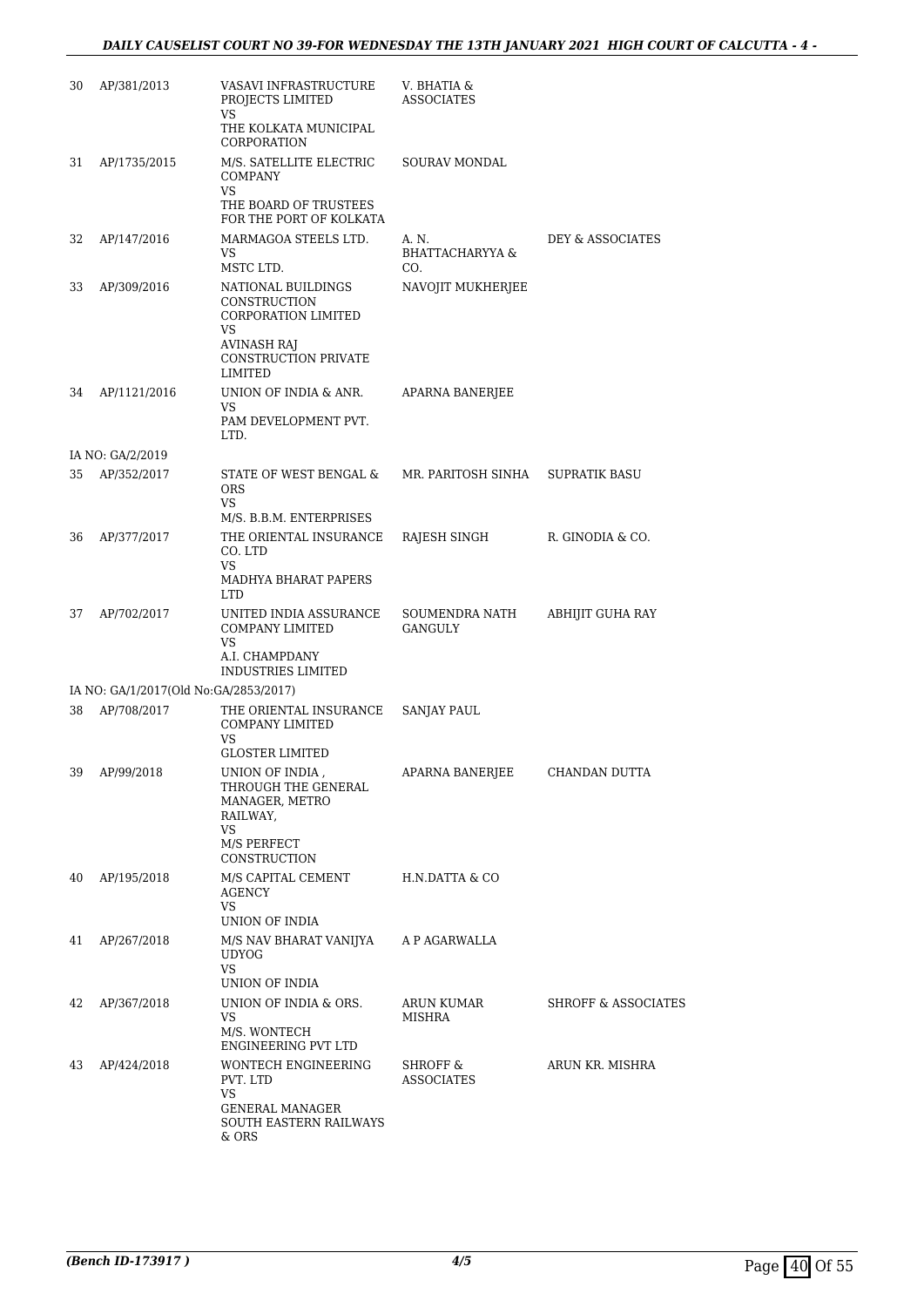| | | | | |
|---|---|---|---|---|
| 30 | AP/381/2013 | VASAVI INFRASTRUCTURE PROJECTS LIMITED VS THE KOLKATA MUNICIPAL CORPORATION | V. BHATIA & ASSOCIATES | |
| 31 | AP/1735/2015 | M/S. SATELLITE ELECTRIC COMPANY VS THE BOARD OF TRUSTEES FOR THE PORT OF KOLKATA | SOURAV MONDAL | |
| 32 | AP/147/2016 | MARMAGOA STEELS LTD. VS MSTC LTD. | A. N. BHATTACHARYYA & CO. | DEY & ASSOCIATES |
| 33 | AP/309/2016 | NATIONAL BUILDINGS CONSTRUCTION CORPORATION LIMITED VS AVINASH RAJ CONSTRUCTION PRIVATE LIMITED | NAVOJIT MUKHERJEE | |
| 34 | AP/1121/2016 | UNION OF INDIA & ANR. VS PAM DEVELOPMENT PVT. LTD. | APARNA BANERJEE | |
| | IA NO: GA/2/2019 | | | |
| 35 | AP/352/2017 | STATE OF WEST BENGAL & ORS VS M/S. B.B.M. ENTERPRISES | MR. PARITOSH SINHA | SUPRATIK BASU |
| 36 | AP/377/2017 | THE ORIENTAL INSURANCE CO. LTD VS MADHYA BHARAT PAPERS LTD | RAJESH SINGH | R. GINODIA & CO. |
| 37 | AP/702/2017 | UNITED INDIA ASSURANCE COMPANY LIMITED VS A.I. CHAMPDANY INDUSTRIES LIMITED | SOUMENDRA NATH GANGULY | ABHIJIT GUHA RAY |
| | IA NO: GA/1/2017(Old No:GA/2853/2017) | | | |
| 38 | AP/708/2017 | THE ORIENTAL INSURANCE COMPANY LIMITED VS GLOSTER LIMITED | SANJAY PAUL | |
| 39 | AP/99/2018 | UNION OF INDIA , THROUGH THE GENERAL MANAGER, METRO RAILWAY, VS M/S PERFECT CONSTRUCTION | APARNA BANERJEE | CHANDAN DUTTA |
| 40 | AP/195/2018 | M/S CAPITAL CEMENT AGENCY VS UNION OF INDIA | H.N.DATTA & CO | |
| 41 | AP/267/2018 | M/S NAV BHARAT VANIJYA UDYOG VS UNION OF INDIA | A P AGARWALLA | |
| 42 | AP/367/2018 | UNION OF INDIA & ORS. VS M/S. WONTECH ENGINEERING PVT LTD | ARUN KUMAR MISHRA | SHROFF & ASSOCIATES |
| 43 | AP/424/2018 | WONTECH ENGINEERING PVT. LTD VS GENERAL MANAGER SOUTH EASTERN RAILWAYS & ORS | SHROFF & ASSOCIATES | ARUN KR. MISHRA |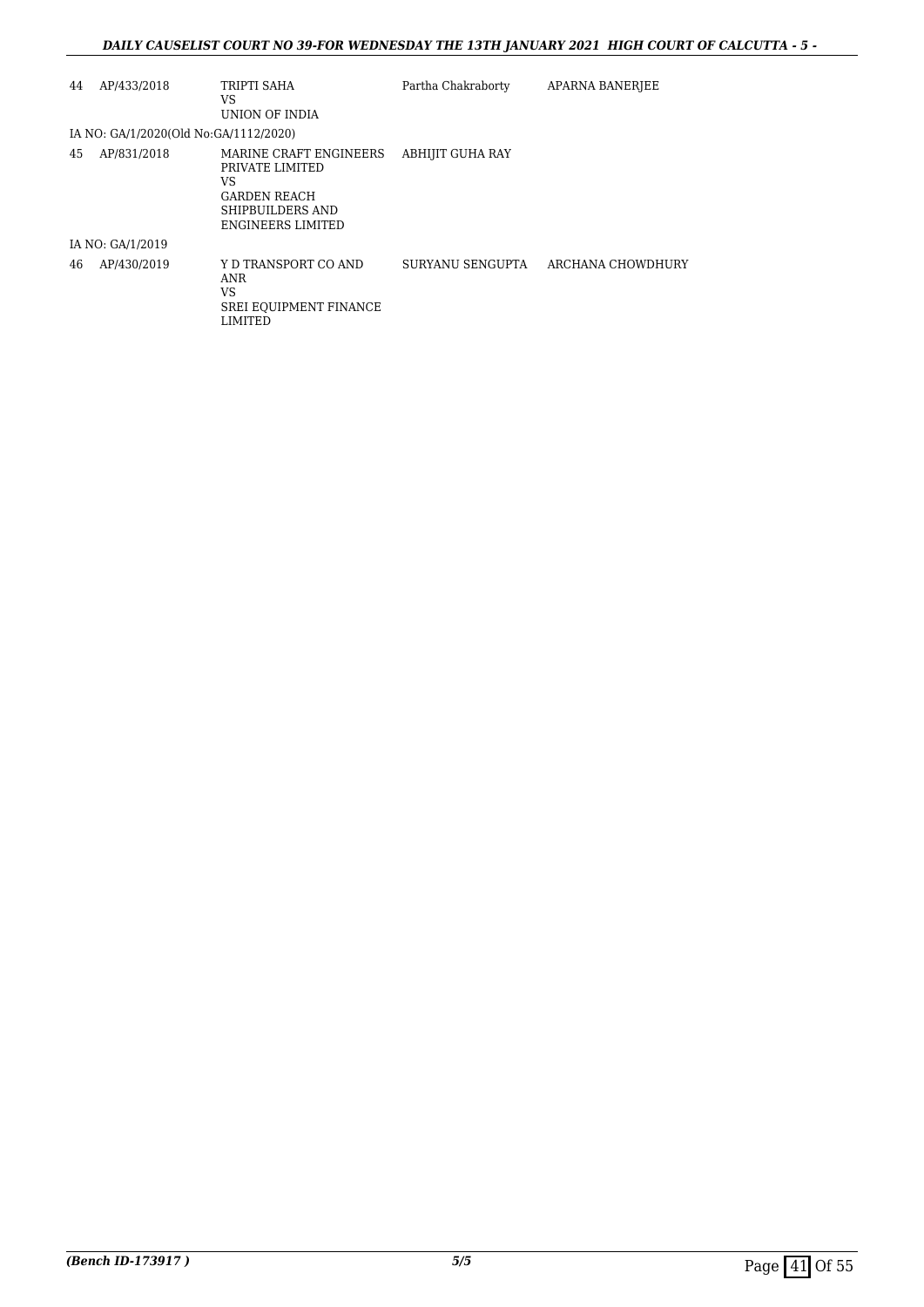| | | | | |
|---|---|---|---|---|
| 44 | AP/433/2018 | TRIPTI SAHA<br>VS<br>UNION OF INDIA | Partha Chakraborty | APARNA BANERJEE |
| IA NO: GA/1/2020(Old No:GA/1112/2020) | | | | |
| 45 | AP/831/2018 | MARINE CRAFT ENGINEERS PRIVATE LIMITED<br>VS<br>GARDEN REACH SHIPBUILDERS AND ENGINEERS LIMITED | ABHIJIT GUHA RAY | |
| IA NO: GA/1/2019 | | | | |
| 46 | AP/430/2019 | Y D TRANSPORT CO AND ANR<br>VS<br>SREI EQUIPMENT FINANCE LIMITED | SURYANU SENGUPTA | ARCHANA CHOWDHURY |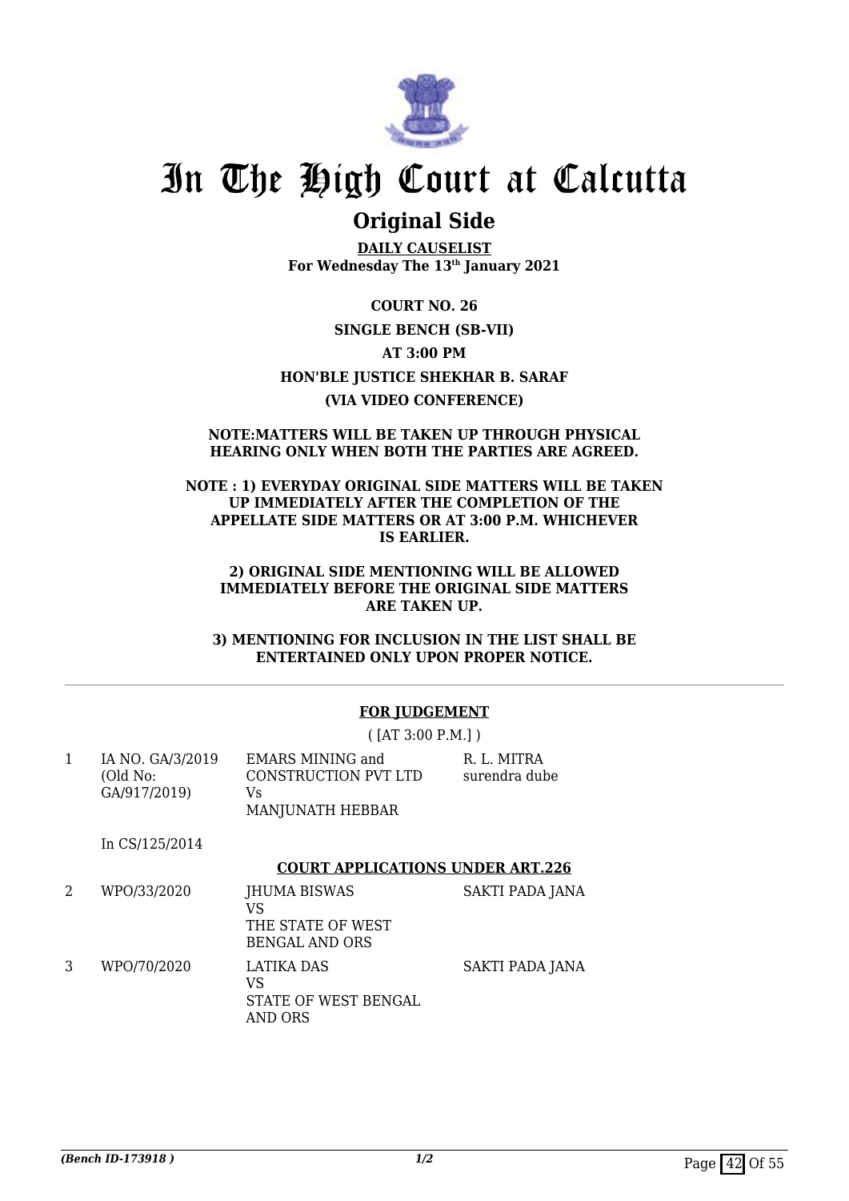# In The High Court at Calcutta

## Original Side

**DAILY CAUSELIST**
**For Wednesday The 13th January 2021**

**COURT NO. 26**

**SINGLE BENCH (SB-VII)**

**AT 3:00 PM**

**HON'BLE JUSTICE SHEKHAR B. SARAF**

**(VIA VIDEO CONFERENCE)**

**NOTE:MATTERS WILL BE TAKEN UP THROUGH PHYSICAL HEARING ONLY WHEN BOTH THE PARTIES ARE AGREED.**

**NOTE : 1) EVERYDAY ORIGINAL SIDE MATTERS WILL BE TAKEN UP IMMEDIATELY AFTER THE COMPLETION OF THE APPELLATE SIDE MATTERS OR AT 3:00 P.M. WHICHEVER IS EARLIER.**

**2) ORIGINAL SIDE MENTIONING WILL BE ALLOWED IMMEDIATELY BEFORE THE ORIGINAL SIDE MATTERS ARE TAKEN UP.**

**3) MENTIONING FOR INCLUSION IN THE LIST SHALL BE ENTERTAINED ONLY UPON PROPER NOTICE.**

---

**FOR JUDGEMENT**

( [AT 3:00 P.M.] )

| | | | |
|---|---|---|---|
| 1 | IA NO. GA/3/2019 (Old No: GA/917/2019)<br><br>In CS/125/2014 | EMARS MINING and CONSTRUCTION PVT LTD<br>Vs<br>MANJUNATH HEBBAR | R. L. MITRA<br>surendra dube |

**COURT APPLICATIONS UNDER ART.226**

| | | | |
|---|---|---|---|
| 2 | WPO/33/2020 | JHUMA BISWAS<br>VS<br>THE STATE OF WEST BENGAL AND ORS | SAKTI PADA JANA |
| 3 | WPO/70/2020 | LATIKA DAS<br>VS<br>STATE OF WEST BENGAL AND ORS | SAKTI PADA JANA |

*(Bench ID-173918 )* 1/2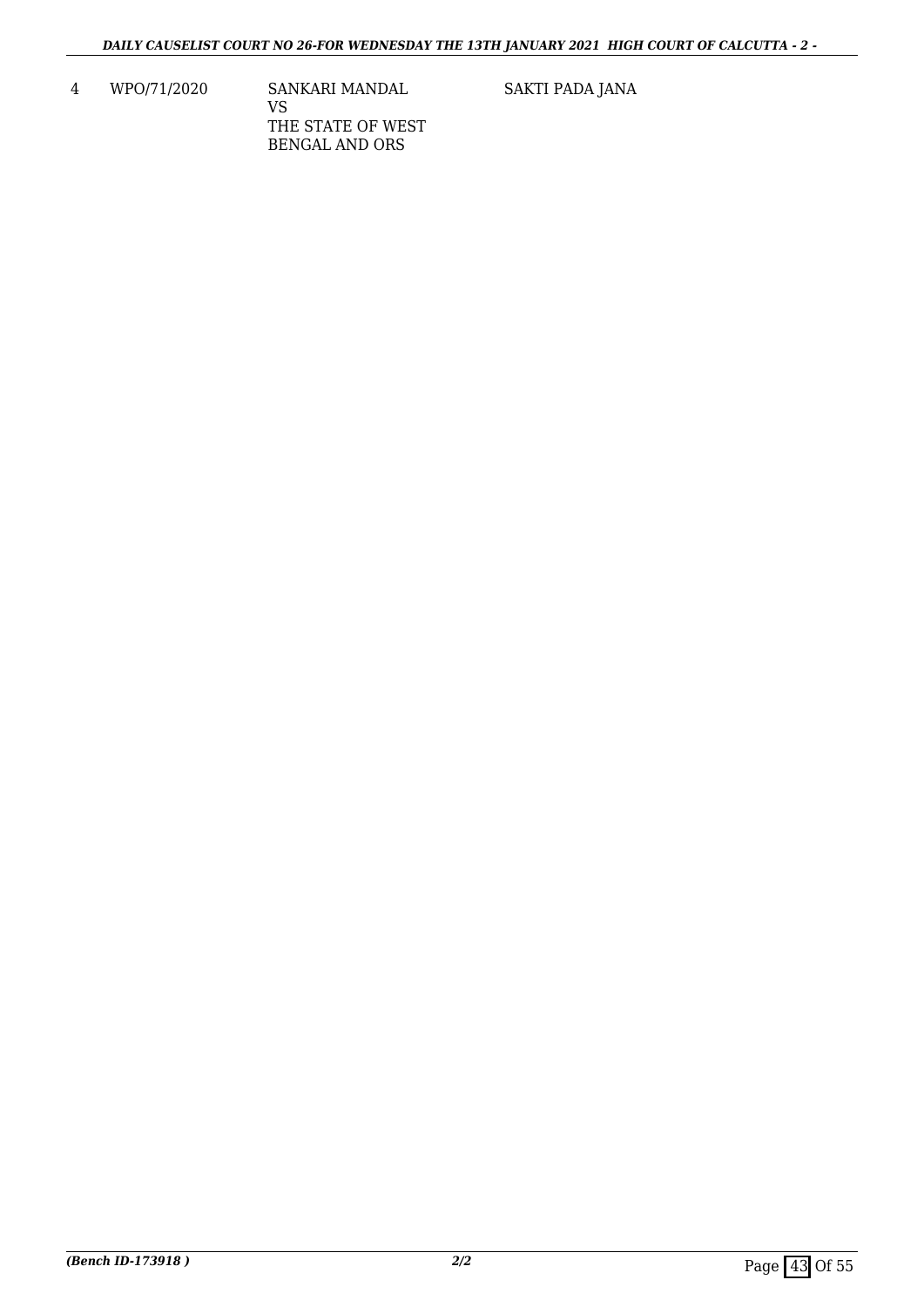| 4 | WPO/71/2020 | SANKARI MANDAL<br>VS<br>THE STATE OF WEST BENGAL AND ORS | SAKTI PADA JANA |
|---|---|---|---|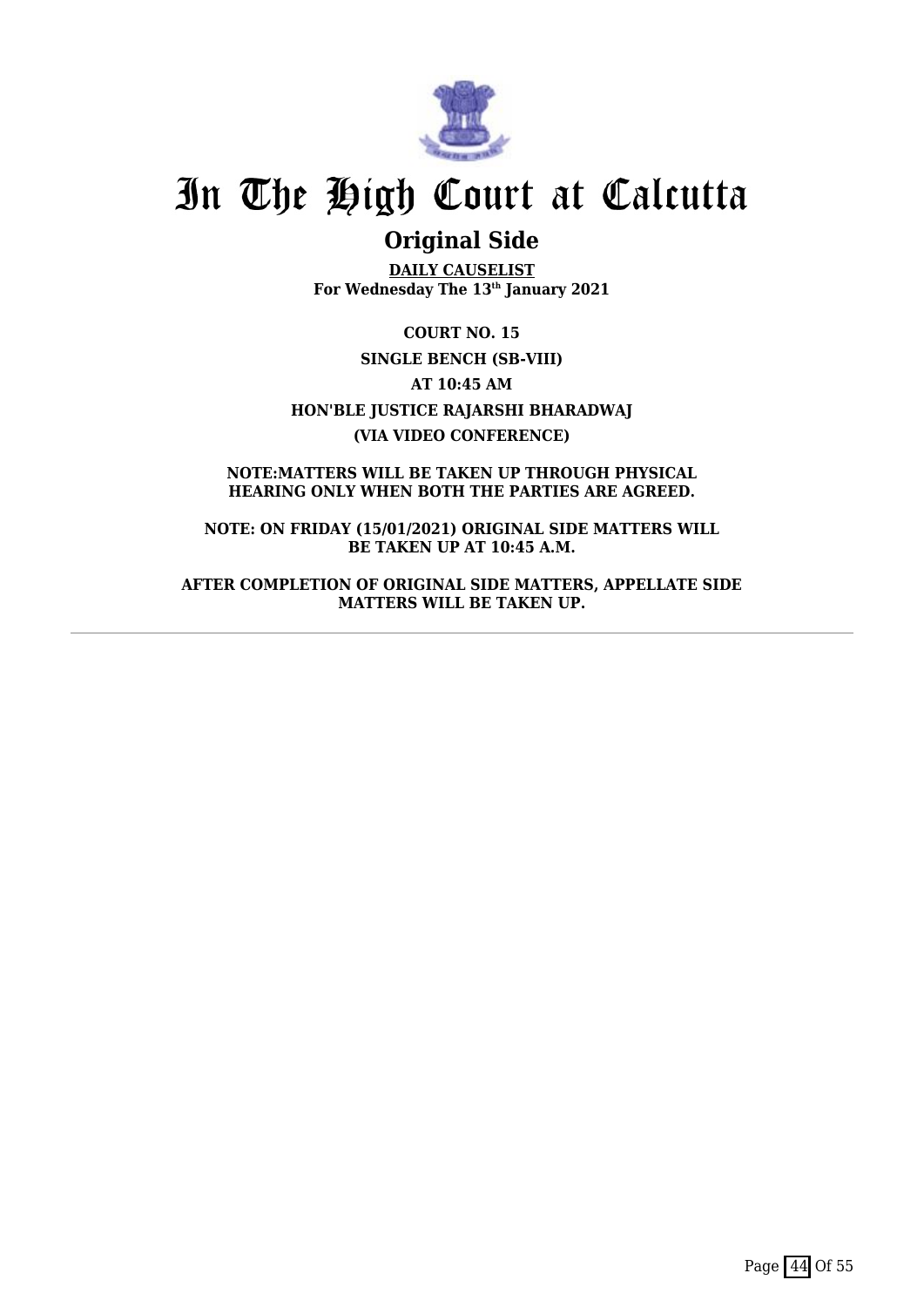# In The High Court at Calcutta

## Original Side

**DAILY CAUSELIST**
**For Wednesday The 13th January 2021**

**COURT NO. 15**

**SINGLE BENCH (SB-VIII)**

**AT 10:45 AM**

**HON'BLE JUSTICE RAJARSHI BHARADWAJ**

**(VIA VIDEO CONFERENCE)**

**NOTE:MATTERS WILL BE TAKEN UP THROUGH PHYSICAL HEARING ONLY WHEN BOTH THE PARTIES ARE AGREED.**

**NOTE: ON FRIDAY (15/01/2021) ORIGINAL SIDE MATTERS WILL BE TAKEN UP AT 10:45 A.M.**

**AFTER COMPLETION OF ORIGINAL SIDE MATTERS, APPELLATE SIDE MATTERS WILL BE TAKEN UP.**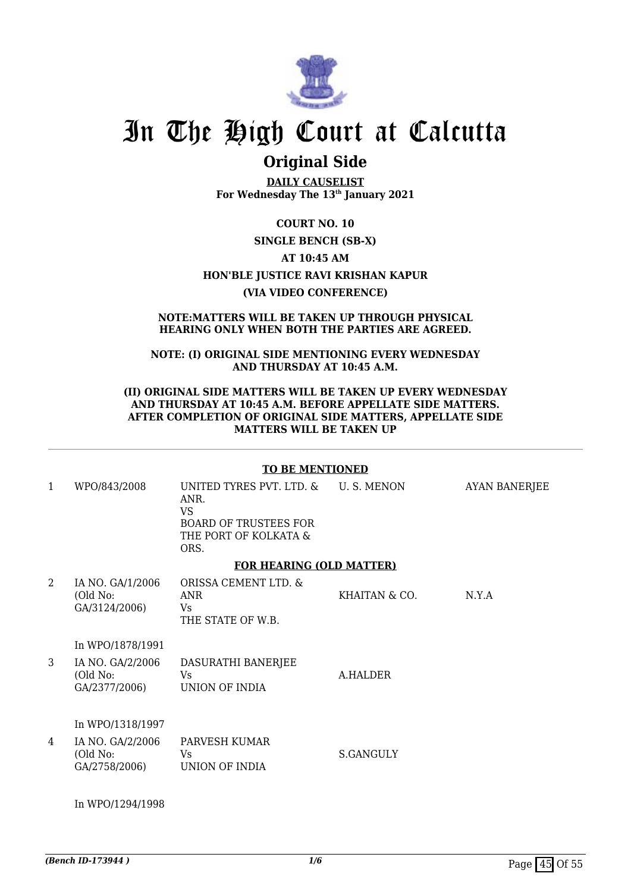# In The High Court at Calcutta

## Original Side

**DAILY CAUSELIST**
**For Wednesday The 13th January 2021**

**COURT NO. 10**

**SINGLE BENCH (SB-X)**

**AT 10:45 AM**

**HON'BLE JUSTICE RAVI KRISHAN KAPUR**

**(VIA VIDEO CONFERENCE)**

**NOTE:MATTERS WILL BE TAKEN UP THROUGH PHYSICAL HEARING ONLY WHEN BOTH THE PARTIES ARE AGREED.**

**NOTE: (I) ORIGINAL SIDE MENTIONING EVERY WEDNESDAY AND THURSDAY AT 10:45 A.M.**

**(II) ORIGINAL SIDE MATTERS WILL BE TAKEN UP EVERY WEDNESDAY AND THURSDAY AT 10:45 A.M. BEFORE APPELLATE SIDE MATTERS. AFTER COMPLETION OF ORIGINAL SIDE MATTERS, APPELLATE SIDE MATTERS WILL BE TAKEN UP**

**TO BE MENTIONED**

| | | | | |
|---|---|---|---|---|
| 1 | WPO/843/2008 | UNITED TYRES PVT. LTD. & ANR.<br>VS<br>BOARD OF TRUSTEES FOR THE PORT OF KOLKATA & ORS. | U. S. MENON | AYAN BANERJEE |

**FOR HEARING (OLD MATTER)**

| | | | | |
|---|---|---|---|---|
| 2 | IA NO. GA/1/2006<br>(Old No: GA/3124/2006)<br><br>In WPO/1878/1991 | ORISSA CEMENT LTD. & ANR<br>Vs<br>THE STATE OF W.B. | KHAITAN & CO. | N.Y.A |
| 3 | IA NO. GA/2/2006<br>(Old No: GA/2377/2006)<br><br>In WPO/1318/1997 | DASURATHI BANERJEE<br>Vs<br>UNION OF INDIA | A.HALDER | |
| 4 | IA NO. GA/2/2006<br>(Old No: GA/2758/2006)<br><br>In WPO/1294/1998 | PARVESH KUMAR<br>Vs<br>UNION OF INDIA | S.GANGULY | |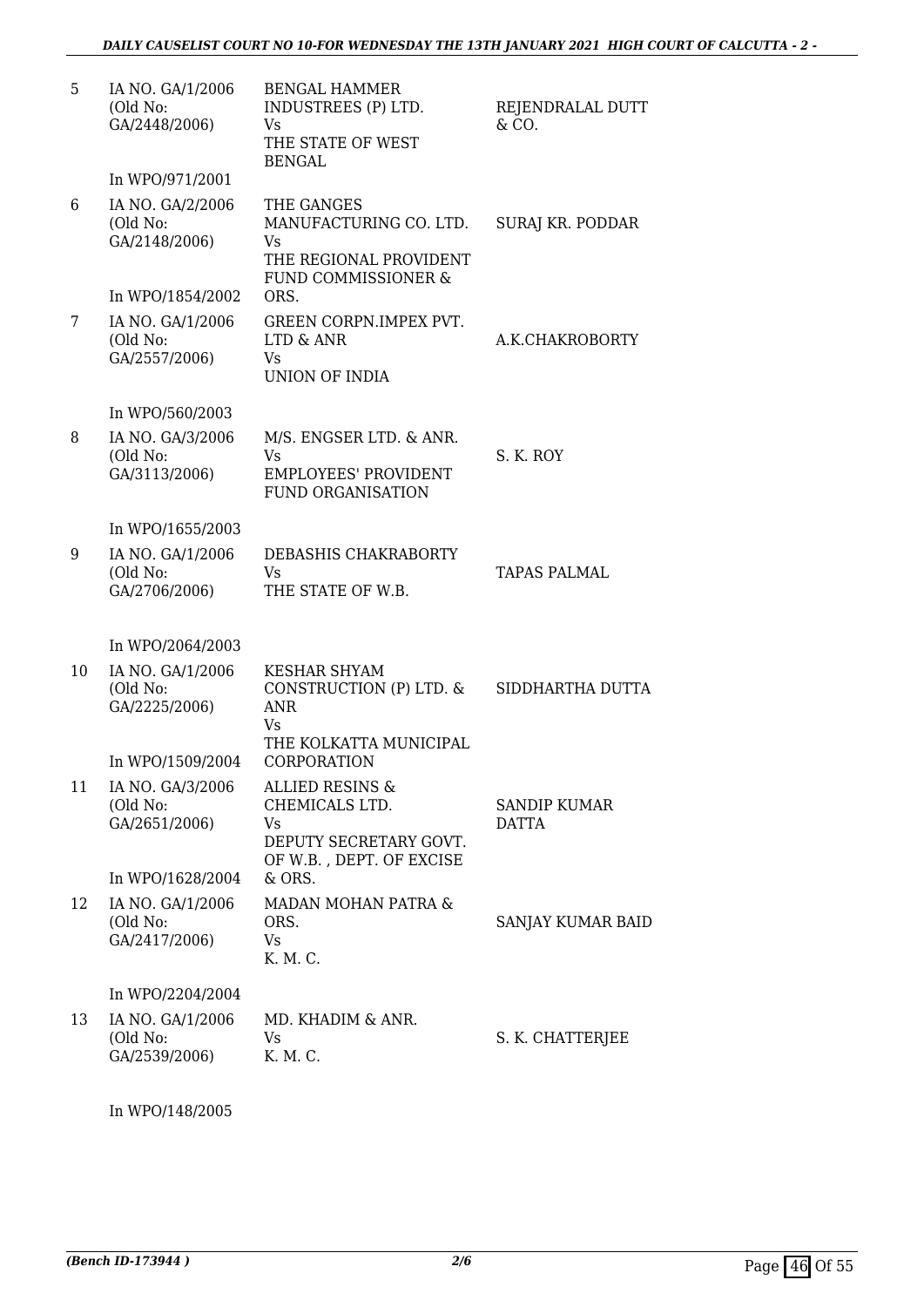| | | | |
|---|---|---|---|
| 5 | IA NO. GA/1/2006 (Old No: GA/2448/2006)<br><br>In WPO/971/2001 | BENGAL HAMMER INDUSTREES (P) LTD.<br>Vs<br>THE STATE OF WEST BENGAL | REJENDRALAL DUTT & CO. |
| 6 | IA NO. GA/2/2006 (Old No: GA/2148/2006)<br><br>In WPO/1854/2002 | THE GANGES MANUFACTURING CO. LTD.<br>Vs<br>THE REGIONAL PROVIDENT FUND COMMISSIONER & ORS. | SURAJ KR. PODDAR |
| 7 | IA NO. GA/1/2006 (Old No: GA/2557/2006)<br><br>In WPO/560/2003 | GREEN CORPN.IMPEX PVT. LTD & ANR<br>Vs<br>UNION OF INDIA | A.K.CHAKROBORTY |
| 8 | IA NO. GA/3/2006 (Old No: GA/3113/2006)<br><br>In WPO/1655/2003 | M/S. ENGSER LTD. & ANR.<br>Vs<br>EMPLOYEES' PROVIDENT FUND ORGANISATION | S. K. ROY |
| 9 | IA NO. GA/1/2006 (Old No: GA/2706/2006)<br><br>In WPO/2064/2003 | DEBASHIS CHAKRABORTY<br>Vs<br>THE STATE OF W.B. | TAPAS PALMAL |
| 10 | IA NO. GA/1/2006 (Old No: GA/2225/2006)<br><br>In WPO/1509/2004 | KESHAR SHYAM CONSTRUCTION (P) LTD. & ANR<br>Vs<br>THE KOLKATTA MUNICIPAL CORPORATION | SIDDHARTHA DUTTA |
| 11 | IA NO. GA/3/2006 (Old No: GA/2651/2006)<br><br>In WPO/1628/2004 | ALLIED RESINS & CHEMICALS LTD.<br>Vs<br>DEPUTY SECRETARY GOVT. OF W.B. , DEPT. OF EXCISE & ORS. | SANDIP KUMAR DATTA |
| 12 | IA NO. GA/1/2006 (Old No: GA/2417/2006)<br><br>In WPO/2204/2004 | MADAN MOHAN PATRA & ORS.<br>Vs<br>K. M. C. | SANJAY KUMAR BAID |
| 13 | IA NO. GA/1/2006 (Old No: GA/2539/2006)<br><br>In WPO/148/2005 | MD. KHADIM & ANR.<br>Vs<br>K. M. C. | S. K. CHATTERJEE |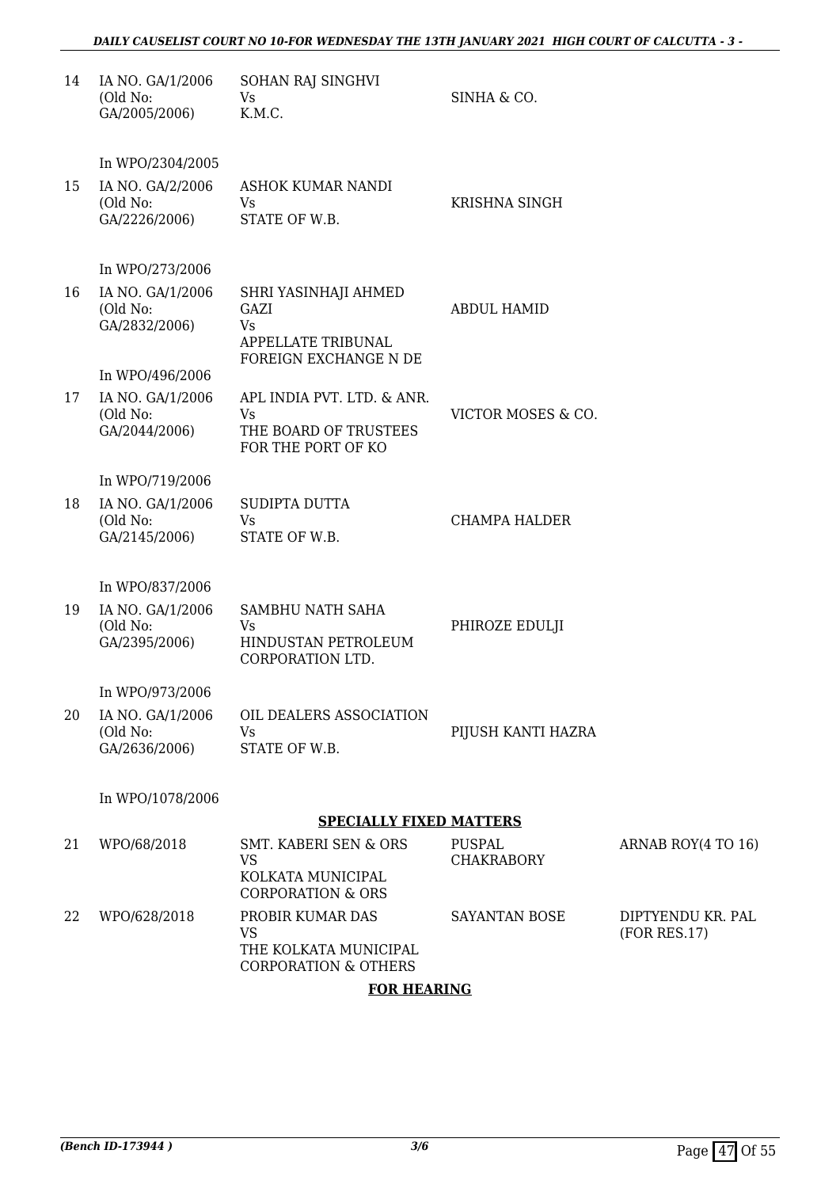| | | | | |
|---|---|---|---|---|
| 14 | IA NO. GA/1/2006 (Old No: GA/2005/2006) | SOHAN RAJ SINGHVI Vs K.M.C. | SINHA & CO. | |
| | In WPO/2304/2005 | | | |
| 15 | IA NO. GA/2/2006 (Old No: GA/2226/2006) | ASHOK KUMAR NANDI Vs STATE OF W.B. | KRISHNA SINGH | |
| | In WPO/273/2006 | | | |
| 16 | IA NO. GA/1/2006 (Old No: GA/2832/2006) | SHRI YASINHAJI AHMED GAZI Vs APPELLATE TRIBUNAL FOREIGN EXCHANGE N DE | ABDUL HAMID | |
| | In WPO/496/2006 | | | |
| 17 | IA NO. GA/1/2006 (Old No: GA/2044/2006) | APL INDIA PVT. LTD. & ANR. Vs THE BOARD OF TRUSTEES FOR THE PORT OF KO | VICTOR MOSES & CO. | |
| | In WPO/719/2006 | | | |
| 18 | IA NO. GA/1/2006 (Old No: GA/2145/2006) | SUDIPTA DUTTA Vs STATE OF W.B. | CHAMPA HALDER | |
| | In WPO/837/2006 | | | |
| 19 | IA NO. GA/1/2006 (Old No: GA/2395/2006) | SAMBHU NATH SAHA Vs HINDUSTAN PETROLEUM CORPORATION LTD. | PHIROZE EDULJI | |
| | In WPO/973/2006 | | | |
| 20 | IA NO. GA/1/2006 (Old No: GA/2636/2006) | OIL DEALERS ASSOCIATION Vs STATE OF W.B. | PIJUSH KANTI HAZRA | |
| | In WPO/1078/2006 | | | |

**SPECIALLY FIXED MATTERS**

| | | | | |
|---|---|---|---|---|
| 21 | WPO/68/2018 | SMT. KABERI SEN & ORS VS KOLKATA MUNICIPAL CORPORATION & ORS | PUSPAL CHAKRABORY | ARNAB ROY(4 TO 16) |
| 22 | WPO/628/2018 | PROBIR KUMAR DAS VS THE KOLKATA MUNICIPAL CORPORATION & OTHERS | SAYANTAN BOSE | DIPTYENDU KR. PAL (FOR RES.17) |

**FOR HEARING**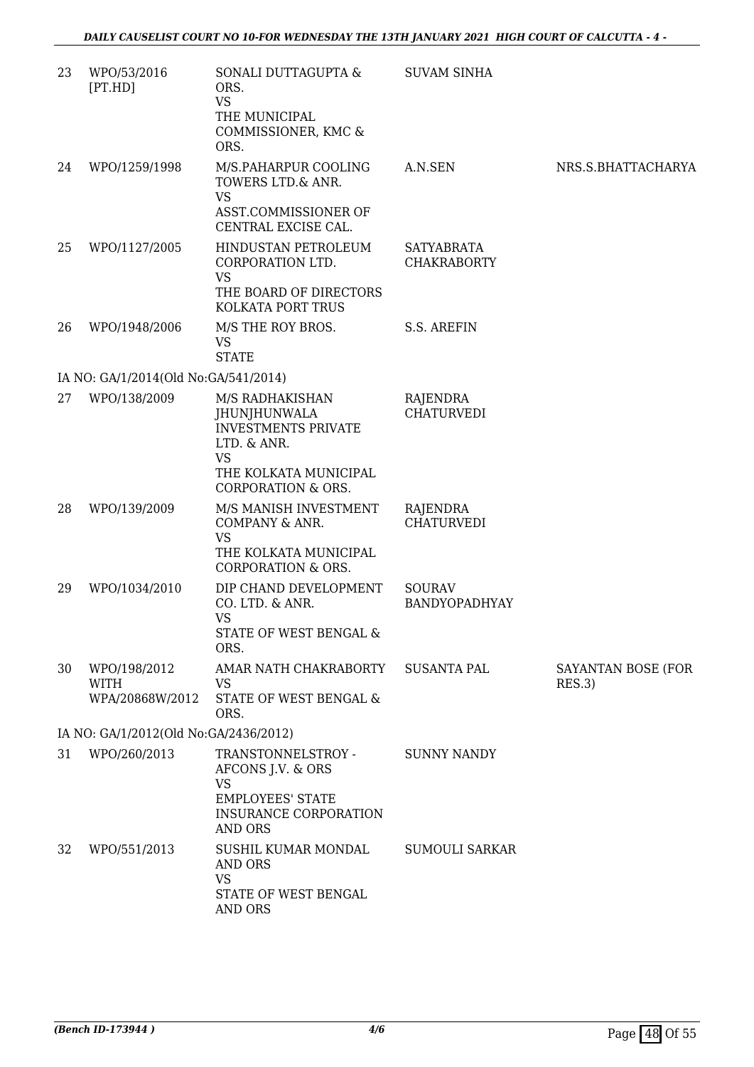| | | | | |
|---|---|---|---|---|
| 23 | WPO/53/2016 [PT.HD] | SONALI DUTTAGUPTA & ORS.<br>VS<br>THE MUNICIPAL COMMISSIONER, KMC & ORS. | SUVAM SINHA | |
| 24 | WPO/1259/1998 | M/S.PAHARPUR COOLING TOWERS LTD.& ANR.<br>VS<br>ASST.COMMISSIONER OF CENTRAL EXCISE CAL. | A.N.SEN | NRS.S.BHATTACHARYA |
| 25 | WPO/1127/2005 | HINDUSTAN PETROLEUM CORPORATION LTD.<br>VS<br>THE BOARD OF DIRECTORS KOLKATA PORT TRUS | SATYABRATA CHAKRABORTY | |
| 26 | WPO/1948/2006 | M/S THE ROY BROS.<br>VS<br>STATE | S.S. AREFIN | |
| | IA NO: GA/1/2014(Old No:GA/541/2014) | | | |
| 27 | WPO/138/2009 | M/S RADHAKISHAN JHUNJHUNWALA INVESTMENTS PRIVATE LTD. & ANR.<br>VS<br>THE KOLKATA MUNICIPAL CORPORATION & ORS. | RAJENDRA CHATURVEDI | |
| 28 | WPO/139/2009 | M/S MANISH INVESTMENT COMPANY & ANR.<br>VS<br>THE KOLKATA MUNICIPAL CORPORATION & ORS. | RAJENDRA CHATURVEDI | |
| 29 | WPO/1034/2010 | DIP CHAND DEVELOPMENT CO. LTD. & ANR.<br>VS<br>STATE OF WEST BENGAL & ORS. | SOURAV BANDYOPADHYAY | |
| 30 | WPO/198/2012 WITH WPA/20868W/2012 | AMAR NATH CHAKRABORTY<br>VS<br>STATE OF WEST BENGAL & ORS. | SUSANTA PAL | SAYANTAN BOSE (FOR RES.3) |
| | IA NO: GA/1/2012(Old No:GA/2436/2012) | | | |
| 31 | WPO/260/2013 | TRANSTONNELSTROY - AFCONS J.V. & ORS<br>VS<br>EMPLOYEES' STATE INSURANCE CORPORATION AND ORS | SUNNY NANDY | |
| 32 | WPO/551/2013 | SUSHIL KUMAR MONDAL AND ORS<br>VS<br>STATE OF WEST BENGAL AND ORS | SUMOULI SARKAR | |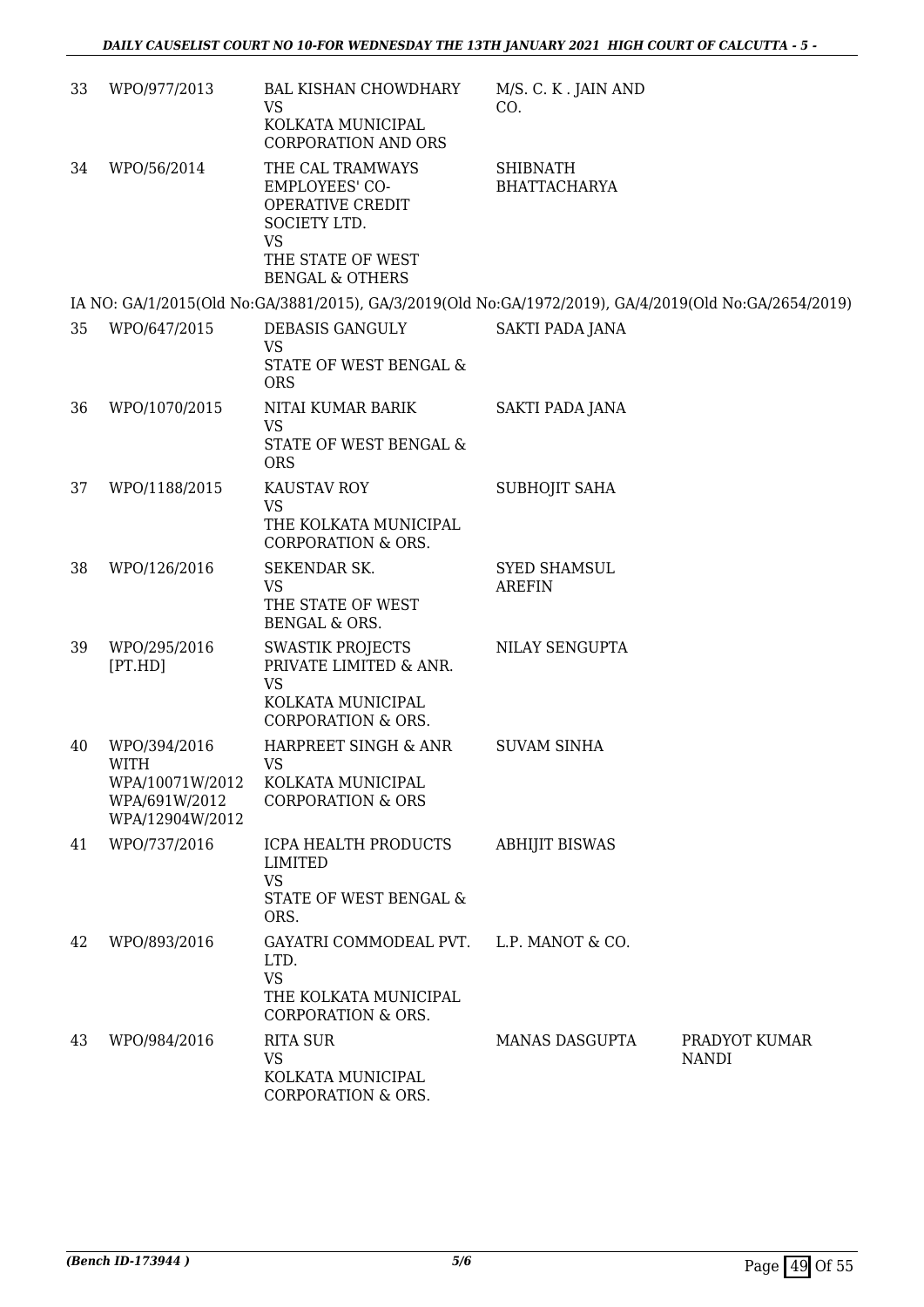| | | | | |
|---|---|---|---|---|
| 33 | WPO/977/2013 | BAL KISHAN CHOWDHARY<br>VS<br>KOLKATA MUNICIPAL CORPORATION AND ORS | M/S. C. K . JAIN AND CO. | |
| 34 | WPO/56/2014 | THE CAL TRAMWAYS EMPLOYEES' CO-OPERATIVE CREDIT SOCIETY LTD.<br>VS<br>THE STATE OF WEST BENGAL & OTHERS | SHIBNATH BHATTACHARYA | |

IA NO: GA/1/2015(Old No:GA/3881/2015), GA/3/2019(Old No:GA/1972/2019), GA/4/2019(Old No:GA/2654/2019)

| | | | | |
|---|---|---|---|---|
| 35 | WPO/647/2015 | DEBASIS GANGULY<br>VS<br>STATE OF WEST BENGAL & ORS | SAKTI PADA JANA | |
| 36 | WPO/1070/2015 | NITAI KUMAR BARIK<br>VS<br>STATE OF WEST BENGAL & ORS | SAKTI PADA JANA | |
| 37 | WPO/1188/2015 | KAUSTAV ROY<br>VS<br>THE KOLKATA MUNICIPAL CORPORATION & ORS. | SUBHOJIT SAHA | |
| 38 | WPO/126/2016 | SEKENDAR SK.<br>VS<br>THE STATE OF WEST BENGAL & ORS. | SYED SHAMSUL AREFIN | |
| 39 | WPO/295/2016 [PT.HD] | SWASTIK PROJECTS PRIVATE LIMITED & ANR.<br>VS<br>KOLKATA MUNICIPAL CORPORATION & ORS. | NILAY SENGUPTA | |
| 40 | WPO/394/2016 WITH WPA/10071W/2012 WPA/691W/2012 WPA/12904W/2012 | HARPREET SINGH & ANR<br>VS<br>KOLKATA MUNICIPAL CORPORATION & ORS | SUVAM SINHA | |
| 41 | WPO/737/2016 | ICPA HEALTH PRODUCTS LIMITED<br>VS<br>STATE OF WEST BENGAL & ORS. | ABHIJIT BISWAS | |
| 42 | WPO/893/2016 | GAYATRI COMMODEAL PVT. LTD.<br>VS<br>THE KOLKATA MUNICIPAL CORPORATION & ORS. | L.P. MANOT & CO. | |
| 43 | WPO/984/2016 | RITA SUR<br>VS<br>KOLKATA MUNICIPAL CORPORATION & ORS. | MANAS DASGUPTA | PRADYOT KUMAR NANDI |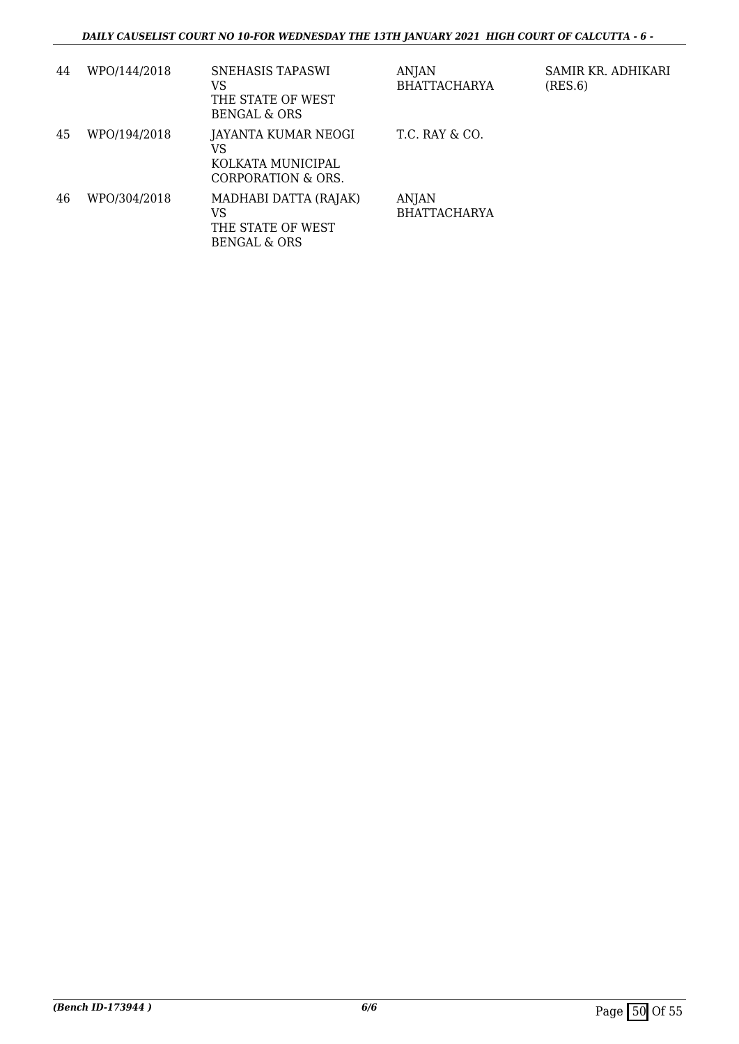| | | | | |
|---|---|---|---|---|
| 44 | WPO/144/2018 | SNEHASIS TAPASWI<br>VS<br>THE STATE OF WEST BENGAL & ORS | ANJAN BHATTACHARYA | SAMIR KR. ADHIKARI (RES.6) |
| 45 | WPO/194/2018 | JAYANTA KUMAR NEOGI<br>VS<br>KOLKATA MUNICIPAL CORPORATION & ORS. | T.C. RAY & CO. | |
| 46 | WPO/304/2018 | MADHABI DATTA (RAJAK)<br>VS<br>THE STATE OF WEST BENGAL & ORS | ANJAN BHATTACHARYA | |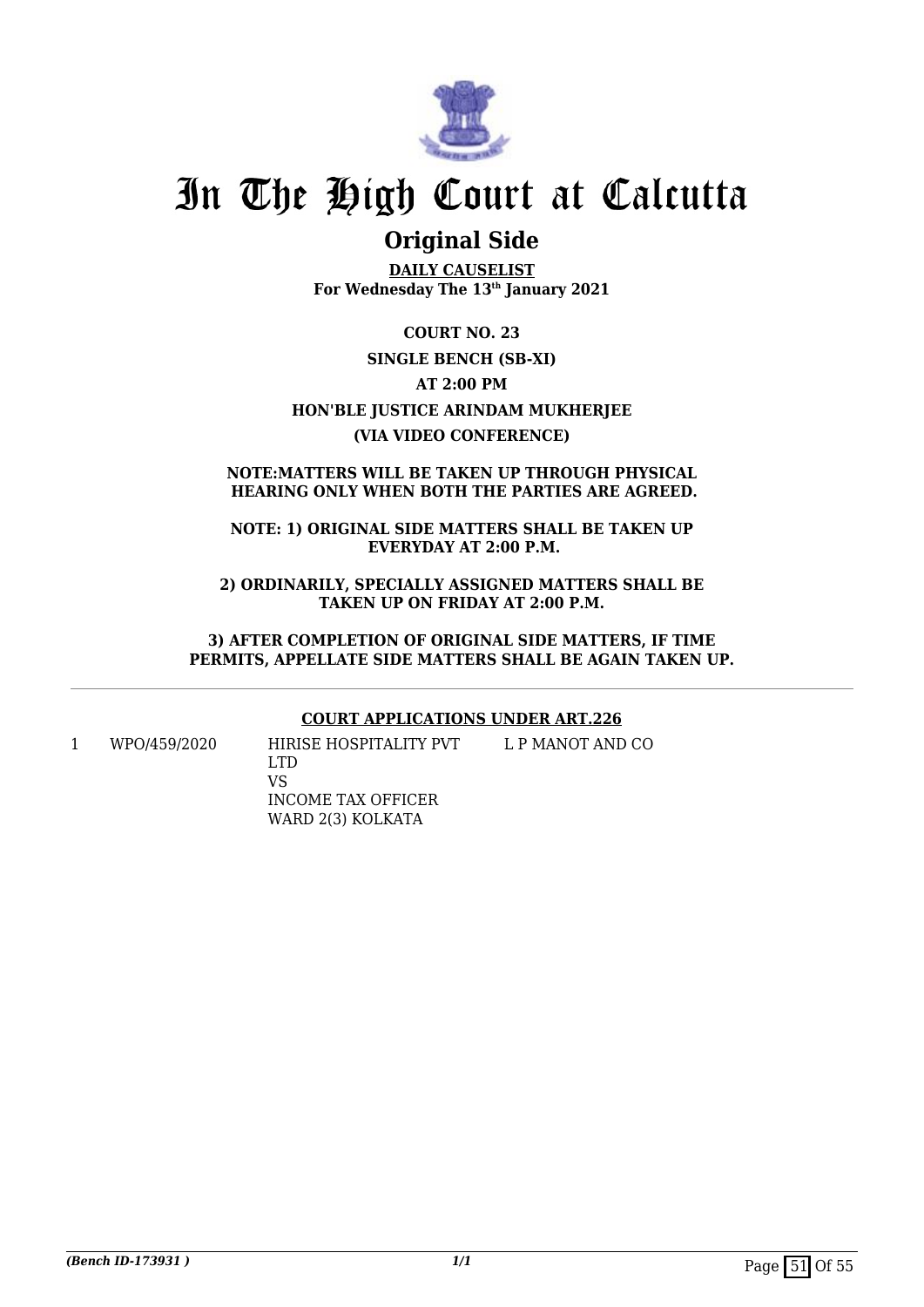# In The High Court at Calcutta

## Original Side

**DAILY CAUSELIST**
**For Wednesday The 13th January 2021**

**COURT NO. 23**

**SINGLE BENCH (SB-XI)**

**AT 2:00 PM**

**HON'BLE JUSTICE ARINDAM MUKHERJEE**

**(VIA VIDEO CONFERENCE)**

**NOTE:MATTERS WILL BE TAKEN UP THROUGH PHYSICAL HEARING ONLY WHEN BOTH THE PARTIES ARE AGREED.**

**NOTE: 1) ORIGINAL SIDE MATTERS SHALL BE TAKEN UP EVERYDAY AT 2:00 P.M.**

**2) ORDINARILY, SPECIALLY ASSIGNED MATTERS SHALL BE TAKEN UP ON FRIDAY AT 2:00 P.M.**

**3) AFTER COMPLETION OF ORIGINAL SIDE MATTERS, IF TIME PERMITS, APPELLATE SIDE MATTERS SHALL BE AGAIN TAKEN UP.**

---

**COURT APPLICATIONS UNDER ART.226**

| | | | |
|---|---|---|---|
| 1 | WPO/459/2020 | HIRISE HOSPITALITY PVT LTD<br>VS<br>INCOME TAX OFFICER WARD 2(3) KOLKATA | L P MANOT AND CO |

*(Bench ID-173931 )* 1/1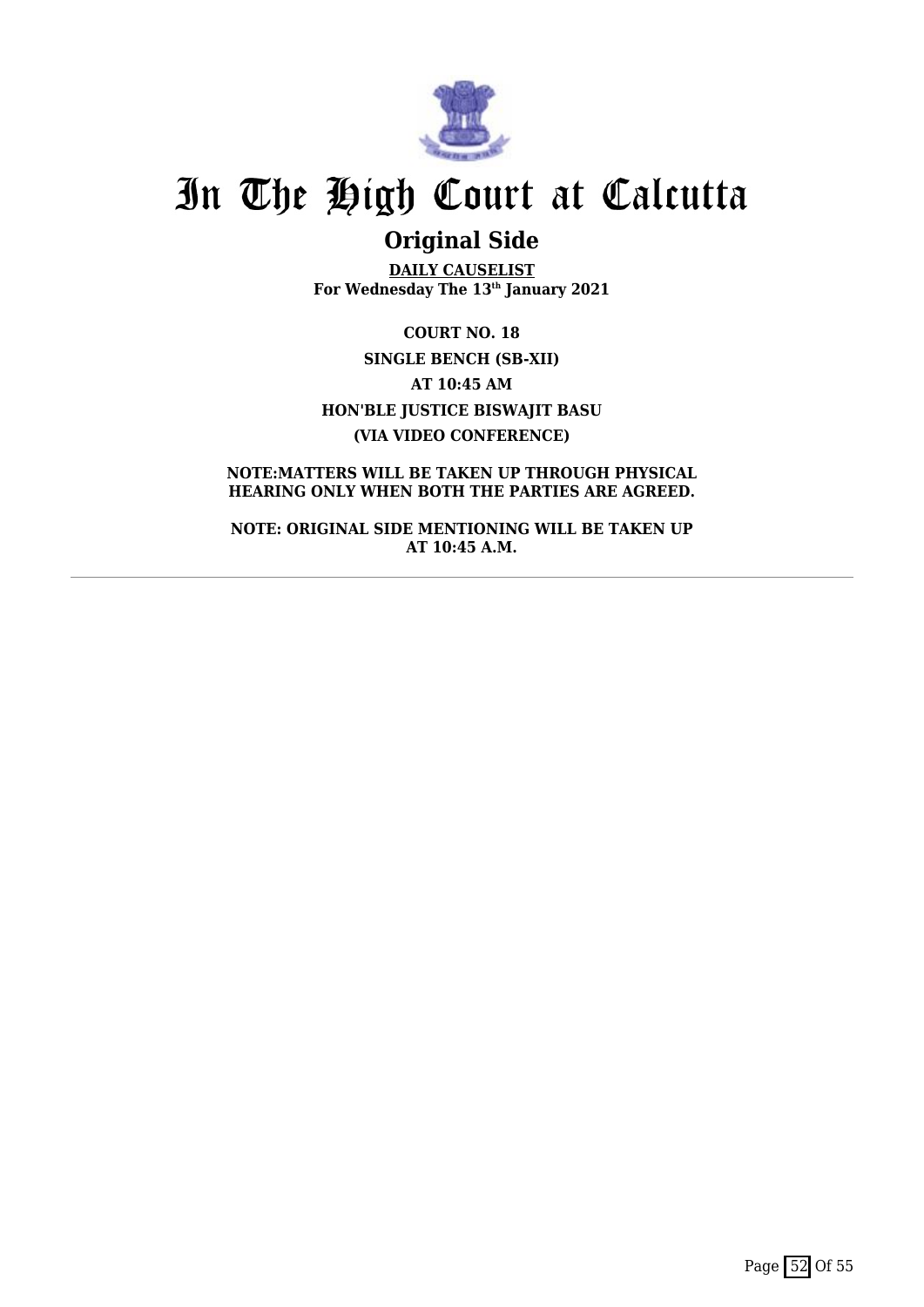# In The High Court at Calcutta

## Original Side

**DAILY CAUSELIST**

**For Wednesday The 13th January 2021**

**COURT NO. 18**

**SINGLE BENCH (SB-XII)**

**AT 10:45 AM**

**HON'BLE JUSTICE BISWAJIT BASU**

**(VIA VIDEO CONFERENCE)**

**NOTE:MATTERS WILL BE TAKEN UP THROUGH PHYSICAL HEARING ONLY WHEN BOTH THE PARTIES ARE AGREED.**

**NOTE: ORIGINAL SIDE MENTIONING WILL BE TAKEN UP AT 10:45 A.M.**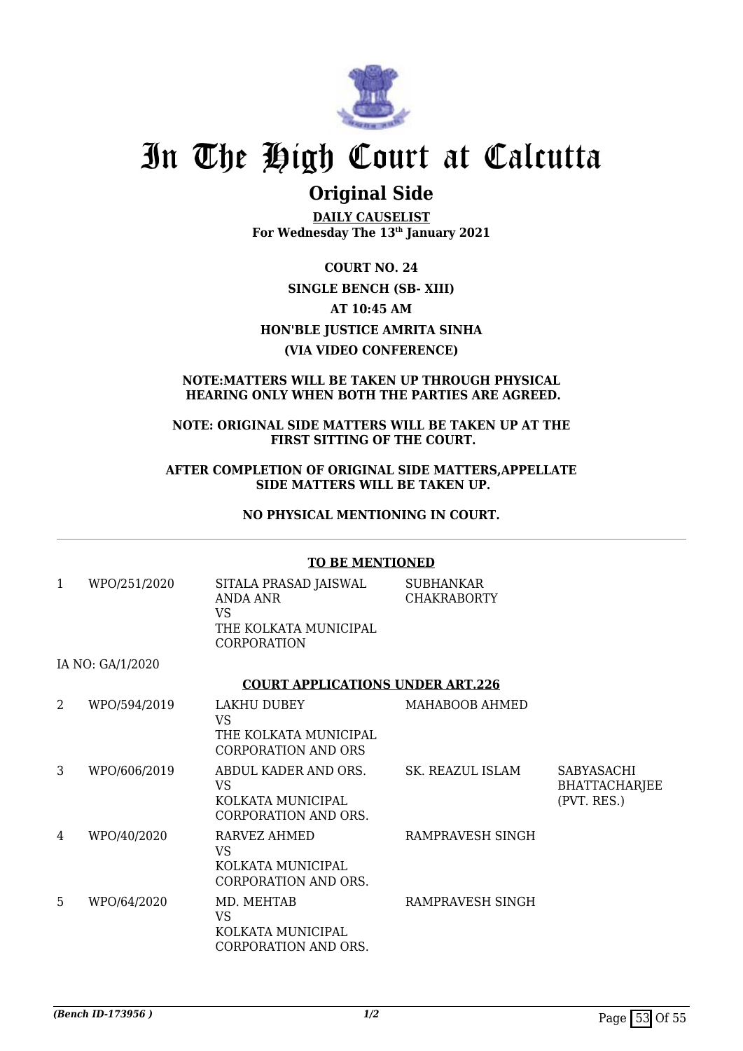# In The High Court at Calcutta

## Original Side

**DAILY CAUSELIST**
**For Wednesday The 13th January 2021**

**COURT NO. 24**

**SINGLE BENCH (SB- XIII)**

**AT 10:45 AM**

**HON'BLE JUSTICE AMRITA SINHA**

**(VIA VIDEO CONFERENCE)**

**NOTE:MATTERS WILL BE TAKEN UP THROUGH PHYSICAL HEARING ONLY WHEN BOTH THE PARTIES ARE AGREED.**

**NOTE: ORIGINAL SIDE MATTERS WILL BE TAKEN UP AT THE FIRST SITTING OF THE COURT.**

**AFTER COMPLETION OF ORIGINAL SIDE MATTERS,APPELLATE SIDE MATTERS WILL BE TAKEN UP.**

**NO PHYSICAL MENTIONING IN COURT.**

**TO BE MENTIONED**

| | | | | |
|---|---|---|---|---|
| 1 | WPO/251/2020 | SITALA PRASAD JAISWAL ANDA ANR VS THE KOLKATA MUNICIPAL CORPORATION | SUBHANKAR CHAKRABORTY | |
| IA NO: GA/1/2020 | | | | |

**COURT APPLICATIONS UNDER ART.226**

| | | | | |
|---|---|---|---|---|
| 2 | WPO/594/2019 | LAKHU DUBEY VS THE KOLKATA MUNICIPAL CORPORATION AND ORS | MAHABOOB AHMED | |
| 3 | WPO/606/2019 | ABDUL KADER AND ORS. VS KOLKATA MUNICIPAL CORPORATION AND ORS. | SK. REAZUL ISLAM | SABYASACHI BHATTACHARJEE (PVT. RES.) |
| 4 | WPO/40/2020 | RARVEZ AHMED VS KOLKATA MUNICIPAL CORPORATION AND ORS. | RAMPRAVESH SINGH | |
| 5 | WPO/64/2020 | MD. MEHTAB VS KOLKATA MUNICIPAL CORPORATION AND ORS. | RAMPRAVESH SINGH | |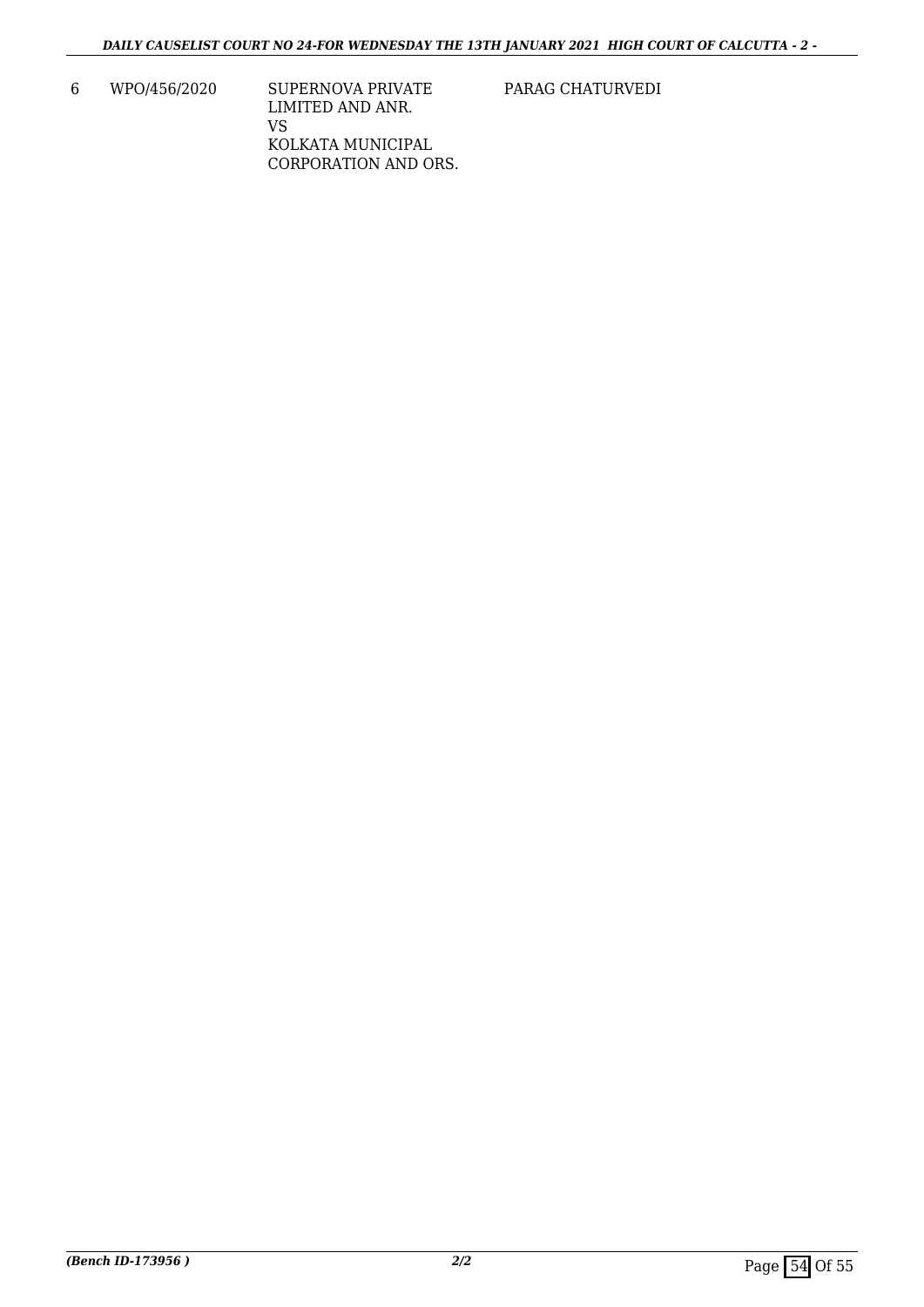| 6 | WPO/456/2020 | SUPERNOVA PRIVATE LIMITED AND ANR.<br>VS<br>KOLKATA MUNICIPAL CORPORATION AND ORS. | PARAG CHATURVEDI |
|---|---|---|---|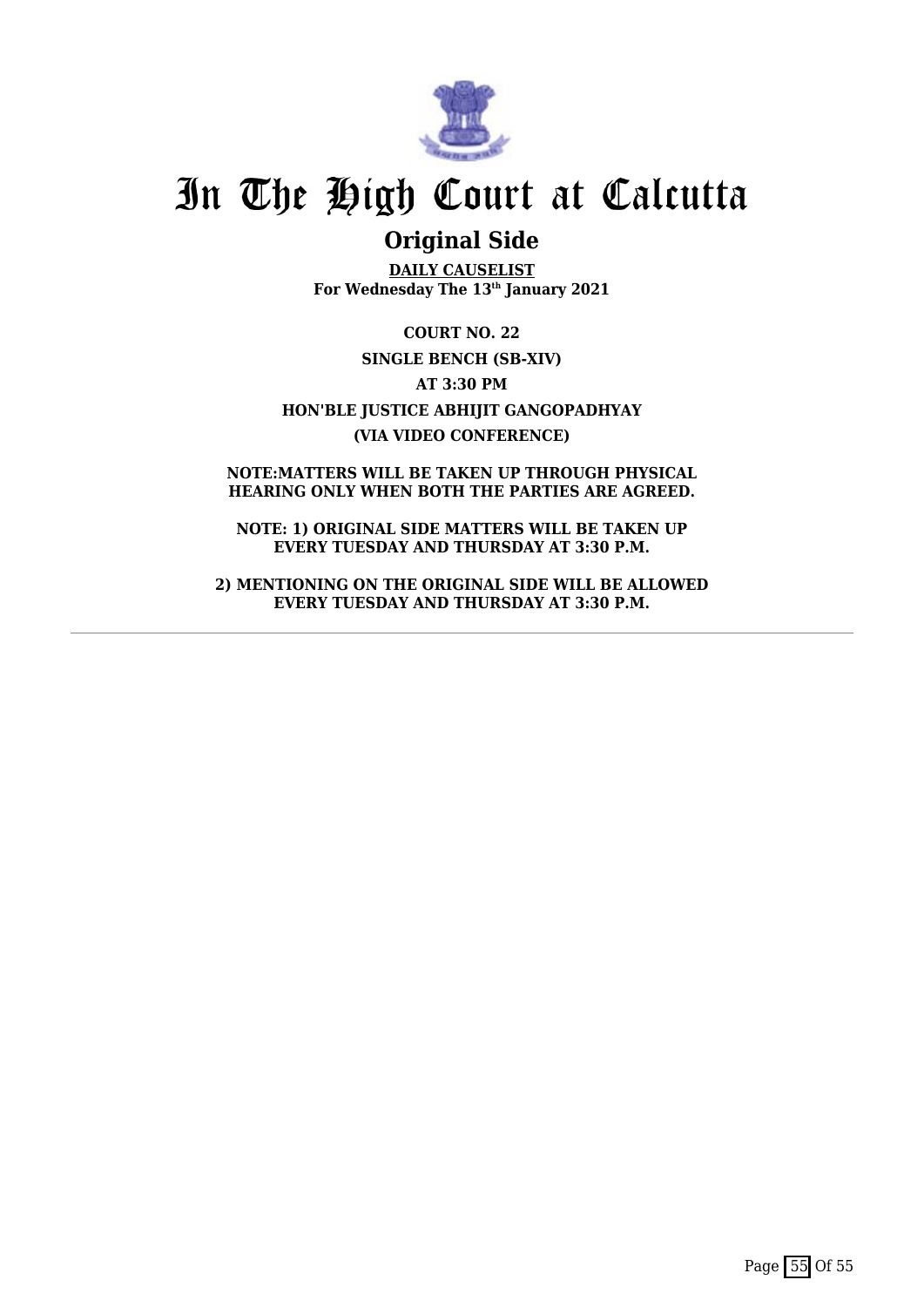# In The High Court at Calcutta

## Original Side

**DAILY CAUSELIST**
**For Wednesday The 13th January 2021**

**COURT NO. 22**

**SINGLE BENCH (SB-XIV)**

**AT 3:30 PM**

**HON'BLE JUSTICE ABHIJIT GANGOPADHYAY**

**(VIA VIDEO CONFERENCE)**

**NOTE:MATTERS WILL BE TAKEN UP THROUGH PHYSICAL HEARING ONLY WHEN BOTH THE PARTIES ARE AGREED.**

**NOTE: 1) ORIGINAL SIDE MATTERS WILL BE TAKEN UP EVERY TUESDAY AND THURSDAY AT 3:30 P.M.**

**2) MENTIONING ON THE ORIGINAL SIDE WILL BE ALLOWED EVERY TUESDAY AND THURSDAY AT 3:30 P.M.**